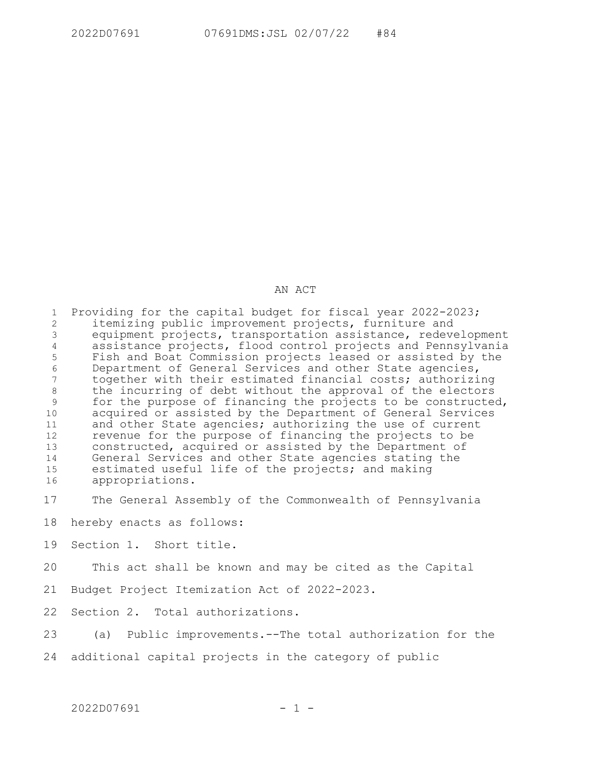# AN ACT

Providing for the capital budget for fiscal year 2022-2023; itemizing public improvement projects, furniture and equipment projects, transportation assistance, redevelopment assistance projects, flood control projects and Pennsylvania Fish and Boat Commission projects leased or assisted by the Department of General Services and other State agencies, together with their estimated financial costs; authorizing the incurring of debt without the approval of the electors for the purpose of financing the projects to be constructed, acquired or assisted by the Department of General Services and other State agencies; authorizing the use of current revenue for the purpose of financing the projects to be constructed, acquired or assisted by the Department of General Services and other State agencies stating the estimated useful life of the projects; and making appropriations.

The General Assembly of the Commonwealth of Pennsylvania hereby enacts as follows:

Section 1. Short title.

This act shall be known and may be cited as the Capital Budget Project Itemization Act of 2022-2023.

Section 2. Total authorizations.

(a) Public improvements.--The total authorization for the additional capital projects in the category of public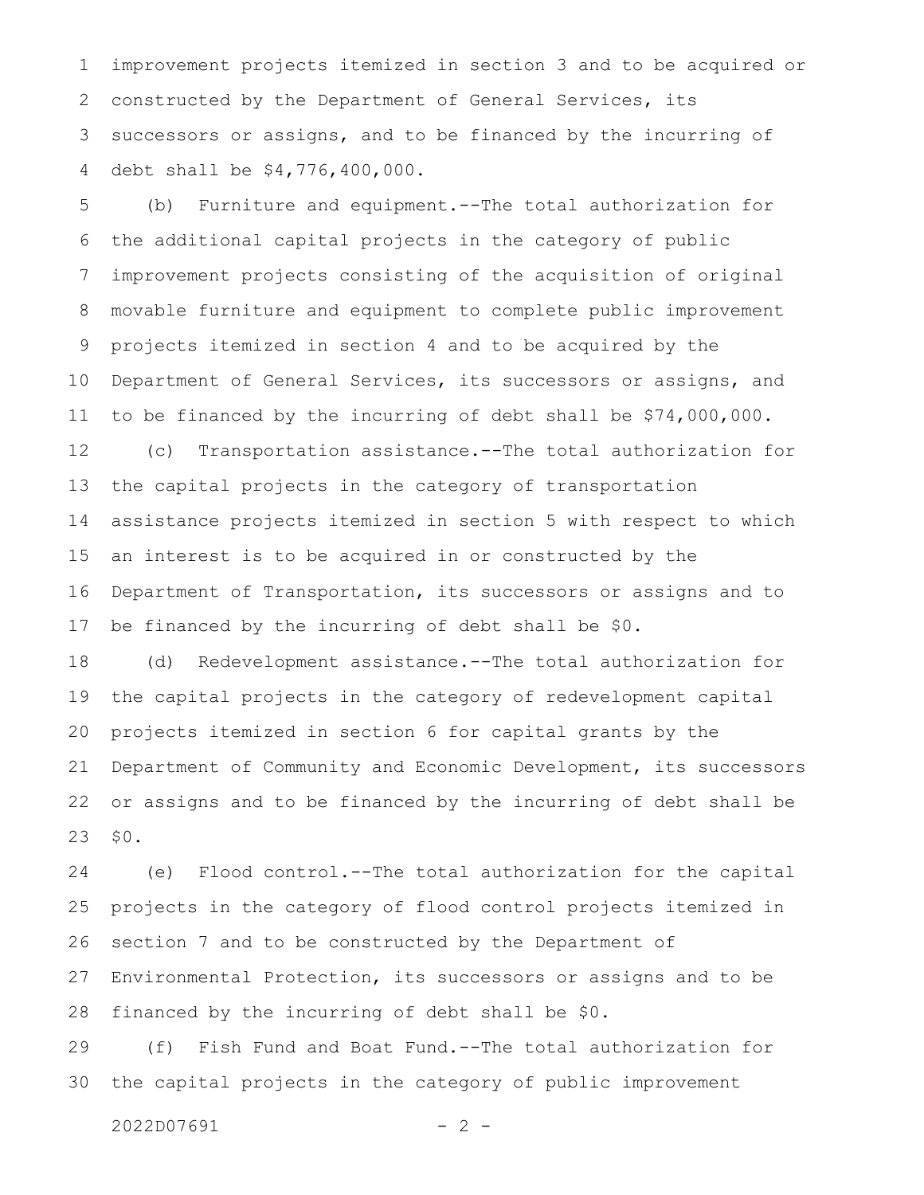improvement projects itemized in section 3 and to be acquired or constructed by the Department of General Services, its successors or assigns, and to be financed by the incurring of debt shall be $4,776,400,000.

(b) Furniture and equipment.--The total authorization for the additional capital projects in the category of public improvement projects consisting of the acquisition of original movable furniture and equipment to complete public improvement projects itemized in section 4 and to be acquired by the Department of General Services, its successors or assigns, and to be financed by the incurring of debt shall be $74,000,000.

(c) Transportation assistance.--The total authorization for the capital projects in the category of transportation assistance projects itemized in section 5 with respect to which an interest is to be acquired in or constructed by the Department of Transportation, its successors or assigns and to be financed by the incurring of debt shall be $0.

(d) Redevelopment assistance.--The total authorization for the capital projects in the category of redevelopment capital projects itemized in section 6 for capital grants by the Department of Community and Economic Development, its successors or assigns and to be financed by the incurring of debt shall be $0.

(e) Flood control.--The total authorization for the capital projects in the category of flood control projects itemized in section 7 and to be constructed by the Department of Environmental Protection, its successors or assigns and to be financed by the incurring of debt shall be $0.

(f) Fish Fund and Boat Fund.--The total authorization for the capital projects in the category of public improvement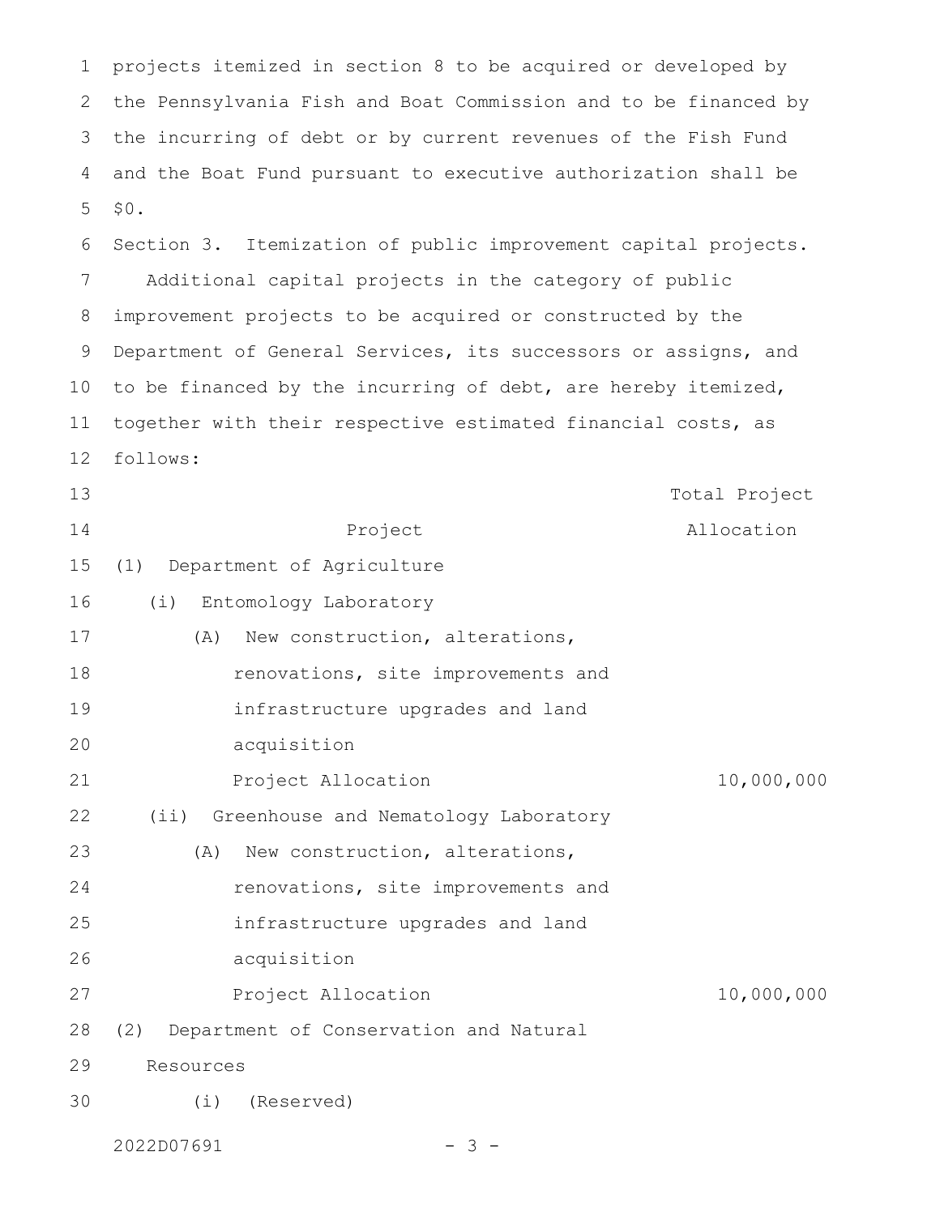projects itemized in section 8 to be acquired or developed by the Pennsylvania Fish and Boat Commission and to be financed by the incurring of debt or by current revenues of the Fish Fund and the Boat Fund pursuant to executive authorization shall be $0.

Section 3. Itemization of public improvement capital projects.

Additional capital projects in the category of public improvement projects to be acquired or constructed by the Department of General Services, its successors or assigns, and to be financed by the incurring of debt, are hereby itemized, together with their respective estimated financial costs, as follows:

| Project | Total Project Allocation |
|---|---|
| (1) Department of Agriculture | |
| (i) Entomology Laboratory | |
| (A) New construction, alterations, renovations, site improvements and infrastructure upgrades and land acquisition | |
| Project Allocation | 10,000,000 |
| (ii) Greenhouse and Nematology Laboratory | |
| (A) New construction, alterations, renovations, site improvements and infrastructure upgrades and land acquisition | |
| Project Allocation | 10,000,000 |
| (2) Department of Conservation and Natural Resources | |
| (i) (Reserved) | |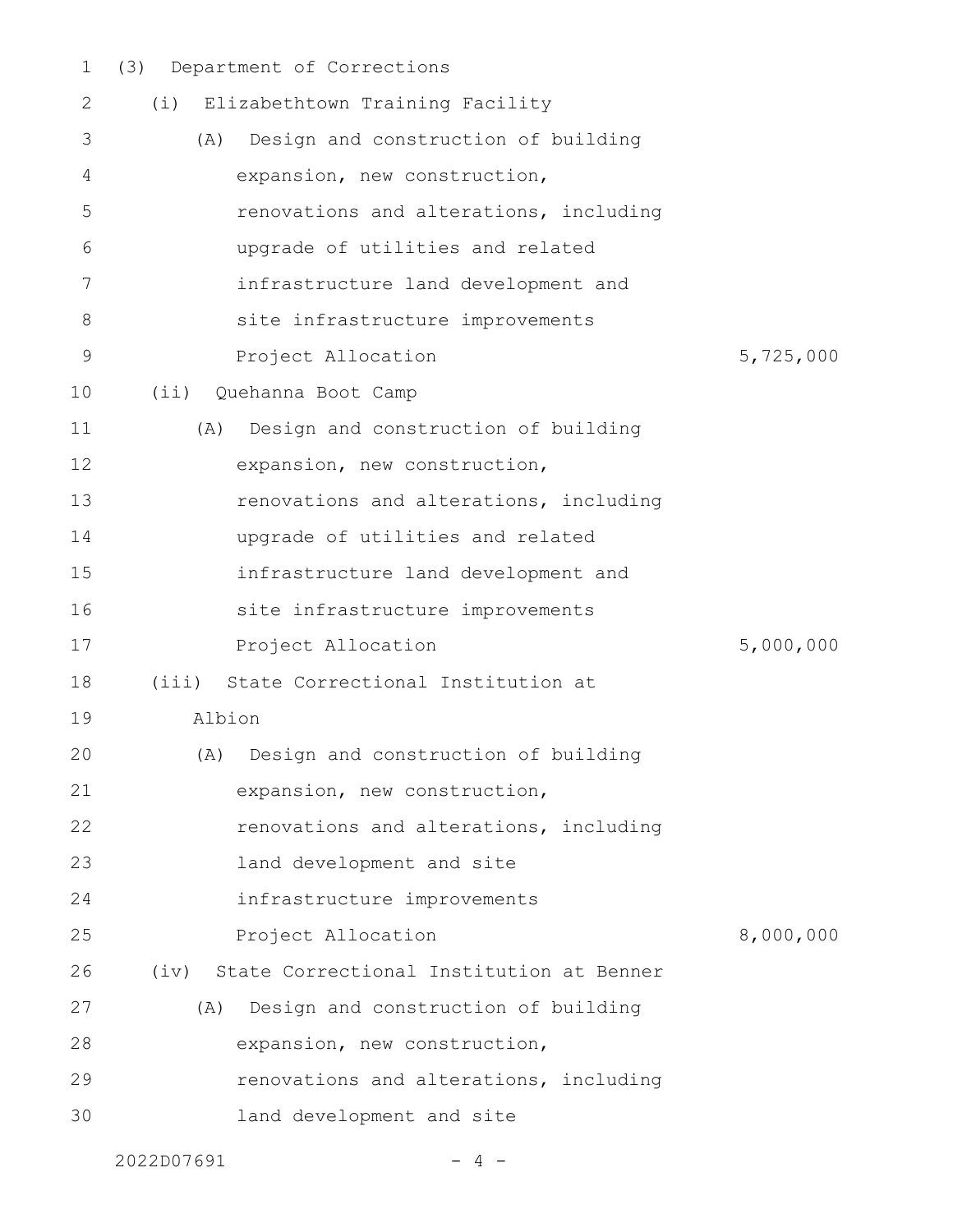(3) Department of Corrections

(i) Elizabethtown Training Facility

(A) Design and construction of building expansion, new construction, renovations and alterations, including upgrade of utilities and related infrastructure land development and site infrastructure improvements

Project Allocation 5,725,000

(ii) Quehanna Boot Camp

(A) Design and construction of building expansion, new construction, renovations and alterations, including upgrade of utilities and related infrastructure land development and site infrastructure improvements

Project Allocation 5,000,000

(iii) State Correctional Institution at Albion

(A) Design and construction of building expansion, new construction, renovations and alterations, including land development and site infrastructure improvements

Project Allocation 8,000,000

(iv) State Correctional Institution at Benner

(A) Design and construction of building expansion, new construction, renovations and alterations, including land development and site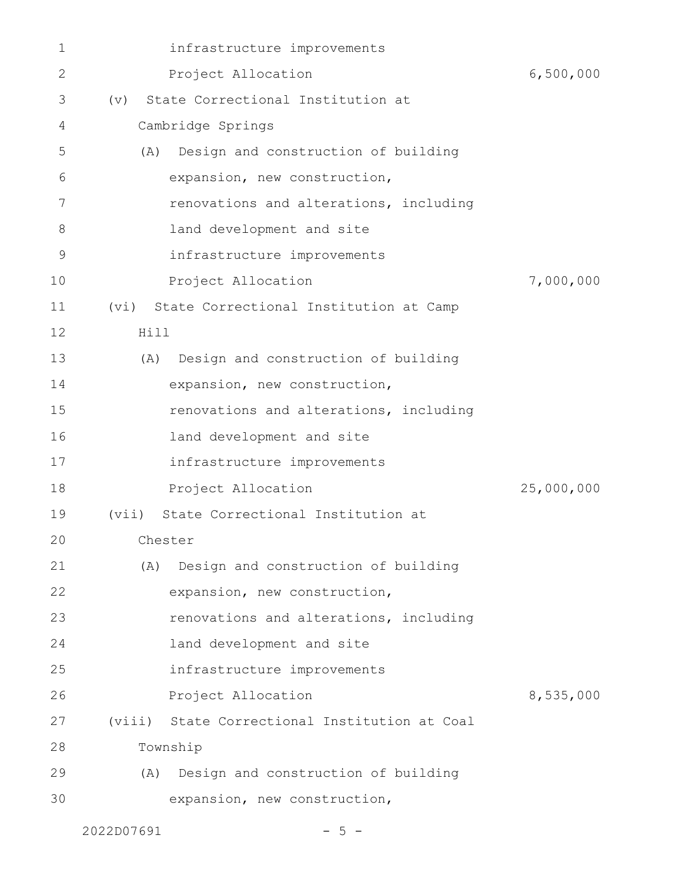infrastructure improvements
Project Allocation 6,500,000

(v) State Correctional Institution at Cambridge Springs

(A) Design and construction of building expansion, new construction, renovations and alterations, including land development and site infrastructure improvements
Project Allocation 7,000,000

(vi) State Correctional Institution at Camp Hill

(A) Design and construction of building expansion, new construction, renovations and alterations, including land development and site infrastructure improvements
Project Allocation 25,000,000

(vii) State Correctional Institution at Chester

(A) Design and construction of building expansion, new construction, renovations and alterations, including land development and site infrastructure improvements
Project Allocation 8,535,000

(viii) State Correctional Institution at Coal Township

(A) Design and construction of building expansion, new construction,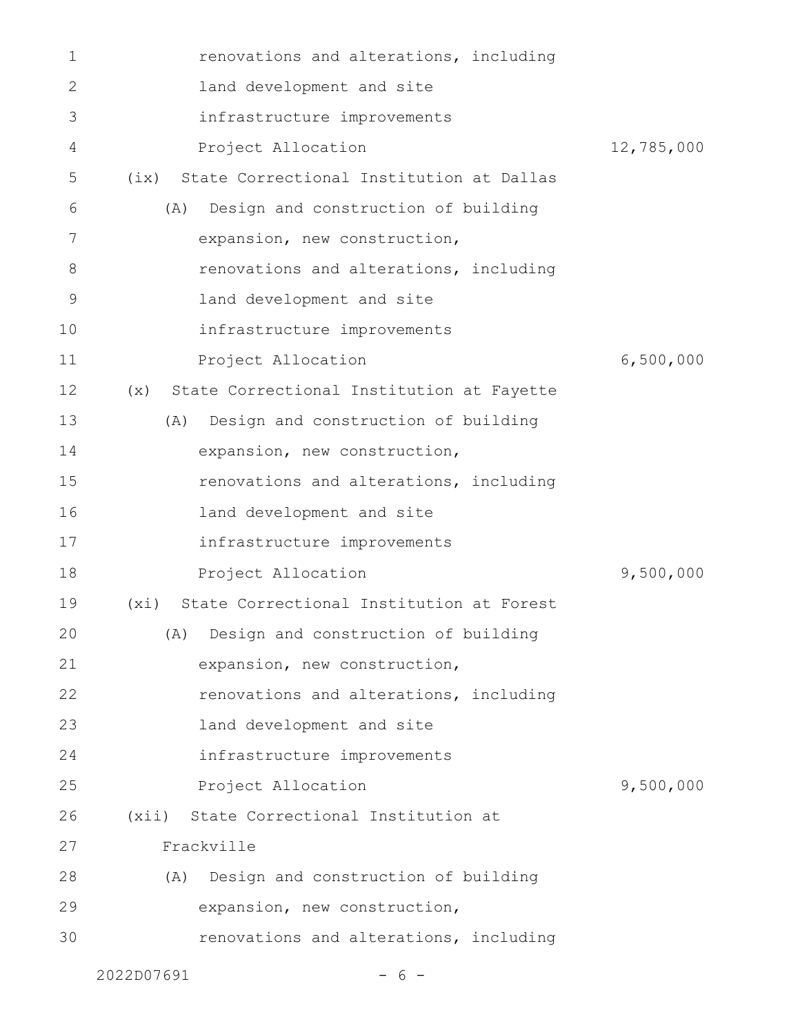renovations and alterations, including
land development and site
infrastructure improvements
Project Allocation 12,785,000

(ix) State Correctional Institution at Dallas

(A) Design and construction of building
expansion, new construction,
renovations and alterations, including
land development and site
infrastructure improvements
Project Allocation 6,500,000

(x) State Correctional Institution at Fayette

(A) Design and construction of building
expansion, new construction,
renovations and alterations, including
land development and site
infrastructure improvements
Project Allocation 9,500,000

(xi) State Correctional Institution at Forest

(A) Design and construction of building
expansion, new construction,
renovations and alterations, including
land development and site
infrastructure improvements
Project Allocation 9,500,000

(xii) State Correctional Institution at
Frackville

(A) Design and construction of building
expansion, new construction,
renovations and alterations, including

2022D07691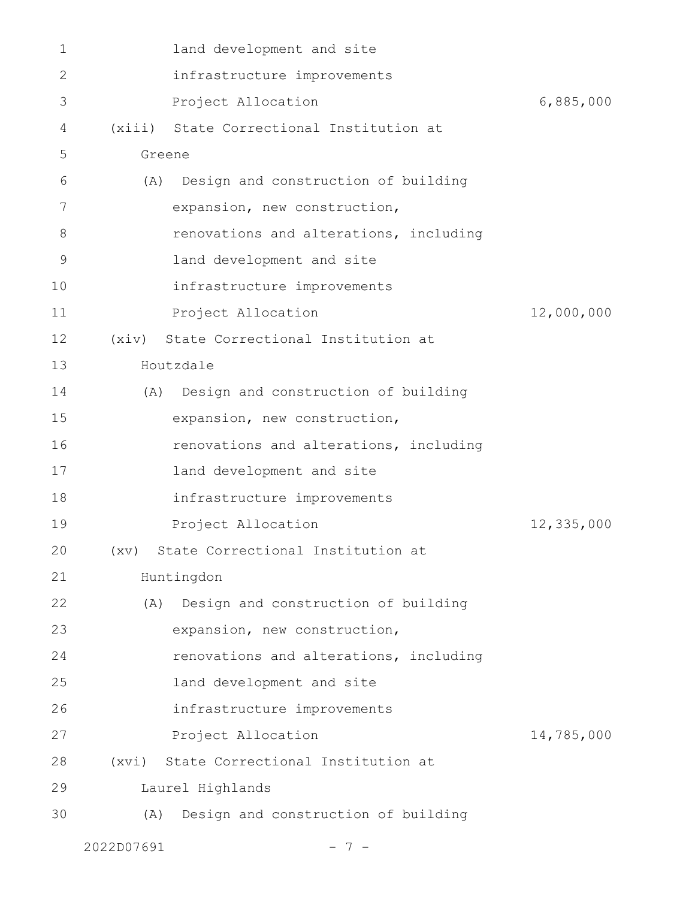land development and site infrastructure improvements

Project Allocation 6,885,000

(xiii) State Correctional Institution at Greene

(A) Design and construction of building expansion, new construction, renovations and alterations, including land development and site infrastructure improvements

Project Allocation 12,000,000

(xiv) State Correctional Institution at Houtzdale

(A) Design and construction of building expansion, new construction, renovations and alterations, including land development and site infrastructure improvements

Project Allocation 12,335,000

(xv) State Correctional Institution at Huntingdon

(A) Design and construction of building expansion, new construction, renovations and alterations, including land development and site infrastructure improvements

Project Allocation 14,785,000

(xvi) State Correctional Institution at Laurel Highlands

(A) Design and construction of building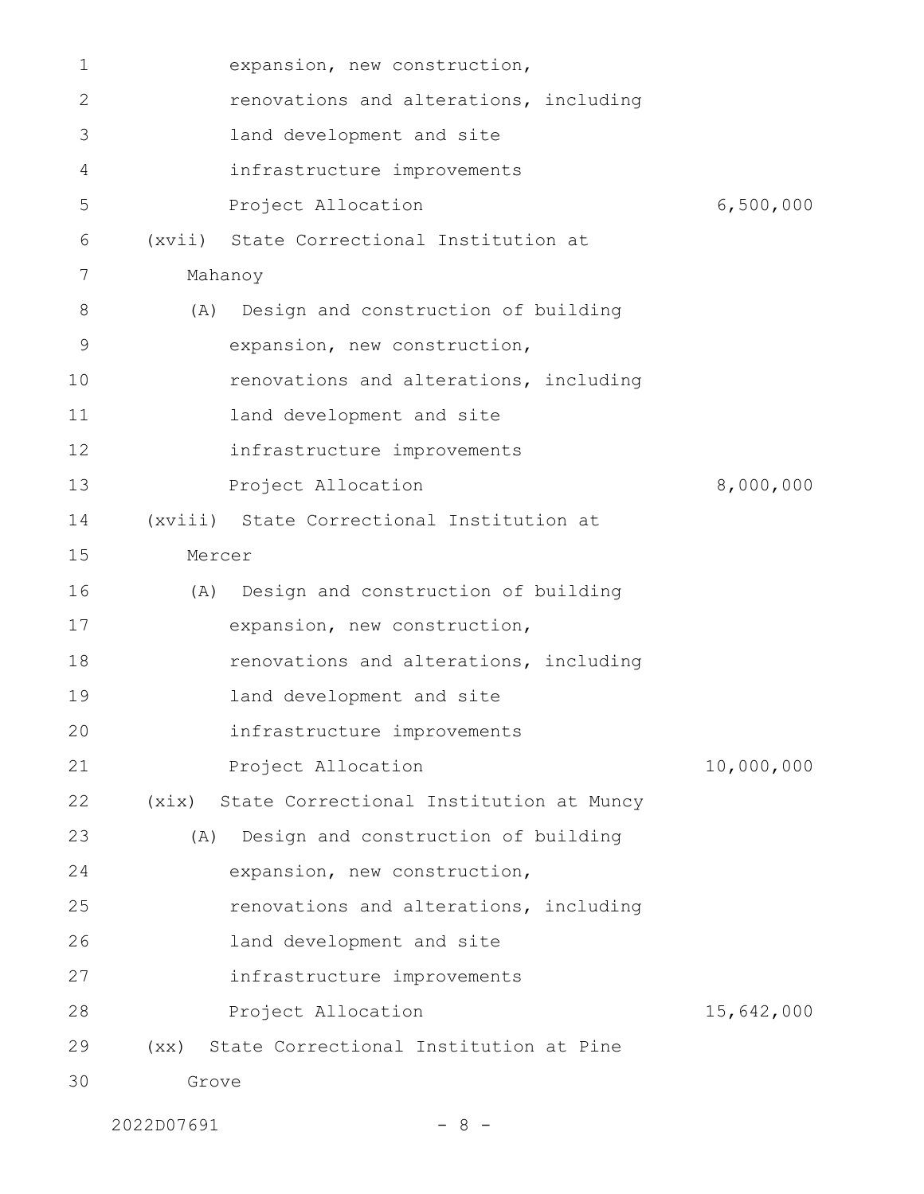expansion, new construction, renovations and alterations, including land development and site infrastructure improvements

Project Allocation 6,500,000

(xvii) State Correctional Institution at Mahanoy

(A) Design and construction of building expansion, new construction, renovations and alterations, including land development and site infrastructure improvements

Project Allocation 8,000,000

(xviii) State Correctional Institution at Mercer

(A) Design and construction of building expansion, new construction, renovations and alterations, including land development and site infrastructure improvements

Project Allocation 10,000,000

(xix) State Correctional Institution at Muncy

(A) Design and construction of building expansion, new construction, renovations and alterations, including land development and site infrastructure improvements

Project Allocation 15,642,000

(xx) State Correctional Institution at Pine Grove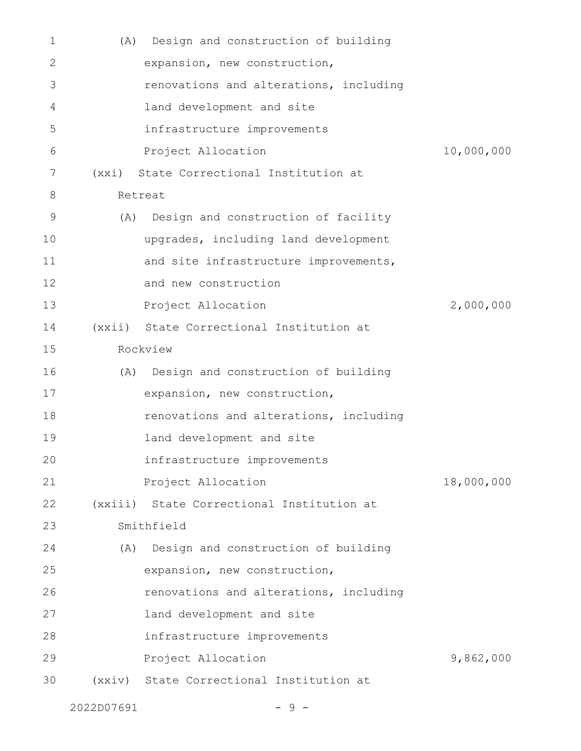(A) Design and construction of building expansion, new construction, renovations and alterations, including land development and site infrastructure improvements

Project Allocation 10,000,000

(xxi) State Correctional Institution at Retreat

(A) Design and construction of facility upgrades, including land development and site infrastructure improvements, and new construction

Project Allocation 2,000,000

(xxii) State Correctional Institution at Rockview

(A) Design and construction of building expansion, new construction, renovations and alterations, including land development and site infrastructure improvements

Project Allocation 18,000,000

(xxiii) State Correctional Institution at Smithfield

(A) Design and construction of building expansion, new construction, renovations and alterations, including land development and site infrastructure improvements

Project Allocation 9,862,000

(xxiv) State Correctional Institution at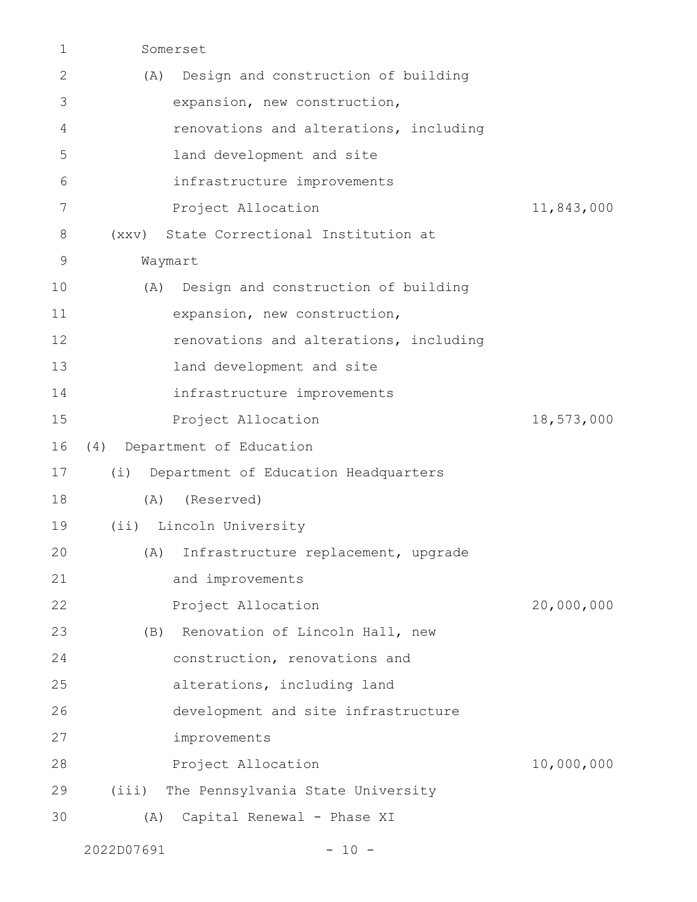Somerset

(A) Design and construction of building expansion, new construction, renovations and alterations, including land development and site infrastructure improvements

Project Allocation 11,843,000

(xxv) State Correctional Institution at Waymart

(A) Design and construction of building expansion, new construction, renovations and alterations, including land development and site infrastructure improvements

Project Allocation 18,573,000

(4) Department of Education

(i) Department of Education Headquarters

(A) (Reserved)

(ii) Lincoln University

(A) Infrastructure replacement, upgrade and improvements

Project Allocation 20,000,000

(B) Renovation of Lincoln Hall, new construction, renovations and alterations, including land development and site infrastructure improvements

Project Allocation 10,000,000

(iii) The Pennsylvania State University

(A) Capital Renewal - Phase XI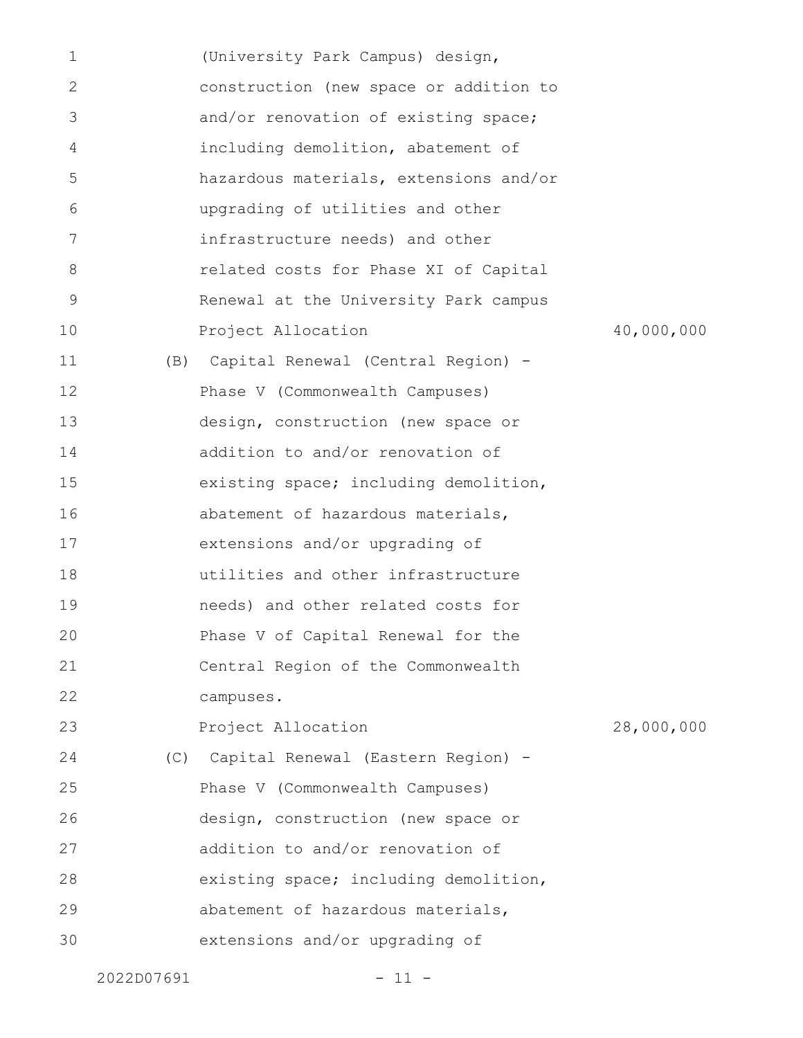(University Park Campus) design, construction (new space or addition to and/or renovation of existing space; including demolition, abatement of hazardous materials, extensions and/or upgrading of utilities and other infrastructure needs) and other related costs for Phase XI of Capital Renewal at the University Park campus

Project Allocation 40,000,000

(B) Capital Renewal (Central Region) - Phase V (Commonwealth Campuses) design, construction (new space or addition to and/or renovation of existing space; including demolition, abatement of hazardous materials, extensions and/or upgrading of utilities and other infrastructure needs) and other related costs for Phase V of Capital Renewal for the Central Region of the Commonwealth campuses.

Project Allocation 28,000,000

(C) Capital Renewal (Eastern Region) - Phase V (Commonwealth Campuses) design, construction (new space or addition to and/or renovation of existing space; including demolition, abatement of hazardous materials, extensions and/or upgrading of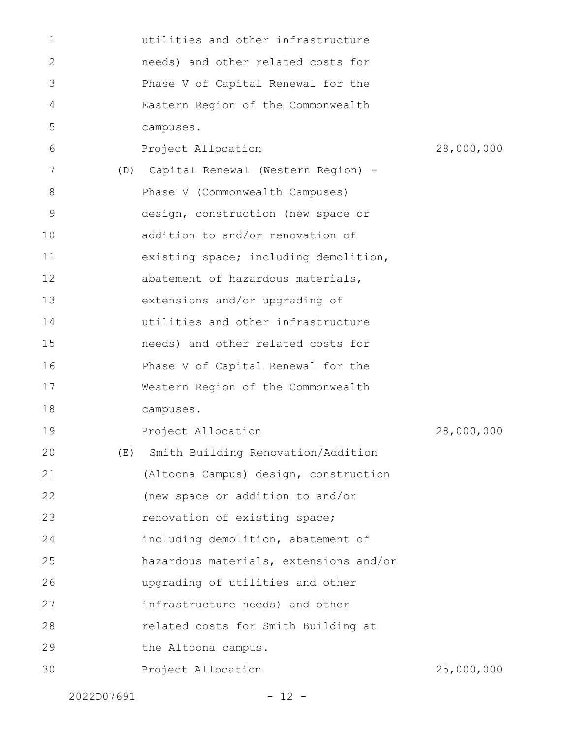utilities and other infrastructure needs) and other related costs for Phase V of Capital Renewal for the Eastern Region of the Commonwealth campuses.

Project Allocation 28,000,000

(D) Capital Renewal (Western Region) - Phase V (Commonwealth Campuses) design, construction (new space or addition to and/or renovation of existing space; including demolition, abatement of hazardous materials, extensions and/or upgrading of utilities and other infrastructure needs) and other related costs for Phase V of Capital Renewal for the Western Region of the Commonwealth campuses.

Project Allocation 28,000,000

(E) Smith Building Renovation/Addition (Altoona Campus) design, construction (new space or addition to and/or renovation of existing space; including demolition, abatement of hazardous materials, extensions and/or upgrading of utilities and other infrastructure needs) and other related costs for Smith Building at the Altoona campus.

Project Allocation 25,000,000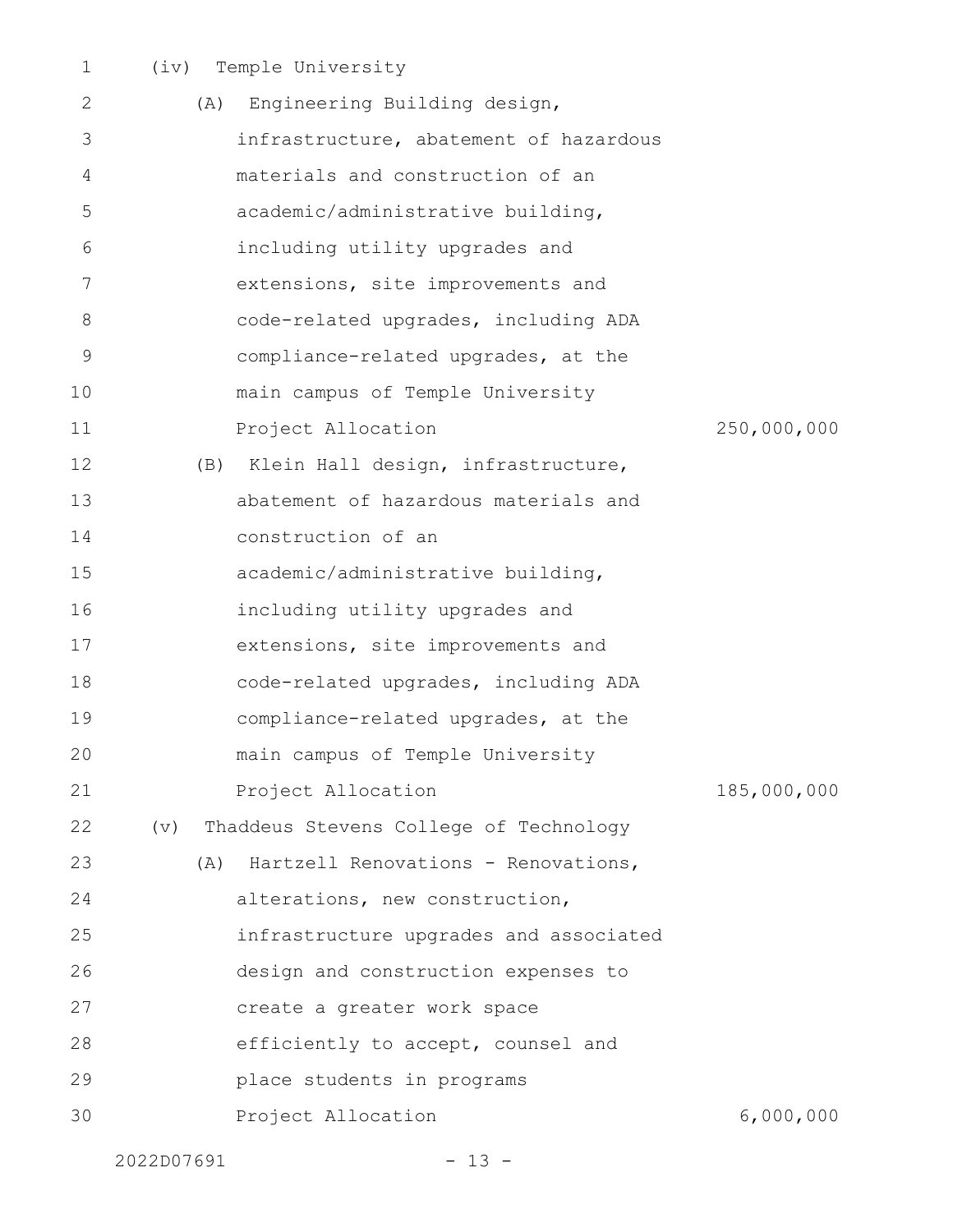(iv) Temple University

(A) Engineering Building design, infrastructure, abatement of hazardous materials and construction of an academic/administrative building, including utility upgrades and extensions, site improvements and code-related upgrades, including ADA compliance-related upgrades, at the main campus of Temple University

Project Allocation 250,000,000

(B) Klein Hall design, infrastructure, abatement of hazardous materials and construction of an academic/administrative building, including utility upgrades and extensions, site improvements and code-related upgrades, including ADA compliance-related upgrades, at the main campus of Temple University

Project Allocation 185,000,000

(v) Thaddeus Stevens College of Technology

(A) Hartzell Renovations - Renovations, alterations, new construction, infrastructure upgrades and associated design and construction expenses to create a greater work space efficiently to accept, counsel and place students in programs

Project Allocation 6,000,000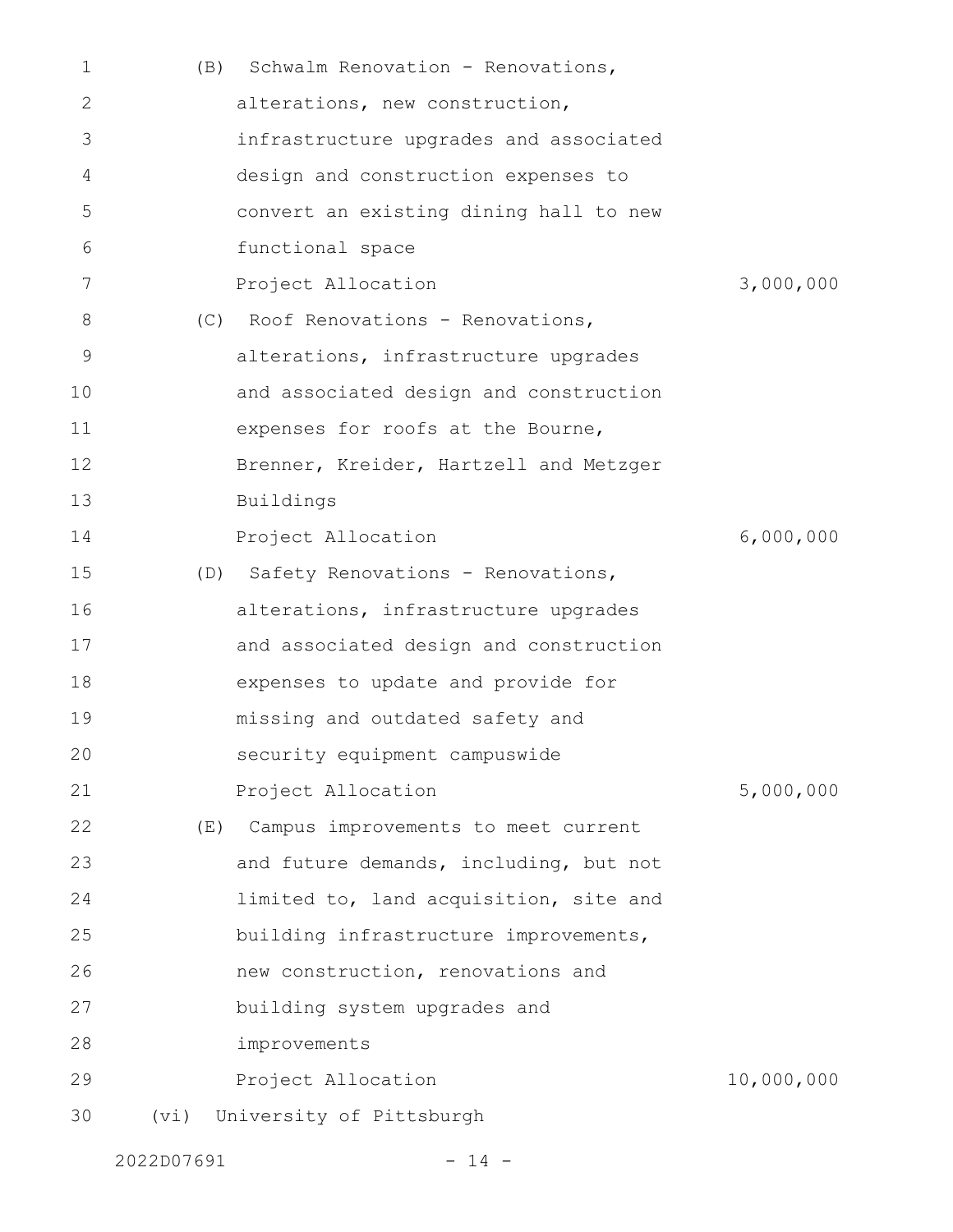(B) Schwalm Renovation - Renovations, alterations, new construction, infrastructure upgrades and associated design and construction expenses to convert an existing dining hall to new functional space

Project Allocation 3,000,000

(C) Roof Renovations - Renovations, alterations, infrastructure upgrades and associated design and construction expenses for roofs at the Bourne, Brenner, Kreider, Hartzell and Metzger Buildings

Project Allocation 6,000,000

(D) Safety Renovations - Renovations, alterations, infrastructure upgrades and associated design and construction expenses to update and provide for missing and outdated safety and security equipment campuswide

Project Allocation 5,000,000

(E) Campus improvements to meet current and future demands, including, but not limited to, land acquisition, site and building infrastructure improvements, new construction, renovations and building system upgrades and improvements

Project Allocation 10,000,000

(vi) University of Pittsburgh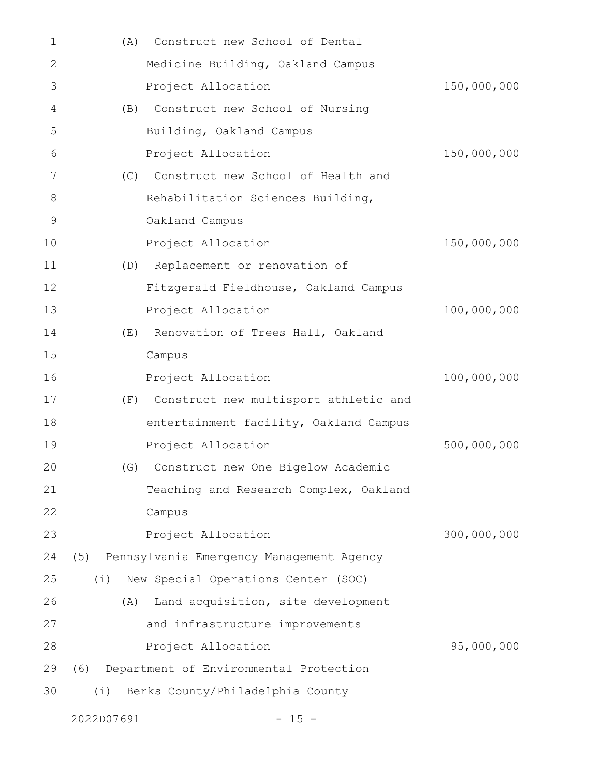(A) Construct new School of Dental Medicine Building, Oakland Campus
Project Allocation 150,000,000

(B) Construct new School of Nursing Building, Oakland Campus
Project Allocation 150,000,000

(C) Construct new School of Health and Rehabilitation Sciences Building, Oakland Campus
Project Allocation 150,000,000

(D) Replacement or renovation of Fitzgerald Fieldhouse, Oakland Campus
Project Allocation 100,000,000

(E) Renovation of Trees Hall, Oakland Campus
Project Allocation 100,000,000

(F) Construct new multisport athletic and entertainment facility, Oakland Campus
Project Allocation 500,000,000

(G) Construct new One Bigelow Academic Teaching and Research Complex, Oakland Campus
Project Allocation 300,000,000

(5) Pennsylvania Emergency Management Agency

(i) New Special Operations Center (SOC)

(A) Land acquisition, site development and infrastructure improvements
Project Allocation 95,000,000

(6) Department of Environmental Protection

(i) Berks County/Philadelphia County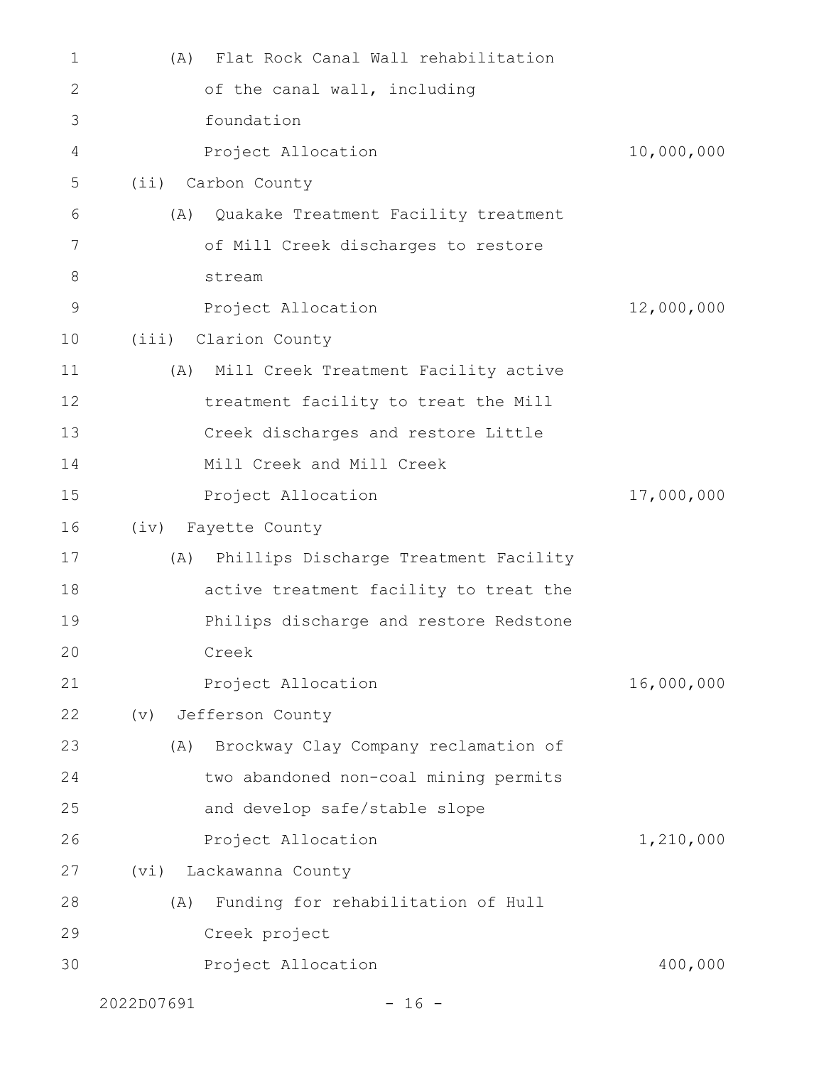(A) Flat Rock Canal Wall rehabilitation of the canal wall, including foundation

Project Allocation 10,000,000

(ii) Carbon County

(A) Quakake Treatment Facility treatment of Mill Creek discharges to restore stream

Project Allocation 12,000,000

(iii) Clarion County

(A) Mill Creek Treatment Facility active treatment facility to treat the Mill Creek discharges and restore Little Mill Creek and Mill Creek

Project Allocation 17,000,000

(iv) Fayette County

(A) Phillips Discharge Treatment Facility active treatment facility to treat the Philips discharge and restore Redstone Creek

Project Allocation 16,000,000

(v) Jefferson County

(A) Brockway Clay Company reclamation of two abandoned non-coal mining permits and develop safe/stable slope

Project Allocation 1,210,000

(vi) Lackawanna County

(A) Funding for rehabilitation of Hull Creek project

Project Allocation 400,000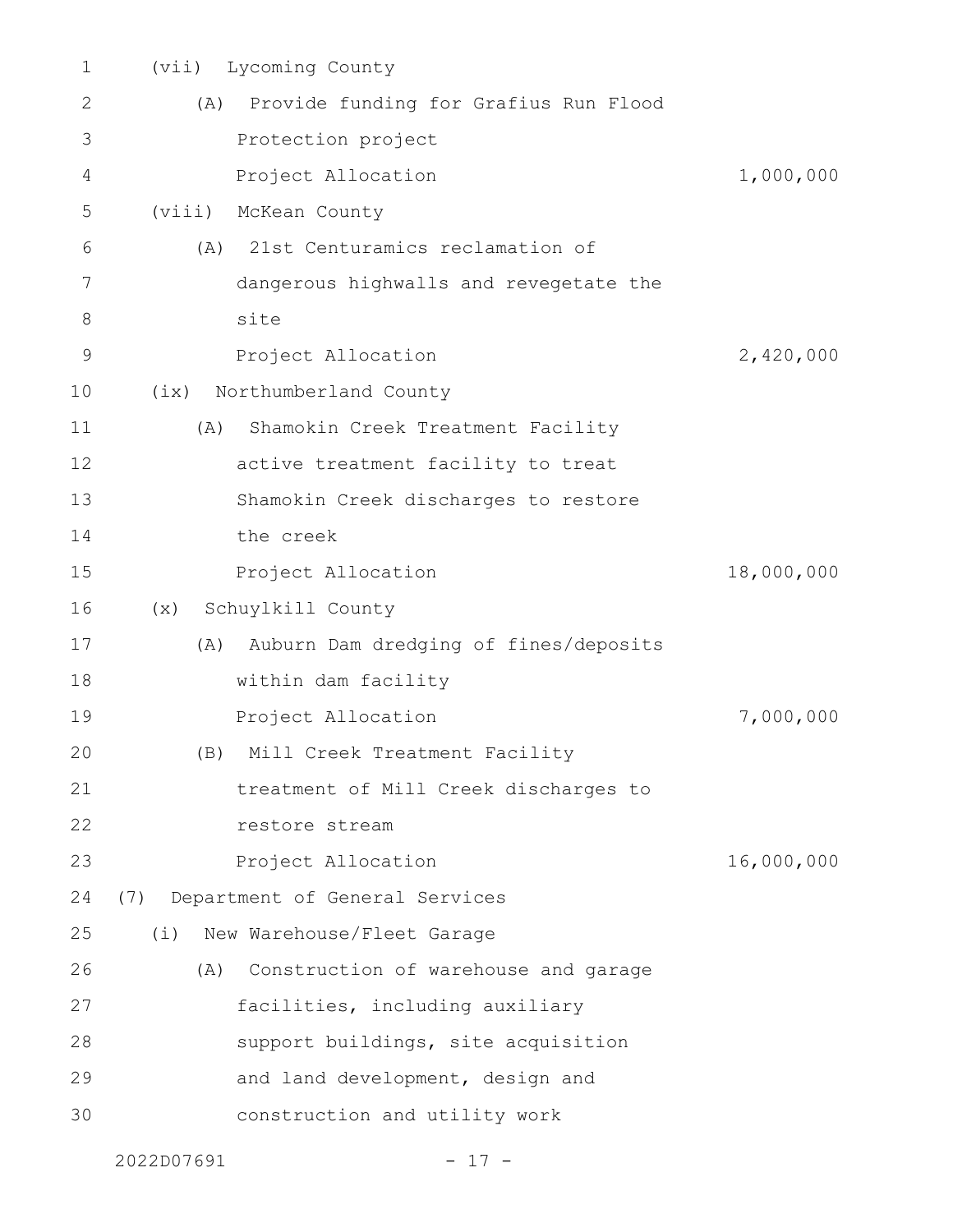(vii) Lycoming County

(A) Provide funding for Grafius Run Flood Protection project

Project Allocation 1,000,000

(viii) McKean County

(A) 21st Centuramics reclamation of dangerous highwalls and revegetate the site

Project Allocation 2,420,000

(ix) Northumberland County

(A) Shamokin Creek Treatment Facility active treatment facility to treat Shamokin Creek discharges to restore the creek

Project Allocation 18,000,000

(x) Schuylkill County

(A) Auburn Dam dredging of fines/deposits within dam facility

Project Allocation 7,000,000

(B) Mill Creek Treatment Facility treatment of Mill Creek discharges to restore stream

Project Allocation 16,000,000

(7) Department of General Services

(i) New Warehouse/Fleet Garage

(A) Construction of warehouse and garage facilities, including auxiliary support buildings, site acquisition and land development, design and construction and utility work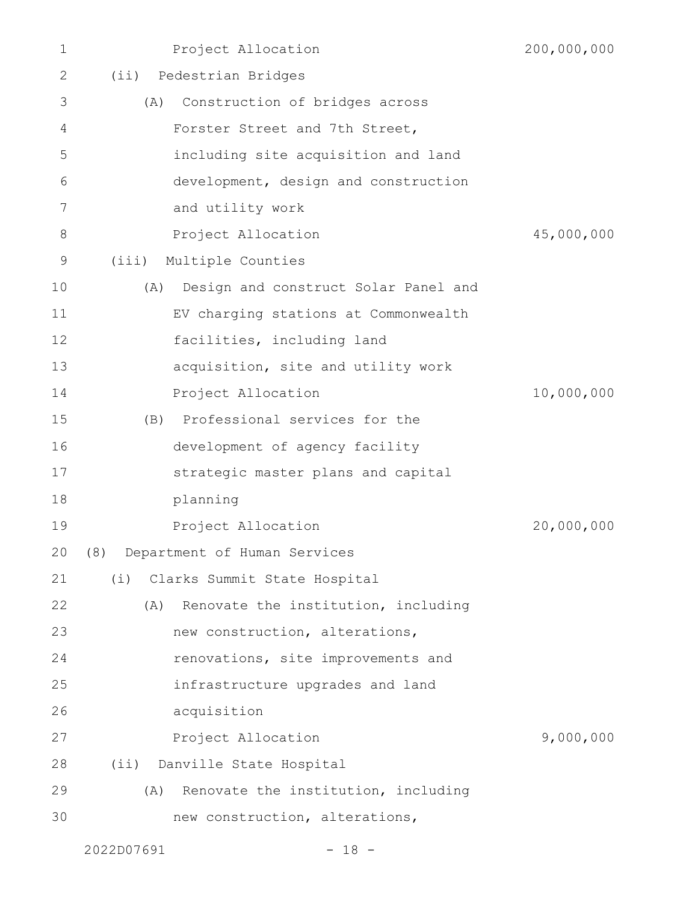Project Allocation 200,000,000

(ii) Pedestrian Bridges

(A) Construction of bridges across Forster Street and 7th Street, including site acquisition and land development, design and construction and utility work

Project Allocation 45,000,000

(iii) Multiple Counties

(A) Design and construct Solar Panel and EV charging stations at Commonwealth facilities, including land acquisition, site and utility work

Project Allocation 10,000,000

(B) Professional services for the development of agency facility strategic master plans and capital planning

Project Allocation 20,000,000

(8) Department of Human Services

(i) Clarks Summit State Hospital

(A) Renovate the institution, including new construction, alterations, renovations, site improvements and infrastructure upgrades and land acquisition

Project Allocation 9,000,000

(ii) Danville State Hospital

(A) Renovate the institution, including new construction, alterations,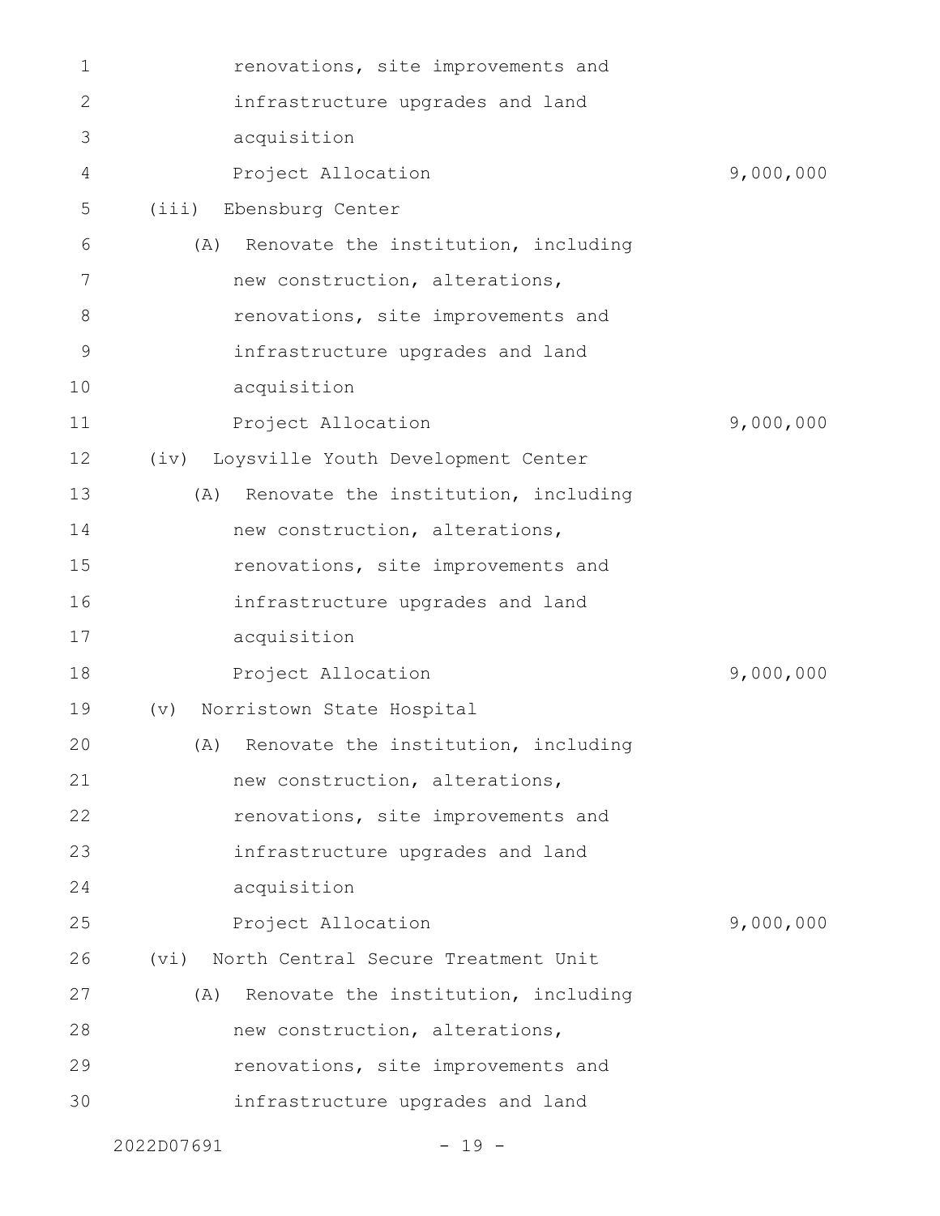renovations, site improvements and infrastructure upgrades and land acquisition

Project Allocation 9,000,000

(iii) Ebensburg Center

(A) Renovate the institution, including new construction, alterations, renovations, site improvements and infrastructure upgrades and land acquisition

Project Allocation 9,000,000

(iv) Loysville Youth Development Center

(A) Renovate the institution, including new construction, alterations, renovations, site improvements and infrastructure upgrades and land acquisition

Project Allocation 9,000,000

(v) Norristown State Hospital

(A) Renovate the institution, including new construction, alterations, renovations, site improvements and infrastructure upgrades and land acquisition

Project Allocation 9,000,000

(vi) North Central Secure Treatment Unit

(A) Renovate the institution, including new construction, alterations, renovations, site improvements and infrastructure upgrades and land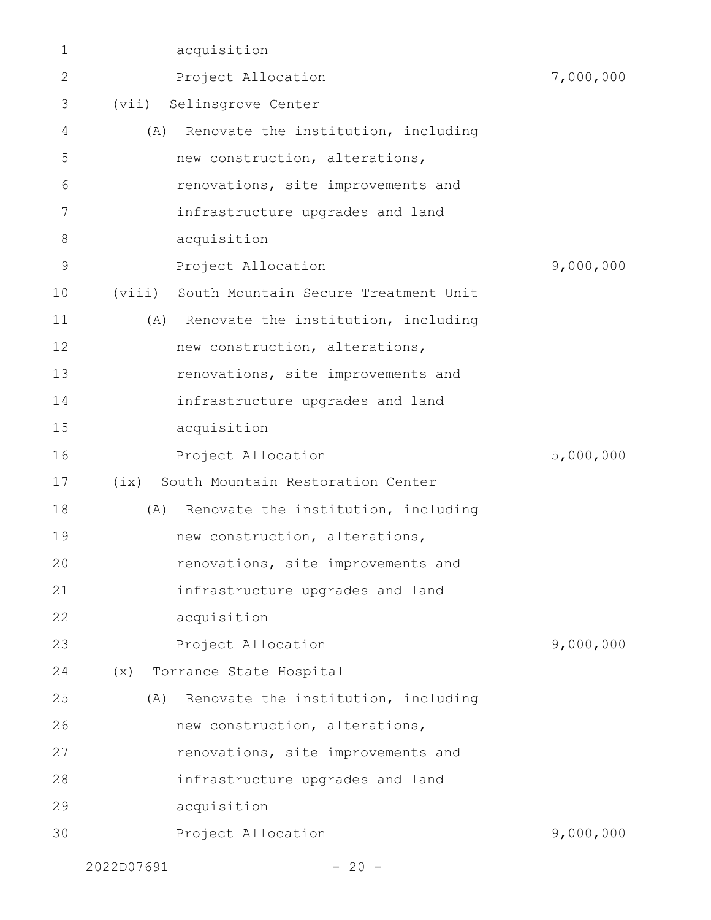acquisition

Project Allocation 7,000,000

(vii) Selinsgrove Center

(A) Renovate the institution, including new construction, alterations, renovations, site improvements and infrastructure upgrades and land acquisition

Project Allocation 9,000,000

(viii) South Mountain Secure Treatment Unit

(A) Renovate the institution, including new construction, alterations, renovations, site improvements and infrastructure upgrades and land acquisition

Project Allocation 5,000,000

(ix) South Mountain Restoration Center

(A) Renovate the institution, including new construction, alterations, renovations, site improvements and infrastructure upgrades and land acquisition

Project Allocation 9,000,000

(x) Torrance State Hospital

(A) Renovate the institution, including new construction, alterations, renovations, site improvements and infrastructure upgrades and land acquisition

Project Allocation 9,000,000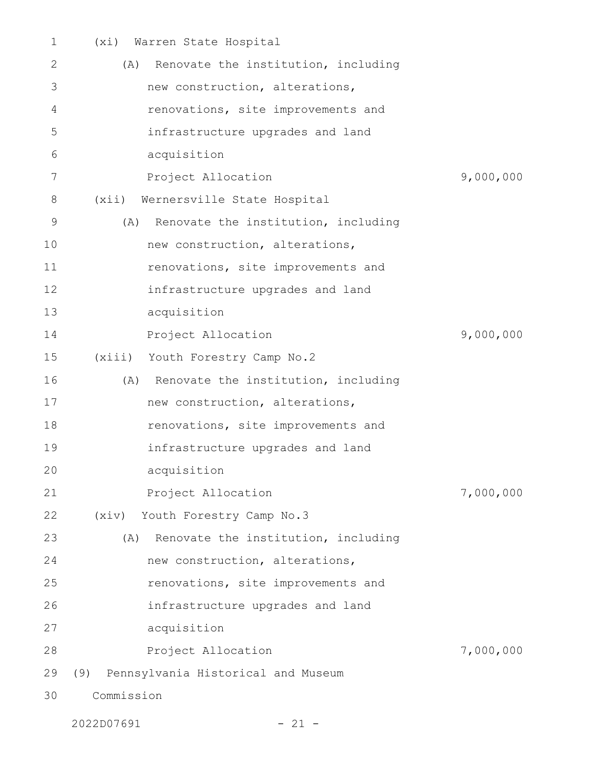(xi) Warren State Hospital

(A) Renovate the institution, including new construction, alterations, renovations, site improvements and infrastructure upgrades and land acquisition

Project Allocation 9,000,000

(xii) Wernersville State Hospital

(A) Renovate the institution, including new construction, alterations, renovations, site improvements and infrastructure upgrades and land acquisition

Project Allocation 9,000,000

(xiii) Youth Forestry Camp No.2

(A) Renovate the institution, including new construction, alterations, renovations, site improvements and infrastructure upgrades and land acquisition

Project Allocation 7,000,000

(xiv) Youth Forestry Camp No.3

(A) Renovate the institution, including new construction, alterations, renovations, site improvements and infrastructure upgrades and land acquisition

Project Allocation 7,000,000

(9) Pennsylvania Historical and Museum Commission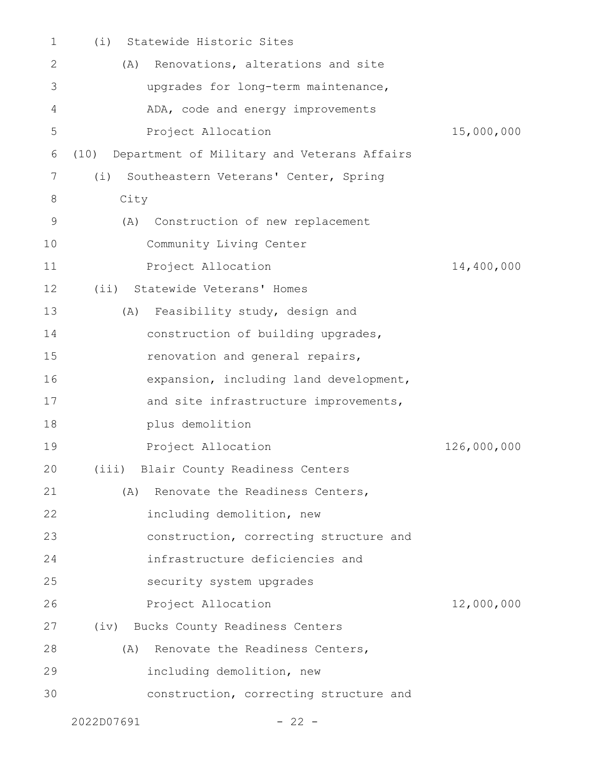(i) Statewide Historic Sites

(A) Renovations, alterations and site upgrades for long-term maintenance, ADA, code and energy improvements

Project Allocation 15,000,000

(10) Department of Military and Veterans Affairs

(i) Southeastern Veterans' Center, Spring City

(A) Construction of new replacement Community Living Center

Project Allocation 14,400,000

(ii) Statewide Veterans' Homes

(A) Feasibility study, design and construction of building upgrades, renovation and general repairs, expansion, including land development, and site infrastructure improvements, plus demolition

Project Allocation 126,000,000

(iii) Blair County Readiness Centers

(A) Renovate the Readiness Centers, including demolition, new construction, correcting structure and infrastructure deficiencies and security system upgrades

Project Allocation 12,000,000

(iv) Bucks County Readiness Centers

(A) Renovate the Readiness Centers, including demolition, new construction, correcting structure and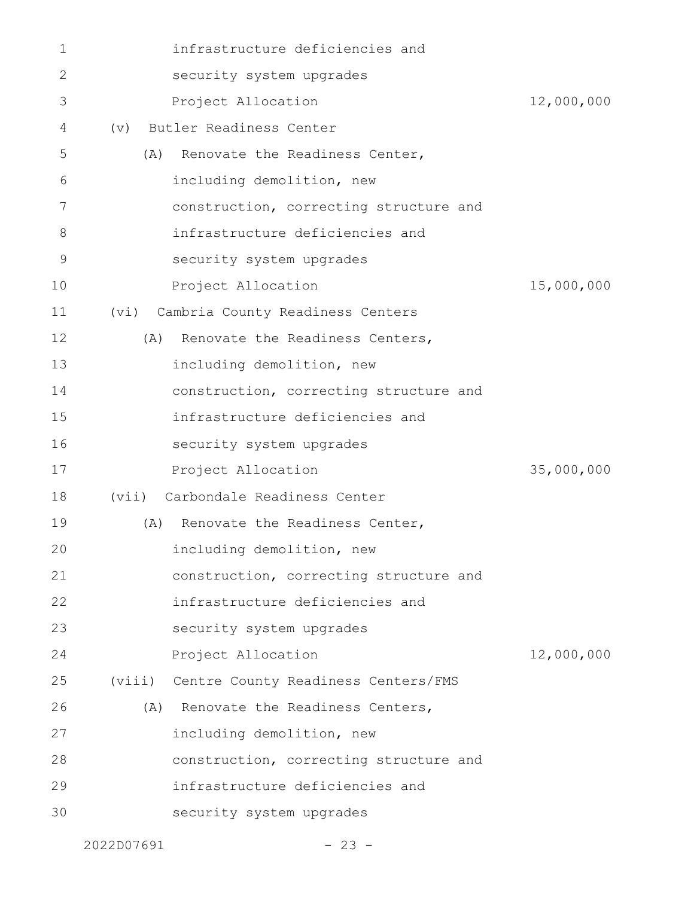infrastructure deficiencies and security system upgrades

Project Allocation 12,000,000

(v) Butler Readiness Center

(A) Renovate the Readiness Center, including demolition, new construction, correcting structure and infrastructure deficiencies and security system upgrades

Project Allocation 15,000,000

(vi) Cambria County Readiness Centers

(A) Renovate the Readiness Centers, including demolition, new construction, correcting structure and infrastructure deficiencies and security system upgrades

Project Allocation 35,000,000

(vii) Carbondale Readiness Center

(A) Renovate the Readiness Center, including demolition, new construction, correcting structure and infrastructure deficiencies and security system upgrades

Project Allocation 12,000,000

(viii) Centre County Readiness Centers/FMS

(A) Renovate the Readiness Centers, including demolition, new construction, correcting structure and infrastructure deficiencies and security system upgrades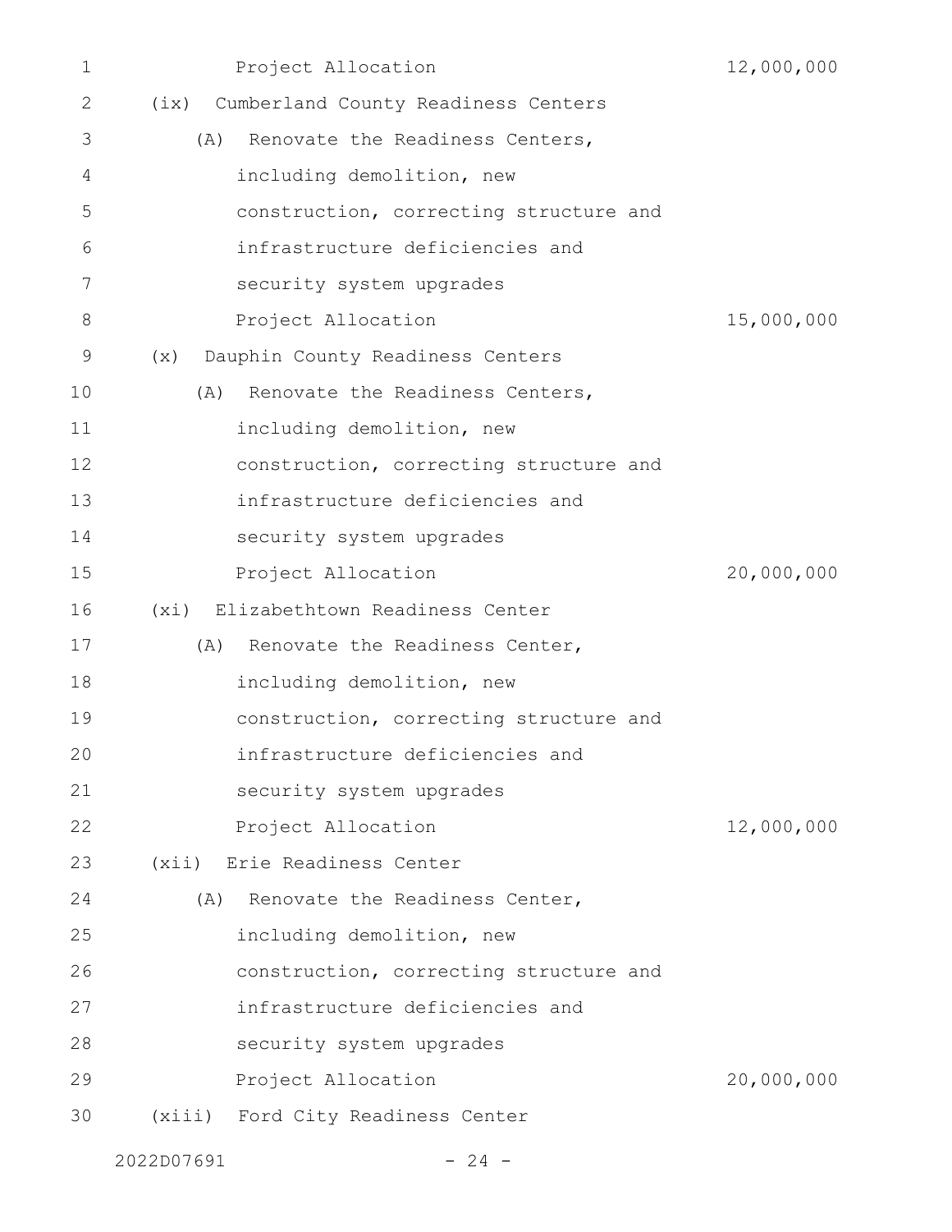Project Allocation 12,000,000

(ix) Cumberland County Readiness Centers

(A) Renovate the Readiness Centers, including demolition, new construction, correcting structure and infrastructure deficiencies and security system upgrades

Project Allocation 15,000,000

(x) Dauphin County Readiness Centers

(A) Renovate the Readiness Centers, including demolition, new construction, correcting structure and infrastructure deficiencies and security system upgrades

Project Allocation 20,000,000

(xi) Elizabethtown Readiness Center

(A) Renovate the Readiness Center, including demolition, new construction, correcting structure and infrastructure deficiencies and security system upgrades

Project Allocation 12,000,000

(xii) Erie Readiness Center

(A) Renovate the Readiness Center, including demolition, new construction, correcting structure and infrastructure deficiencies and security system upgrades

Project Allocation 20,000,000

(xiii) Ford City Readiness Center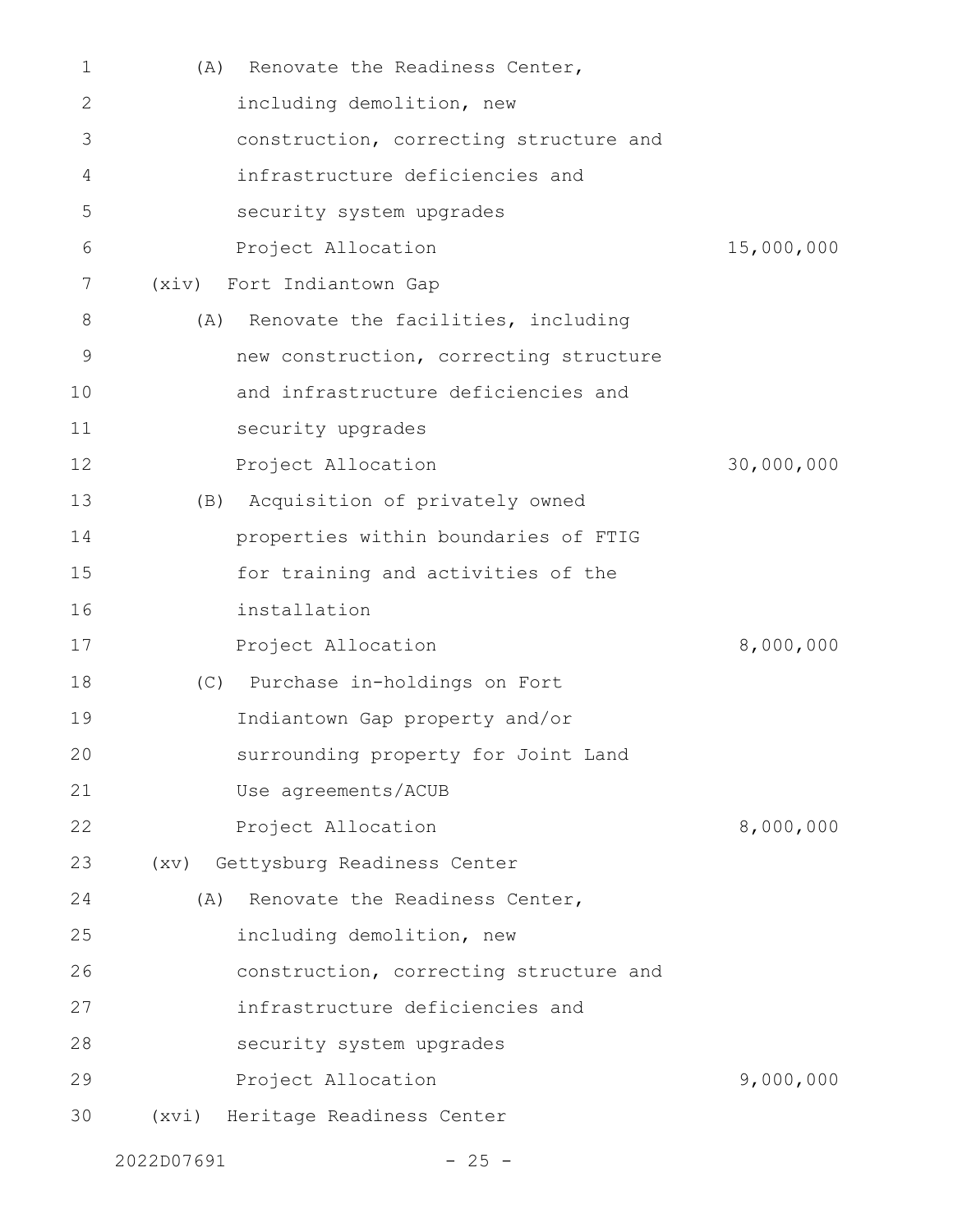(A) Renovate the Readiness Center, including demolition, new construction, correcting structure and infrastructure deficiencies and security system upgrades

Project Allocation 15,000,000

(xiv) Fort Indiantown Gap

(A) Renovate the facilities, including new construction, correcting structure and infrastructure deficiencies and security upgrades

Project Allocation 30,000,000

(B) Acquisition of privately owned properties within boundaries of FTIG for training and activities of the installation

Project Allocation 8,000,000

(C) Purchase in-holdings on Fort Indiantown Gap property and/or surrounding property for Joint Land Use agreements/ACUB

Project Allocation 8,000,000

(xv) Gettysburg Readiness Center

(A) Renovate the Readiness Center, including demolition, new construction, correcting structure and infrastructure deficiencies and security system upgrades

Project Allocation 9,000,000

(xvi) Heritage Readiness Center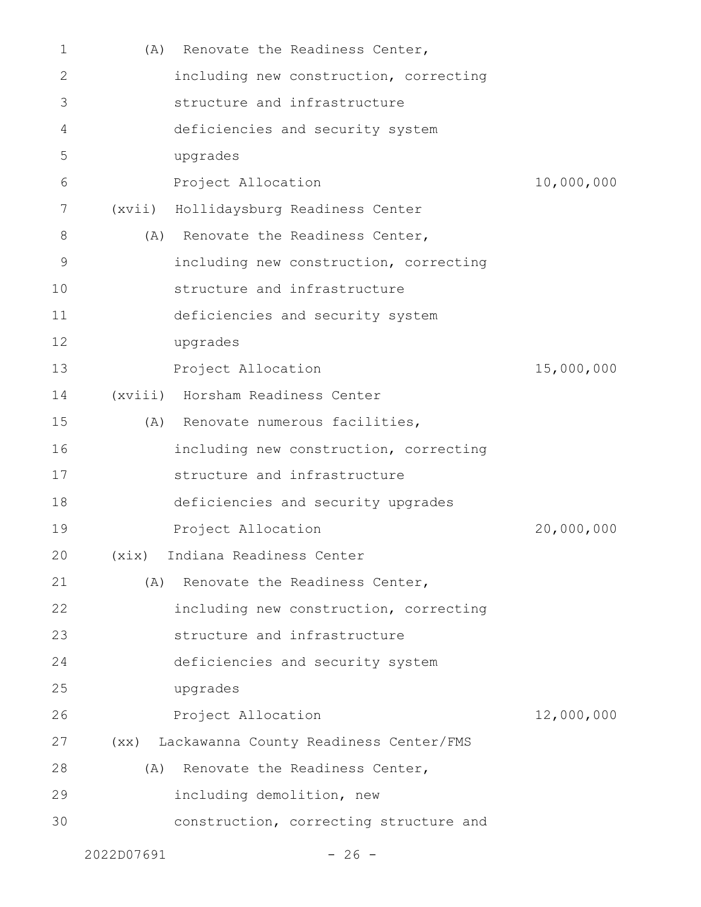(A) Renovate the Readiness Center, including new construction, correcting structure and infrastructure deficiencies and security system upgrades

Project Allocation 10,000,000

(xvii) Hollidaysburg Readiness Center

(A) Renovate the Readiness Center, including new construction, correcting structure and infrastructure deficiencies and security system upgrades

Project Allocation 15,000,000

(xviii) Horsham Readiness Center

(A) Renovate numerous facilities, including new construction, correcting structure and infrastructure deficiencies and security upgrades

Project Allocation 20,000,000

(xix) Indiana Readiness Center

(A) Renovate the Readiness Center, including new construction, correcting structure and infrastructure deficiencies and security system upgrades

Project Allocation 12,000,000

(xx) Lackawanna County Readiness Center/FMS

(A) Renovate the Readiness Center, including demolition, new construction, correcting structure and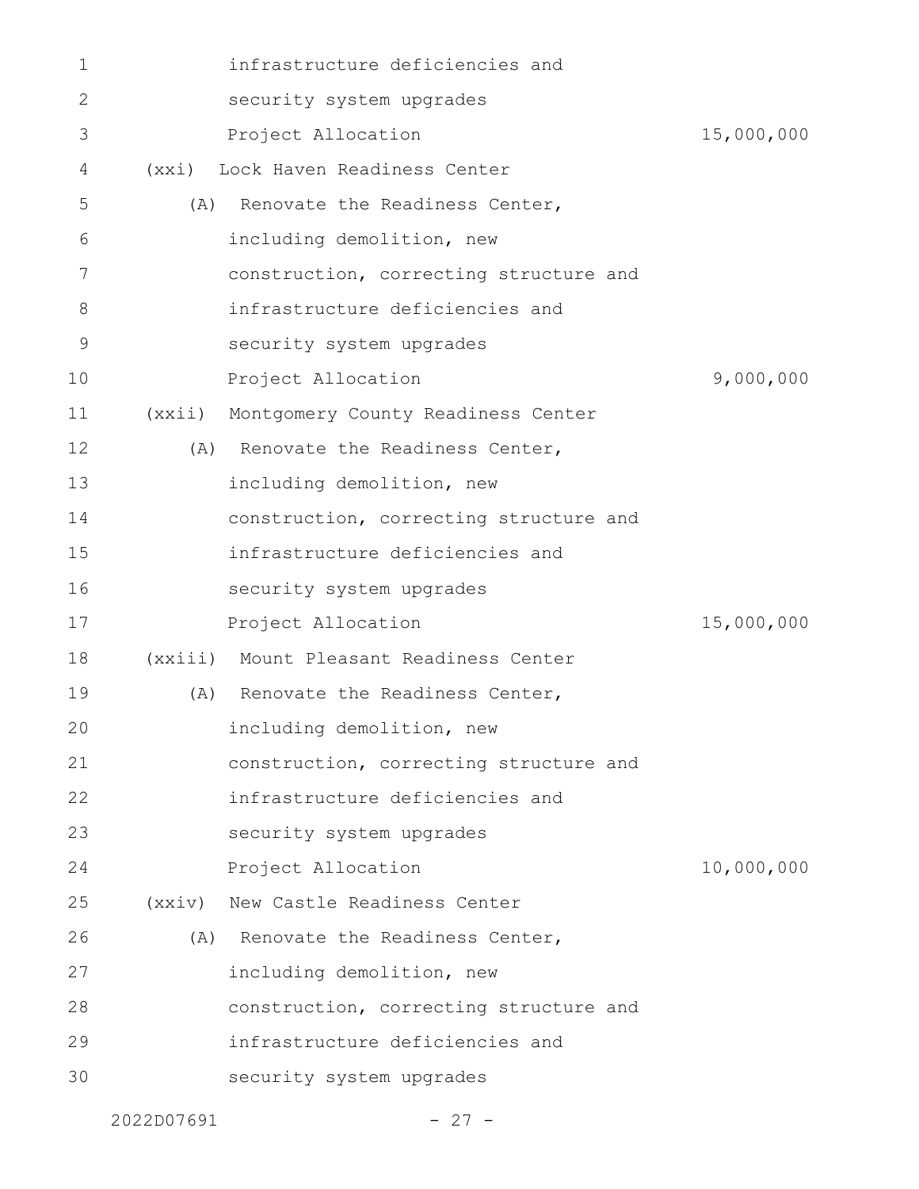infrastructure deficiencies and
security system upgrades
Project Allocation 15,000,000

(xxi) Lock Haven Readiness Center

(A) Renovate the Readiness Center,
including demolition, new
construction, correcting structure and
infrastructure deficiencies and
security system upgrades
Project Allocation 9,000,000

(xxii) Montgomery County Readiness Center

(A) Renovate the Readiness Center,
including demolition, new
construction, correcting structure and
infrastructure deficiencies and
security system upgrades
Project Allocation 15,000,000

(xxiii) Mount Pleasant Readiness Center

(A) Renovate the Readiness Center,
including demolition, new
construction, correcting structure and
infrastructure deficiencies and
security system upgrades
Project Allocation 10,000,000

(xxiv) New Castle Readiness Center

(A) Renovate the Readiness Center,
including demolition, new
construction, correcting structure and
infrastructure deficiencies and
security system upgrades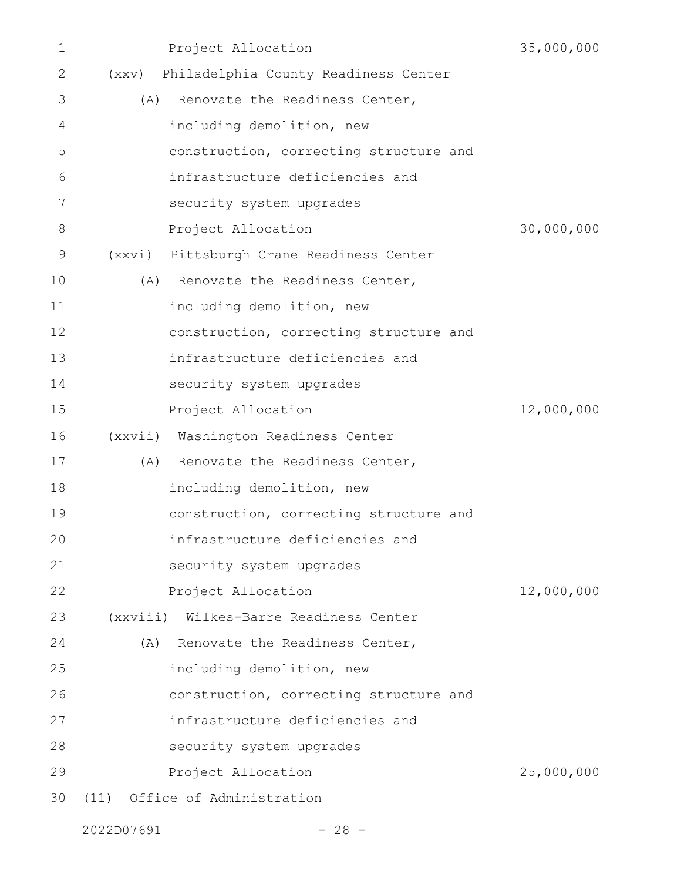Project Allocation 35,000,000

(xxv) Philadelphia County Readiness Center

(A) Renovate the Readiness Center, including demolition, new construction, correcting structure and infrastructure deficiencies and security system upgrades

Project Allocation 30,000,000

(xxvi) Pittsburgh Crane Readiness Center

(A) Renovate the Readiness Center, including demolition, new construction, correcting structure and infrastructure deficiencies and security system upgrades

Project Allocation 12,000,000

(xxvii) Washington Readiness Center

(A) Renovate the Readiness Center, including demolition, new construction, correcting structure and infrastructure deficiencies and security system upgrades

Project Allocation 12,000,000

(xxviii) Wilkes-Barre Readiness Center

(A) Renovate the Readiness Center, including demolition, new construction, correcting structure and infrastructure deficiencies and security system upgrades

Project Allocation 25,000,000

(11) Office of Administration

2022D07691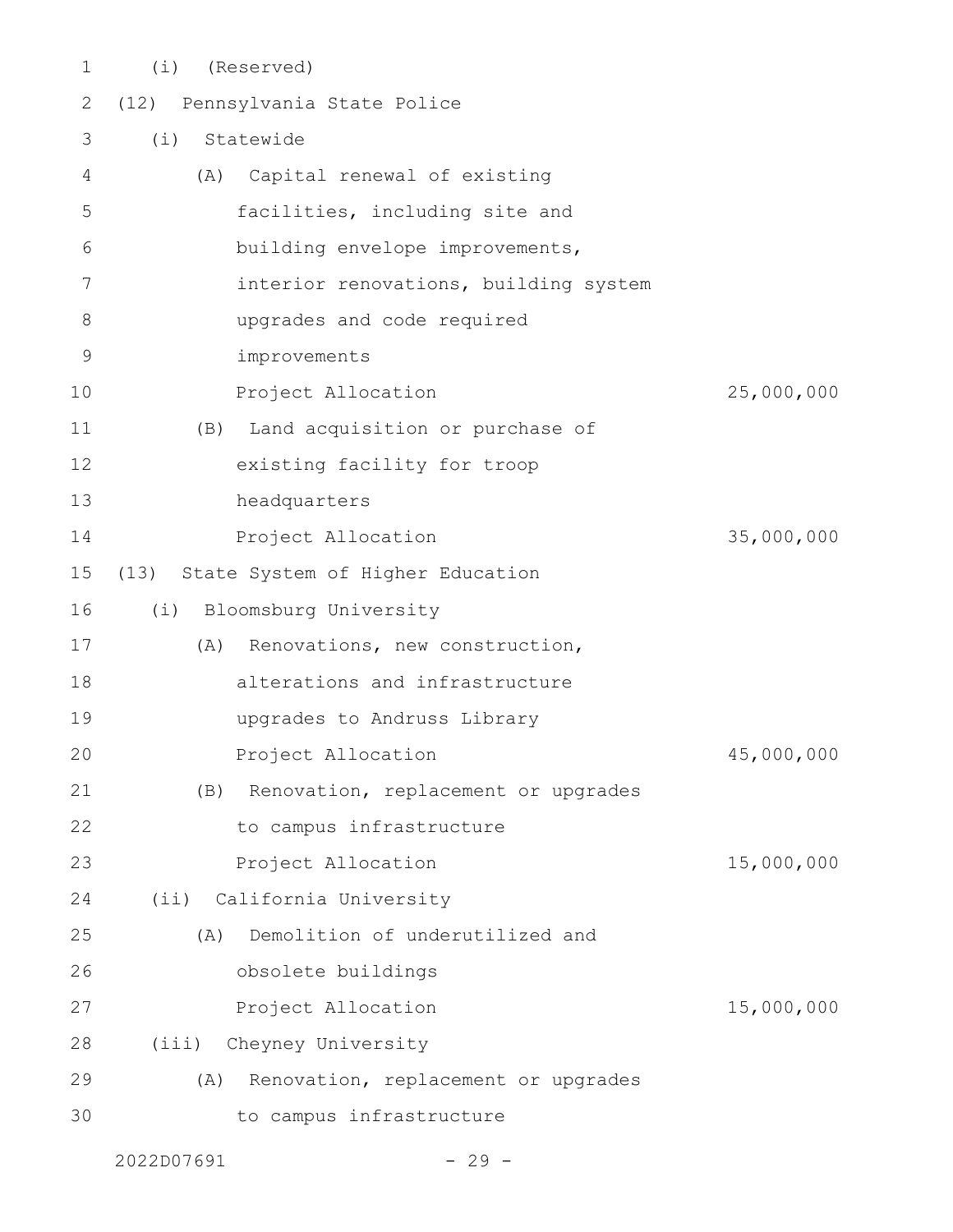(i) (Reserved)

(12) Pennsylvania State Police

(i) Statewide

(A) Capital renewal of existing facilities, including site and building envelope improvements, interior renovations, building system upgrades and code required improvements

Project Allocation 25,000,000

(B) Land acquisition or purchase of existing facility for troop headquarters

Project Allocation 35,000,000

(13) State System of Higher Education

(i) Bloomsburg University

(A) Renovations, new construction, alterations and infrastructure upgrades to Andruss Library

Project Allocation 45,000,000

(B) Renovation, replacement or upgrades to campus infrastructure

Project Allocation 15,000,000

(ii) California University

(A) Demolition of underutilized and obsolete buildings

Project Allocation 15,000,000

(iii) Cheyney University

(A) Renovation, replacement or upgrades to campus infrastructure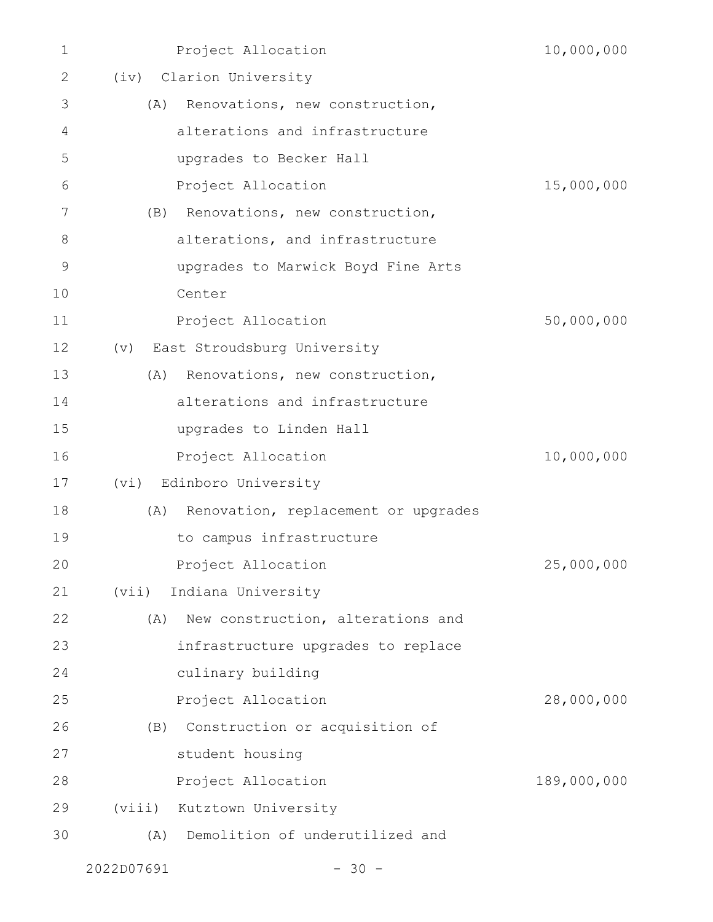Project Allocation 10,000,000

(iv) Clarion University

(A) Renovations, new construction, alterations and infrastructure upgrades to Becker Hall

Project Allocation 15,000,000

(B) Renovations, new construction, alterations, and infrastructure upgrades to Marwick Boyd Fine Arts Center

Project Allocation 50,000,000

(v) East Stroudsburg University

(A) Renovations, new construction, alterations and infrastructure upgrades to Linden Hall

Project Allocation 10,000,000

(vi) Edinboro University

(A) Renovation, replacement or upgrades to campus infrastructure

Project Allocation 25,000,000

(vii) Indiana University

(A) New construction, alterations and infrastructure upgrades to replace culinary building

Project Allocation 28,000,000

(B) Construction or acquisition of student housing

Project Allocation 189,000,000

(viii) Kutztown University

(A) Demolition of underutilized and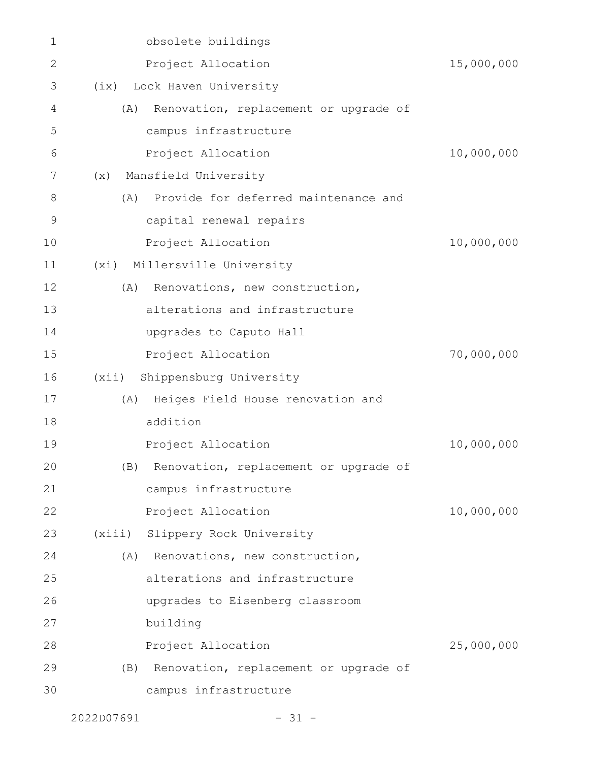obsolete buildings

Project Allocation 15,000,000

(ix) Lock Haven University

(A) Renovation, replacement or upgrade of campus infrastructure

Project Allocation 10,000,000

(x) Mansfield University

(A) Provide for deferred maintenance and capital renewal repairs

Project Allocation 10,000,000

(xi) Millersville University

(A) Renovations, new construction, alterations and infrastructure upgrades to Caputo Hall

Project Allocation 70,000,000

(xii) Shippensburg University

(A) Heiges Field House renovation and addition

Project Allocation 10,000,000

(B) Renovation, replacement or upgrade of campus infrastructure

Project Allocation 10,000,000

(xiii) Slippery Rock University

(A) Renovations, new construction, alterations and infrastructure upgrades to Eisenberg classroom building

Project Allocation 25,000,000

(B) Renovation, replacement or upgrade of campus infrastructure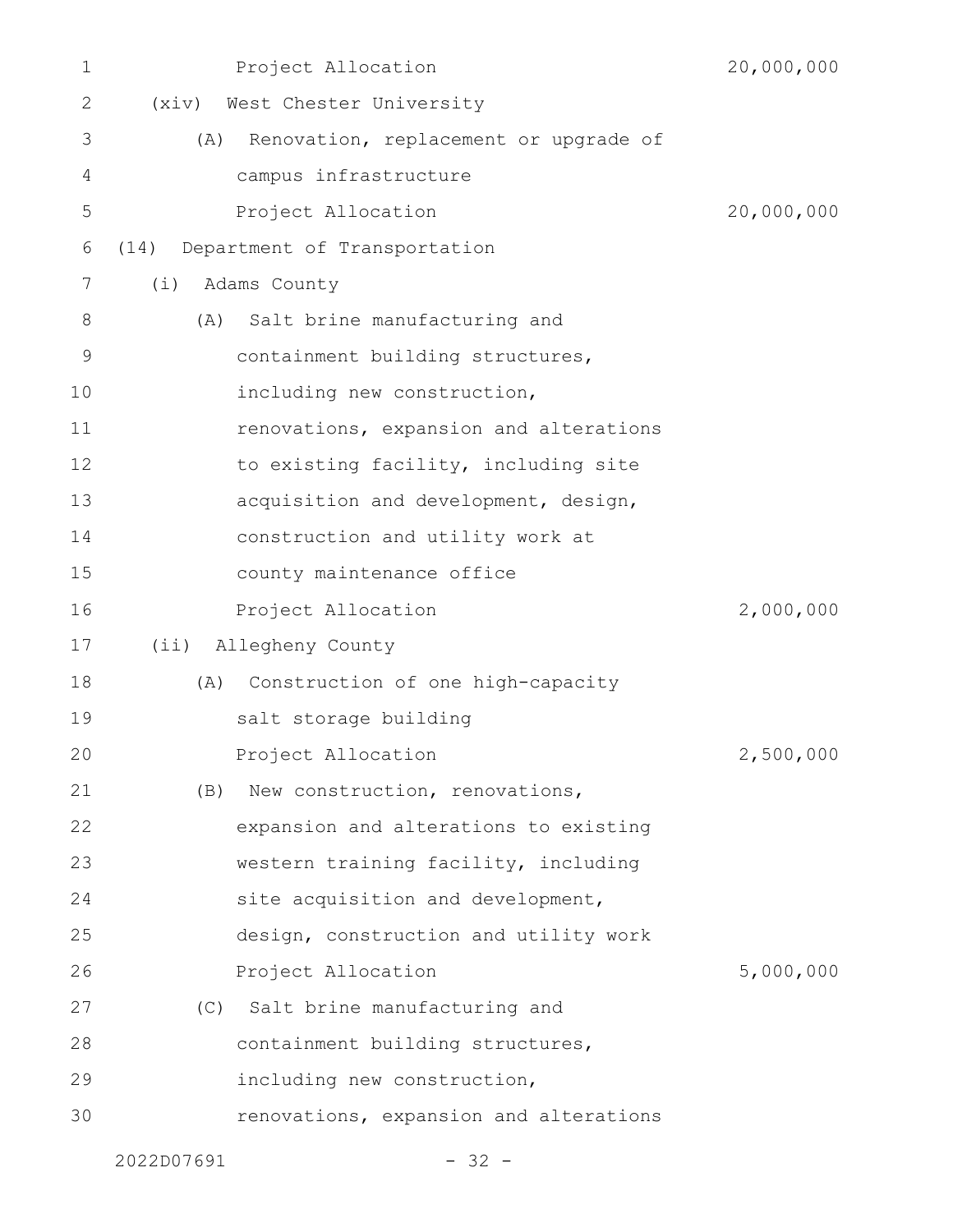Project Allocation 20,000,000

(xiv) West Chester University

(A) Renovation, replacement or upgrade of campus infrastructure

Project Allocation 20,000,000

(14) Department of Transportation

(i) Adams County

(A) Salt brine manufacturing and containment building structures, including new construction, renovations, expansion and alterations to existing facility, including site acquisition and development, design, construction and utility work at county maintenance office

Project Allocation 2,000,000

(ii) Allegheny County

(A) Construction of one high-capacity salt storage building

Project Allocation 2,500,000

(B) New construction, renovations, expansion and alterations to existing western training facility, including site acquisition and development, design, construction and utility work

Project Allocation 5,000,000

(C) Salt brine manufacturing and containment building structures, including new construction, renovations, expansion and alterations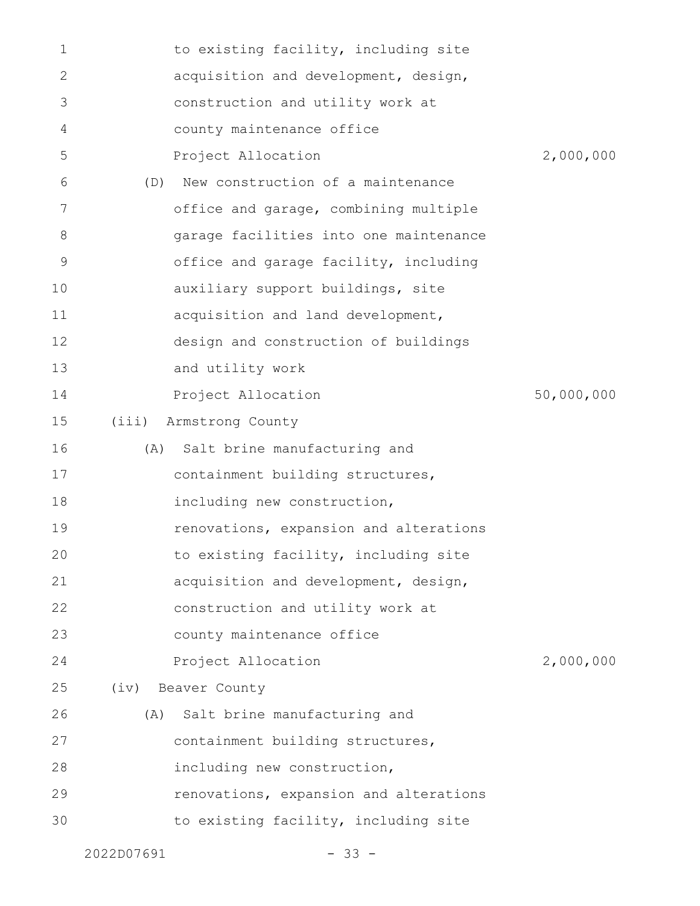to existing facility, including site acquisition and development, design, construction and utility work at county maintenance office

Project Allocation 2,000,000

(D) New construction of a maintenance office and garage, combining multiple garage facilities into one maintenance office and garage facility, including auxiliary support buildings, site acquisition and land development, design and construction of buildings and utility work

Project Allocation 50,000,000

(iii) Armstrong County

(A) Salt brine manufacturing and containment building structures, including new construction, renovations, expansion and alterations to existing facility, including site acquisition and development, design, construction and utility work at county maintenance office

Project Allocation 2,000,000

(iv) Beaver County

(A) Salt brine manufacturing and containment building structures, including new construction, renovations, expansion and alterations to existing facility, including site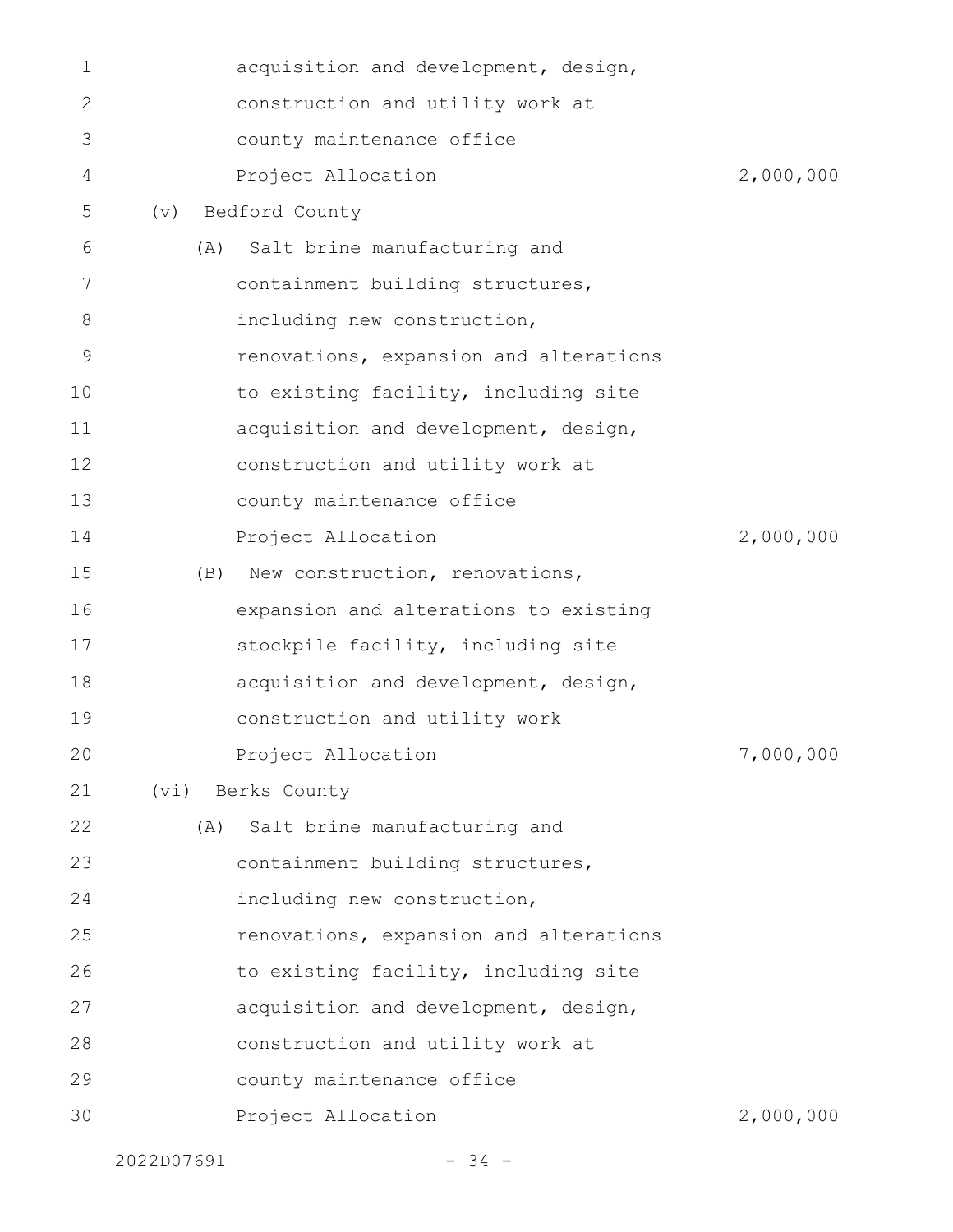acquisition and development, design, construction and utility work at county maintenance office

Project Allocation 2,000,000

(v) Bedford County

(A) Salt brine manufacturing and containment building structures, including new construction, renovations, expansion and alterations to existing facility, including site acquisition and development, design, construction and utility work at county maintenance office

Project Allocation 2,000,000

(B) New construction, renovations, expansion and alterations to existing stockpile facility, including site acquisition and development, design, construction and utility work

Project Allocation 7,000,000

(vi) Berks County

(A) Salt brine manufacturing and containment building structures, including new construction, renovations, expansion and alterations to existing facility, including site acquisition and development, design, construction and utility work at county maintenance office

Project Allocation 2,000,000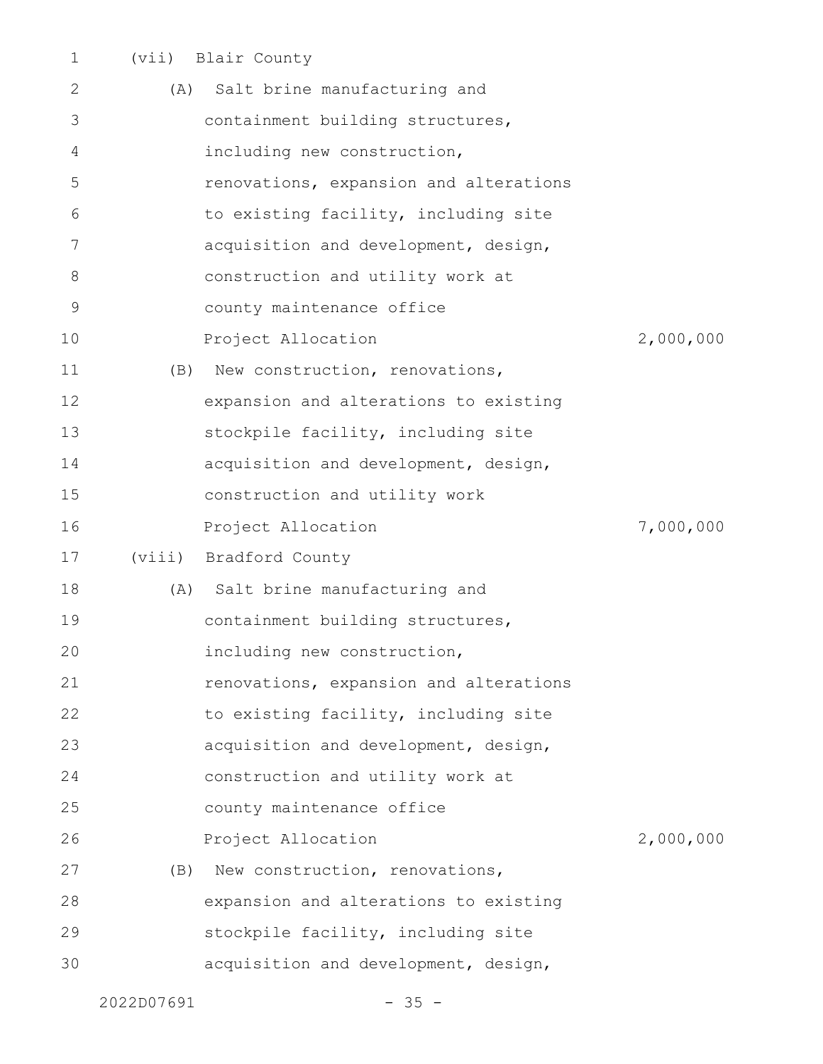(vii) Blair County

(A) Salt brine manufacturing and containment building structures, including new construction, renovations, expansion and alterations to existing facility, including site acquisition and development, design, construction and utility work at county maintenance office

Project Allocation 2,000,000

(B) New construction, renovations, expansion and alterations to existing stockpile facility, including site acquisition and development, design, construction and utility work

Project Allocation 7,000,000

(viii) Bradford County

(A) Salt brine manufacturing and containment building structures, including new construction, renovations, expansion and alterations to existing facility, including site acquisition and development, design, construction and utility work at county maintenance office

Project Allocation 2,000,000

(B) New construction, renovations, expansion and alterations to existing stockpile facility, including site acquisition and development, design,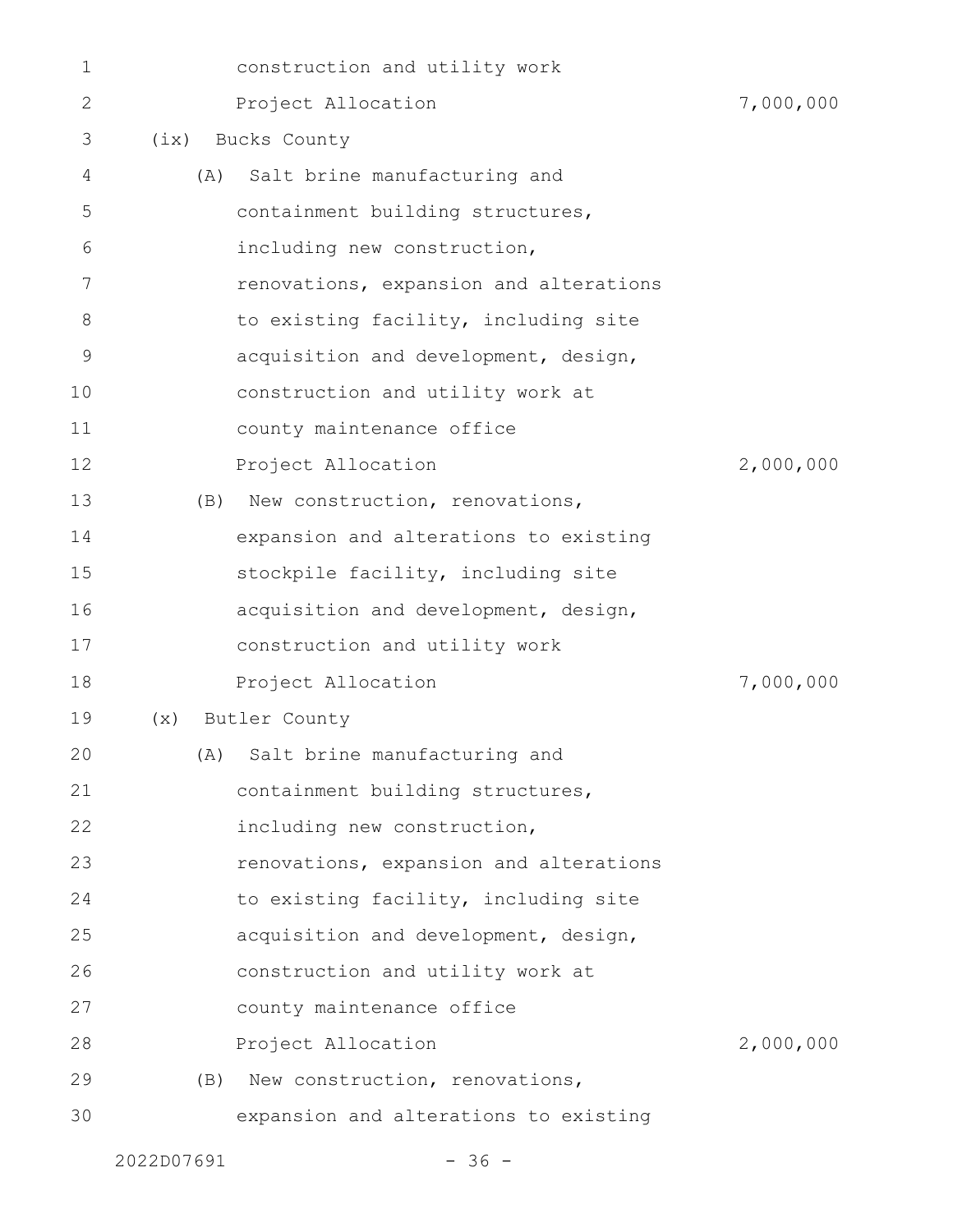construction and utility work

Project Allocation 7,000,000

(ix) Bucks County

(A) Salt brine manufacturing and containment building structures, including new construction, renovations, expansion and alterations to existing facility, including site acquisition and development, design, construction and utility work at county maintenance office

Project Allocation 2,000,000

(B) New construction, renovations, expansion and alterations to existing stockpile facility, including site acquisition and development, design, construction and utility work

Project Allocation 7,000,000

(x) Butler County

(A) Salt brine manufacturing and containment building structures, including new construction, renovations, expansion and alterations to existing facility, including site acquisition and development, design, construction and utility work at county maintenance office

Project Allocation 2,000,000

(B) New construction, renovations, expansion and alterations to existing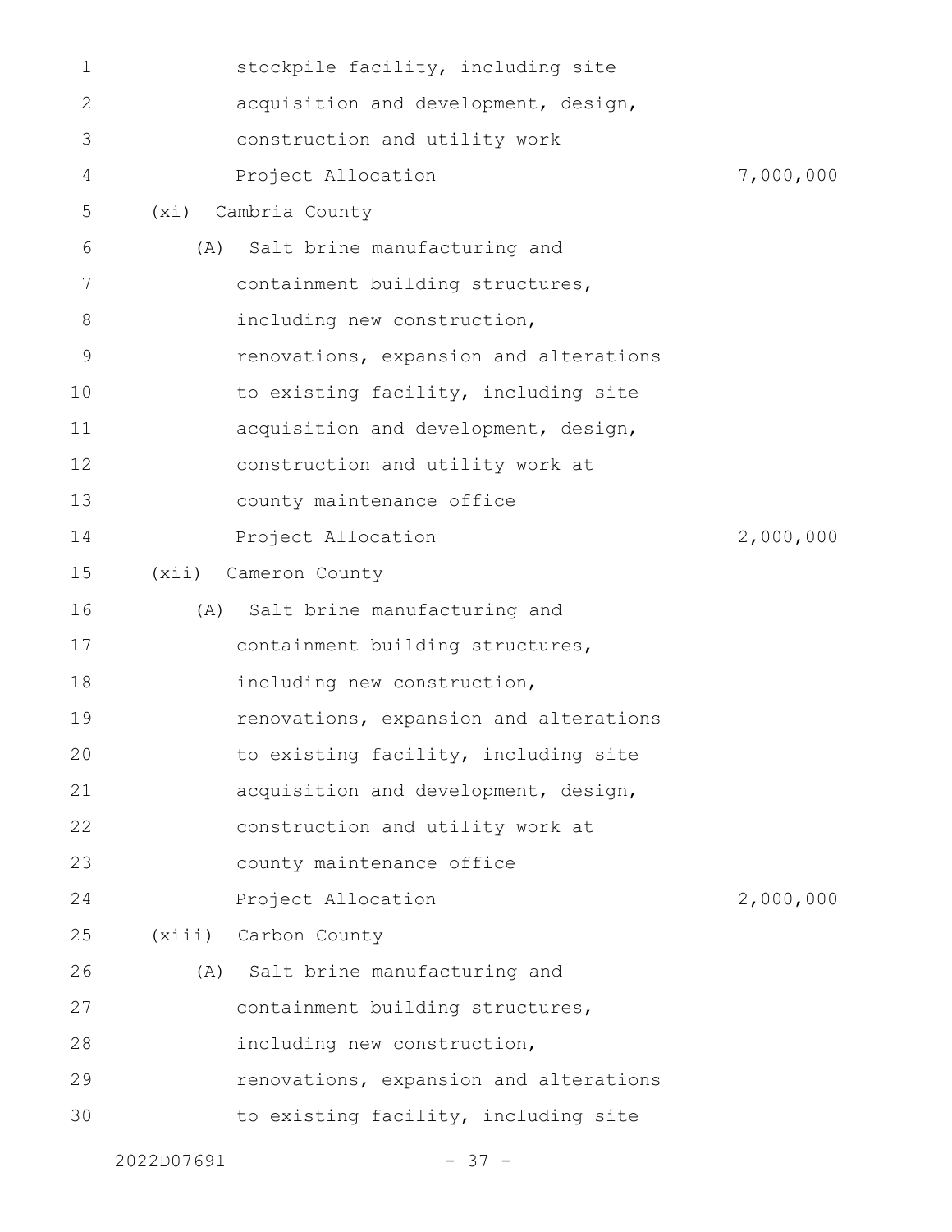stockpile facility, including site acquisition and development, design, construction and utility work

Project Allocation 7,000,000

(xi) Cambria County

(A) Salt brine manufacturing and containment building structures, including new construction, renovations, expansion and alterations to existing facility, including site acquisition and development, design, construction and utility work at county maintenance office

Project Allocation 2,000,000

(xii) Cameron County

(A) Salt brine manufacturing and containment building structures, including new construction, renovations, expansion and alterations to existing facility, including site acquisition and development, design, construction and utility work at county maintenance office

Project Allocation 2,000,000

(xiii) Carbon County

(A) Salt brine manufacturing and containment building structures, including new construction, renovations, expansion and alterations to existing facility, including site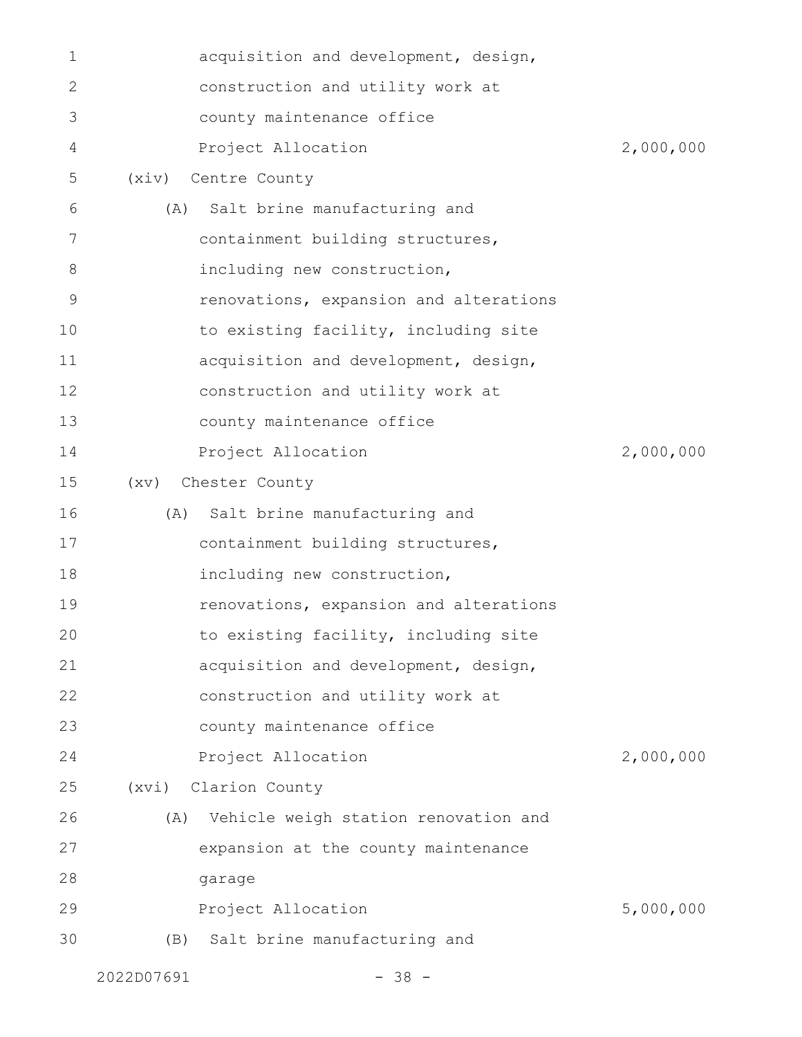acquisition and development, design, construction and utility work at county maintenance office

Project Allocation 2,000,000

(xiv) Centre County

(A) Salt brine manufacturing and containment building structures, including new construction, renovations, expansion and alterations to existing facility, including site acquisition and development, design, construction and utility work at county maintenance office

Project Allocation 2,000,000

(xv) Chester County

(A) Salt brine manufacturing and containment building structures, including new construction, renovations, expansion and alterations to existing facility, including site acquisition and development, design, construction and utility work at county maintenance office

Project Allocation 2,000,000

(xvi) Clarion County

(A) Vehicle weigh station renovation and expansion at the county maintenance garage

Project Allocation 5,000,000

(B) Salt brine manufacturing and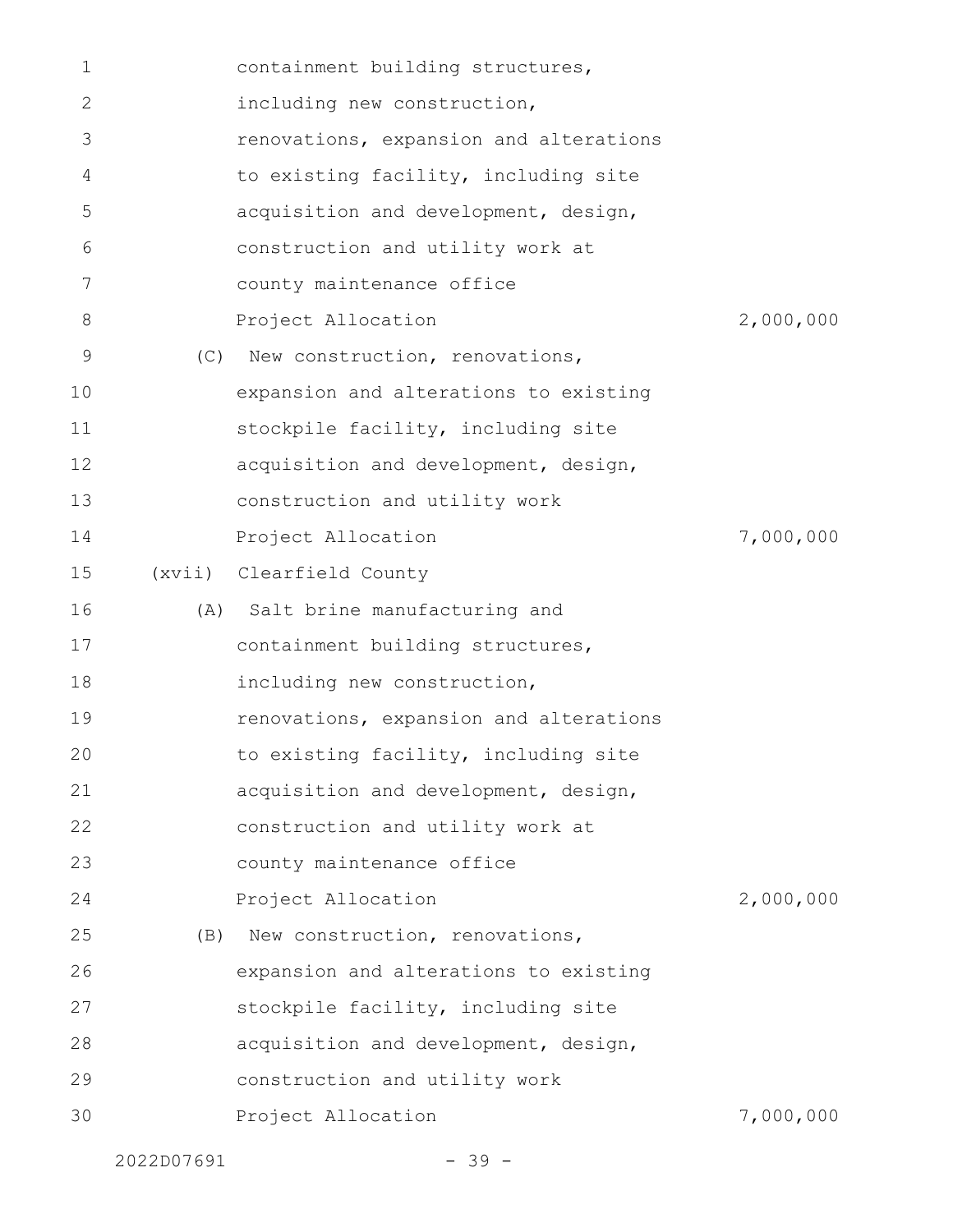containment building structures, including new construction, renovations, expansion and alterations to existing facility, including site acquisition and development, design, construction and utility work at county maintenance office

Project Allocation 2,000,000

(C) New construction, renovations, expansion and alterations to existing stockpile facility, including site acquisition and development, design, construction and utility work

Project Allocation 7,000,000

(xvii) Clearfield County

(A) Salt brine manufacturing and containment building structures, including new construction, renovations, expansion and alterations to existing facility, including site acquisition and development, design, construction and utility work at county maintenance office

Project Allocation 2,000,000

(B) New construction, renovations, expansion and alterations to existing stockpile facility, including site acquisition and development, design, construction and utility work

Project Allocation 7,000,000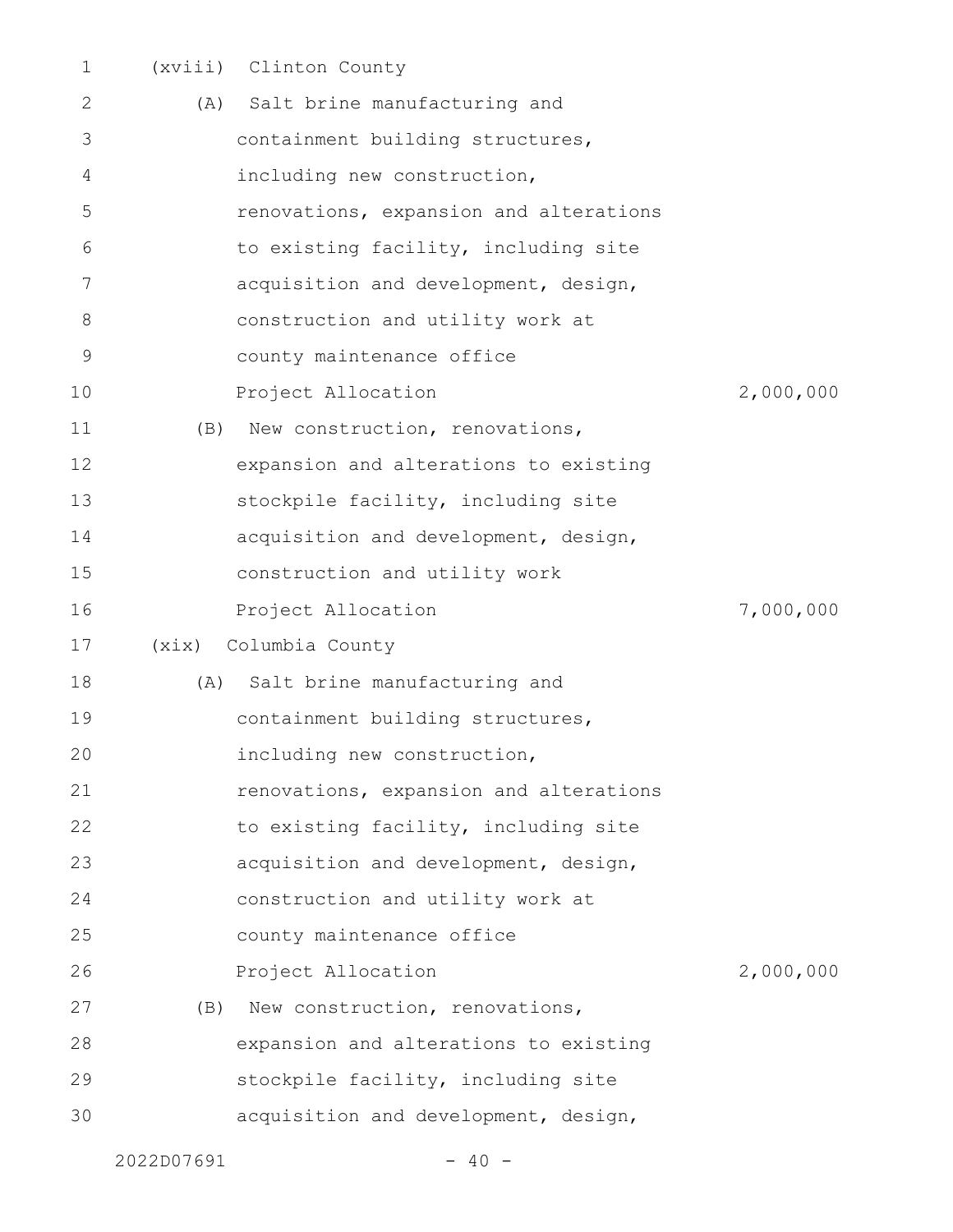(xviii) Clinton County

(A) Salt brine manufacturing and containment building structures, including new construction, renovations, expansion and alterations to existing facility, including site acquisition and development, design, construction and utility work at county maintenance office

Project Allocation 2,000,000

(B) New construction, renovations, expansion and alterations to existing stockpile facility, including site acquisition and development, design, construction and utility work

Project Allocation 7,000,000

(xix) Columbia County

(A) Salt brine manufacturing and containment building structures, including new construction, renovations, expansion and alterations to existing facility, including site acquisition and development, design, construction and utility work at county maintenance office

Project Allocation 2,000,000

(B) New construction, renovations, expansion and alterations to existing stockpile facility, including site acquisition and development, design,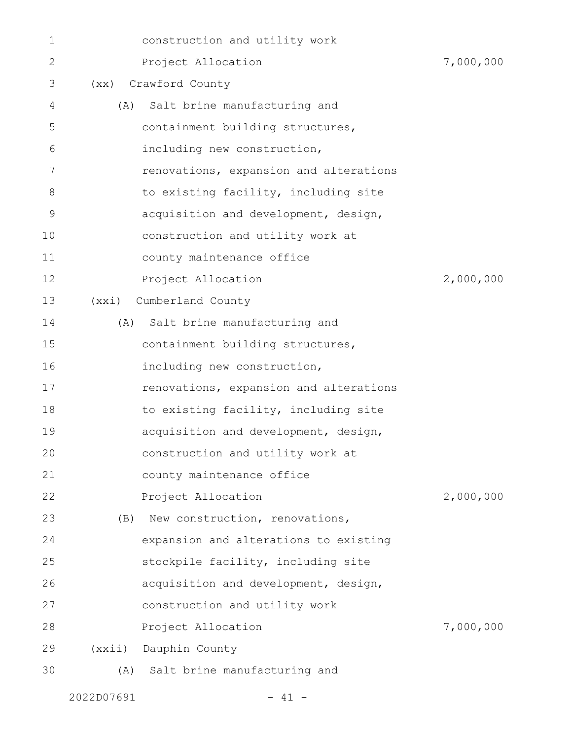construction and utility work
Project Allocation 7,000,000

(xx) Crawford County

(A) Salt brine manufacturing and containment building structures, including new construction, renovations, expansion and alterations to existing facility, including site acquisition and development, design, construction and utility work at county maintenance office
Project Allocation 2,000,000

(xxi) Cumberland County

(A) Salt brine manufacturing and containment building structures, including new construction, renovations, expansion and alterations to existing facility, including site acquisition and development, design, construction and utility work at county maintenance office
Project Allocation 2,000,000

(B) New construction, renovations, expansion and alterations to existing stockpile facility, including site acquisition and development, design, construction and utility work
Project Allocation 7,000,000

(xxii) Dauphin County

(A) Salt brine manufacturing and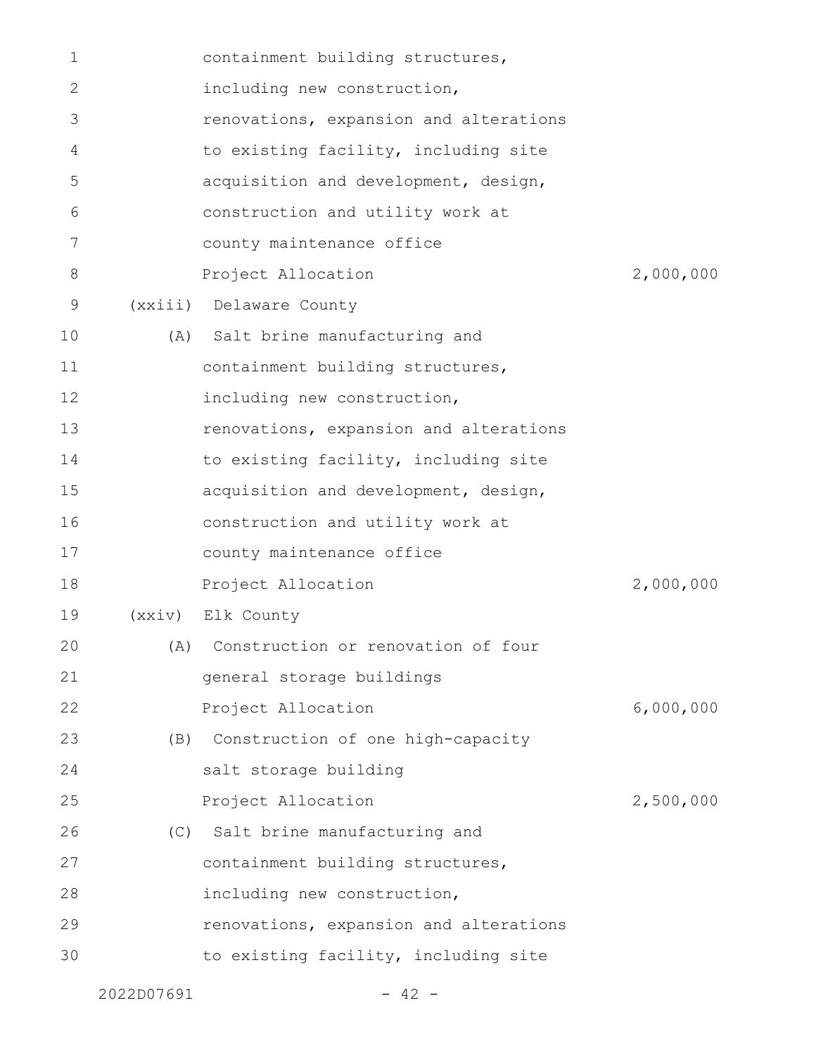containment building structures, including new construction, renovations, expansion and alterations to existing facility, including site acquisition and development, design, construction and utility work at county maintenance office

Project Allocation 2,000,000

(xxiii) Delaware County

(A) Salt brine manufacturing and containment building structures, including new construction, renovations, expansion and alterations to existing facility, including site acquisition and development, design, construction and utility work at county maintenance office

Project Allocation 2,000,000

(xxiv) Elk County

(A) Construction or renovation of four general storage buildings

Project Allocation 6,000,000

(B) Construction of one high-capacity salt storage building

Project Allocation 2,500,000

(C) Salt brine manufacturing and containment building structures, including new construction, renovations, expansion and alterations to existing facility, including site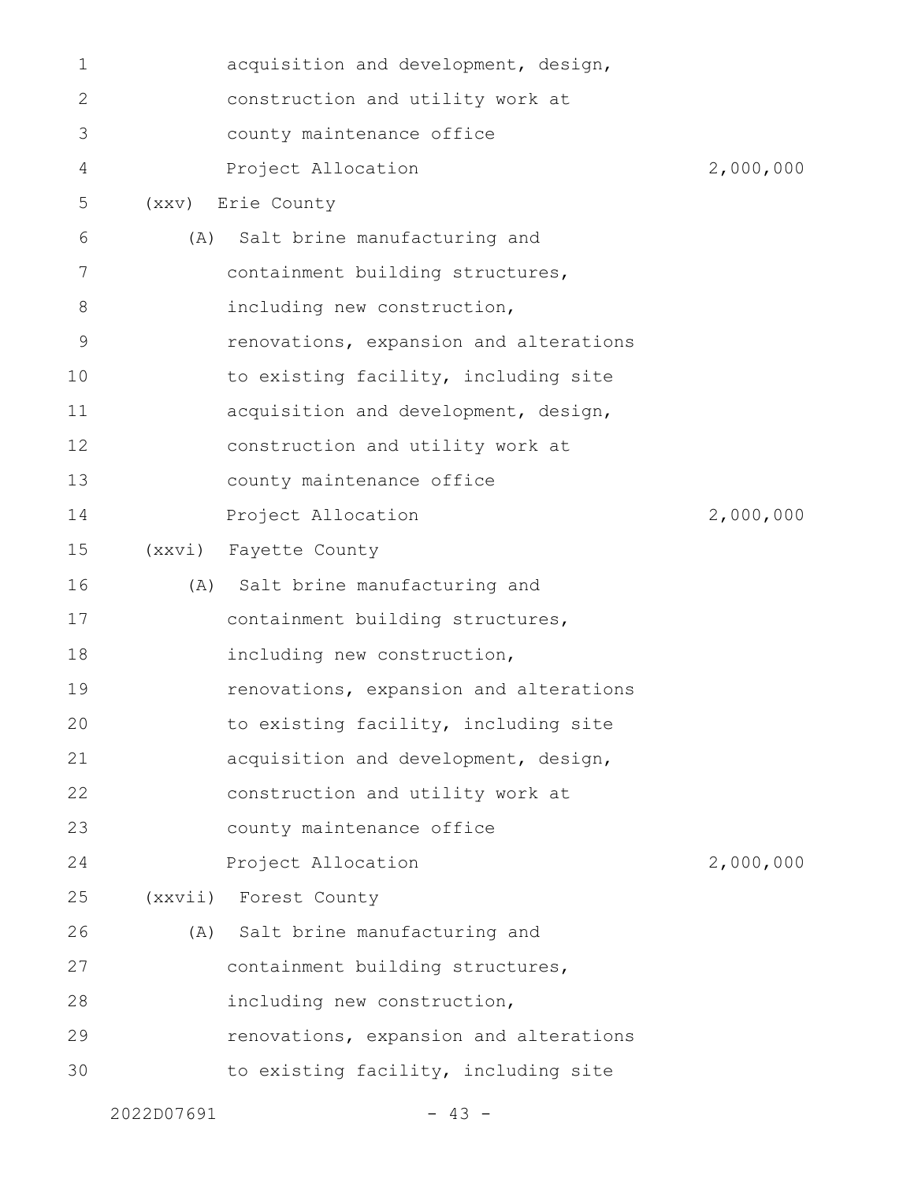acquisition and development, design, construction and utility work at county maintenance office

Project Allocation 2,000,000

(xxv) Erie County

(A) Salt brine manufacturing and containment building structures, including new construction, renovations, expansion and alterations to existing facility, including site acquisition and development, design, construction and utility work at county maintenance office

Project Allocation 2,000,000

(xxvi) Fayette County

(A) Salt brine manufacturing and containment building structures, including new construction, renovations, expansion and alterations to existing facility, including site acquisition and development, design, construction and utility work at county maintenance office

Project Allocation 2,000,000

(xxvii) Forest County

(A) Salt brine manufacturing and containment building structures, including new construction, renovations, expansion and alterations to existing facility, including site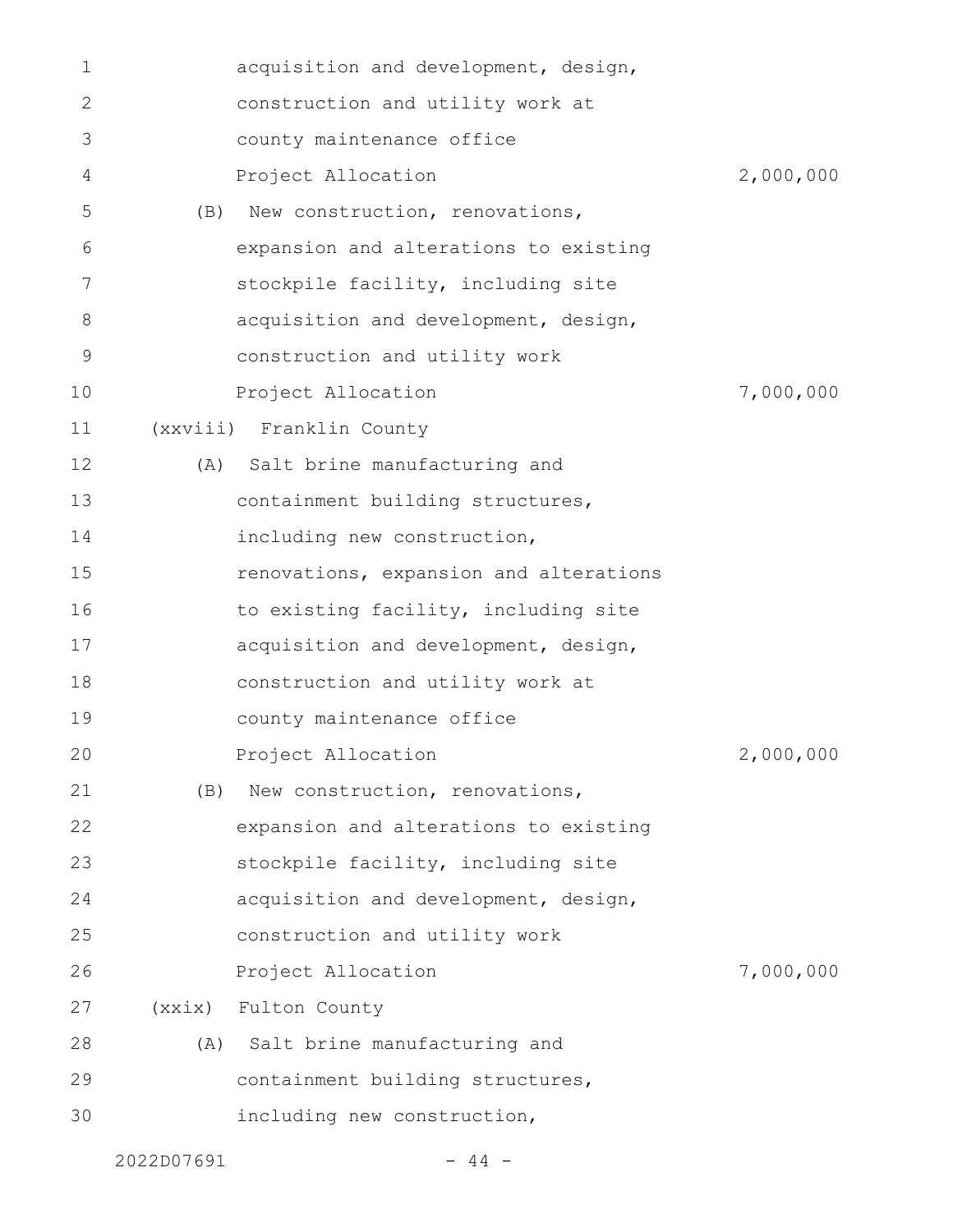acquisition and development, design, construction and utility work at county maintenance office

Project Allocation 2,000,000

(B) New construction, renovations, expansion and alterations to existing stockpile facility, including site acquisition and development, design, construction and utility work

Project Allocation 7,000,000

(xxviii) Franklin County

(A) Salt brine manufacturing and containment building structures, including new construction, renovations, expansion and alterations to existing facility, including site acquisition and development, design, construction and utility work at county maintenance office

Project Allocation 2,000,000

(B) New construction, renovations, expansion and alterations to existing stockpile facility, including site acquisition and development, design, construction and utility work

Project Allocation 7,000,000

(xxix) Fulton County

(A) Salt brine manufacturing and containment building structures, including new construction,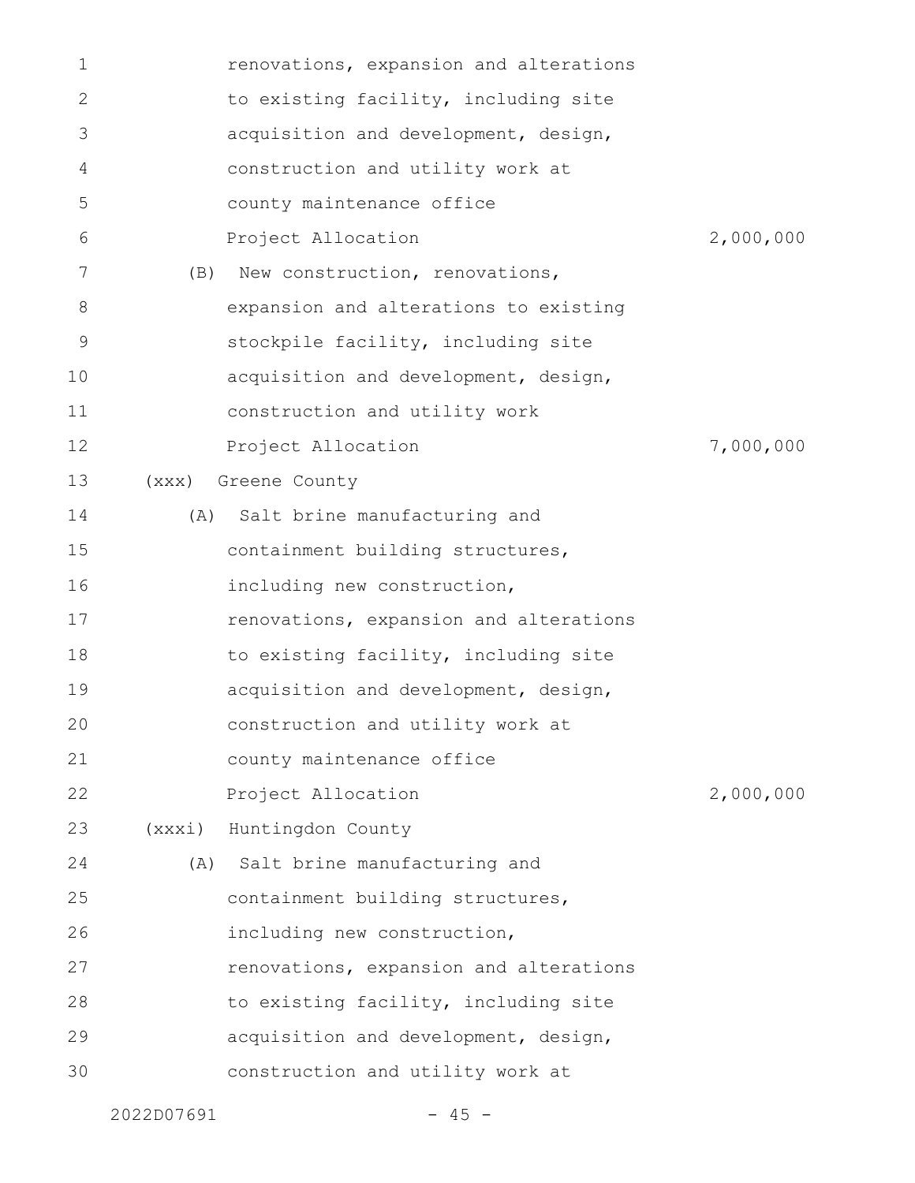renovations, expansion and alterations to existing facility, including site acquisition and development, design, construction and utility work at county maintenance office

Project Allocation 2,000,000

(B) New construction, renovations, expansion and alterations to existing stockpile facility, including site acquisition and development, design, construction and utility work

Project Allocation 7,000,000

(xxx) Greene County

(A) Salt brine manufacturing and containment building structures, including new construction, renovations, expansion and alterations to existing facility, including site acquisition and development, design, construction and utility work at county maintenance office

Project Allocation 2,000,000

(xxxi) Huntingdon County

(A) Salt brine manufacturing and containment building structures, including new construction, renovations, expansion and alterations to existing facility, including site acquisition and development, design, construction and utility work at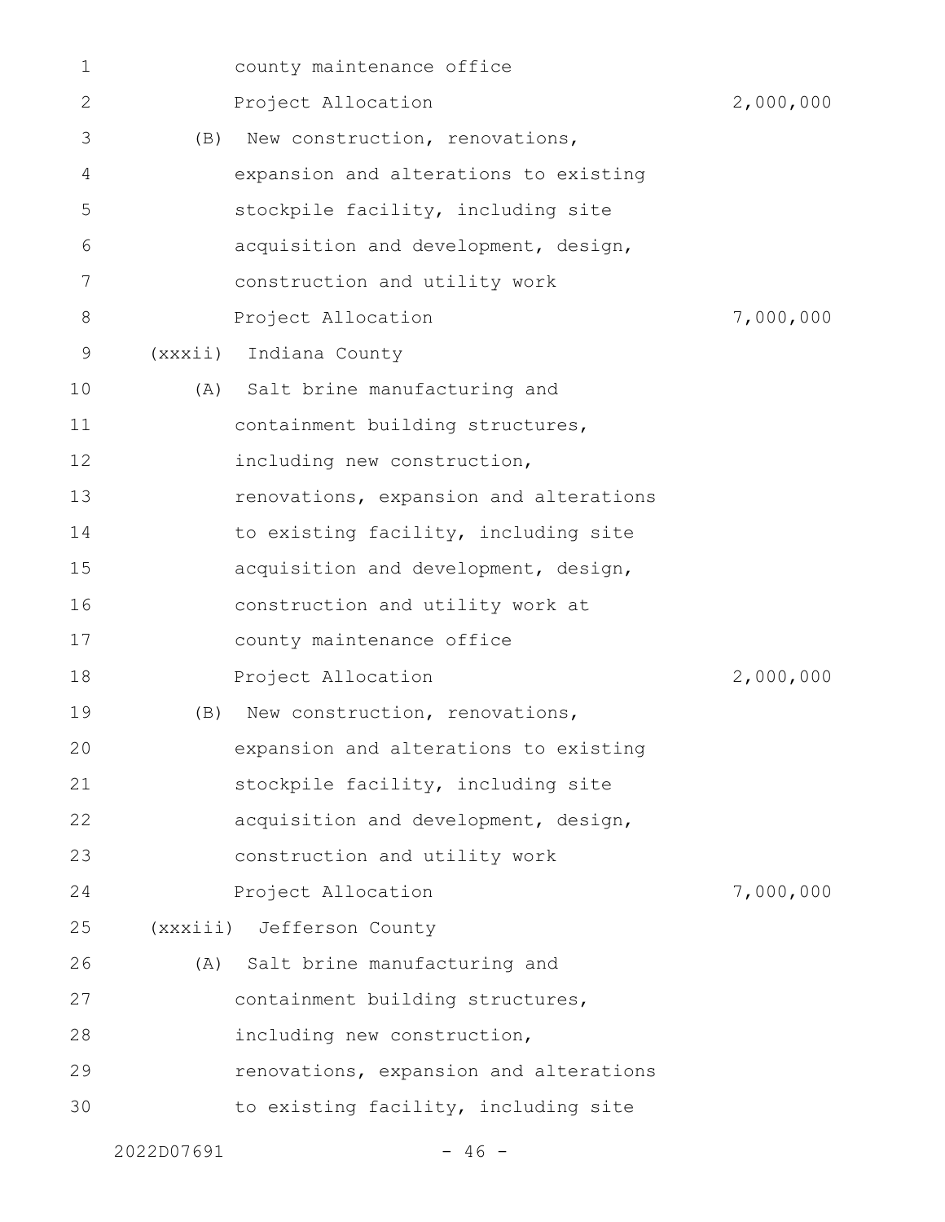county maintenance office
Project Allocation 2,000,000

(B) New construction, renovations, expansion and alterations to existing stockpile facility, including site acquisition and development, design, construction and utility work
Project Allocation 7,000,000

(xxxii) Indiana County

(A) Salt brine manufacturing and containment building structures, including new construction, renovations, expansion and alterations to existing facility, including site acquisition and development, design, construction and utility work at county maintenance office
Project Allocation 2,000,000

(B) New construction, renovations, expansion and alterations to existing stockpile facility, including site acquisition and development, design, construction and utility work
Project Allocation 7,000,000

(xxxiii) Jefferson County

(A) Salt brine manufacturing and containment building structures, including new construction, renovations, expansion and alterations to existing facility, including site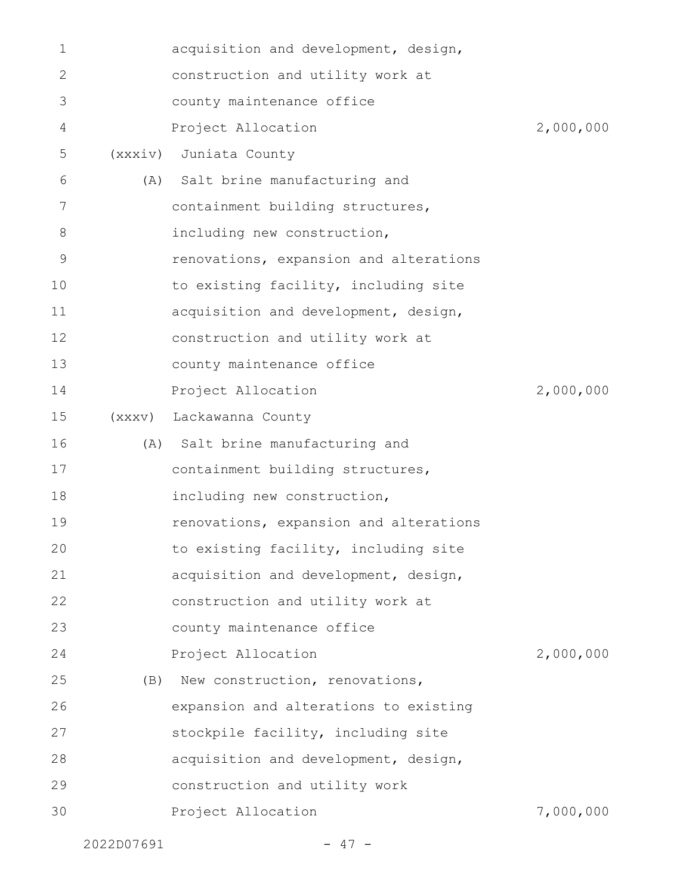acquisition and development, design, construction and utility work at county maintenance office

Project Allocation 2,000,000

(xxxiv) Juniata County

(A) Salt brine manufacturing and containment building structures, including new construction, renovations, expansion and alterations to existing facility, including site acquisition and development, design, construction and utility work at county maintenance office

Project Allocation 2,000,000

(xxxv) Lackawanna County

(A) Salt brine manufacturing and containment building structures, including new construction, renovations, expansion and alterations to existing facility, including site acquisition and development, design, construction and utility work at county maintenance office

Project Allocation 2,000,000

(B) New construction, renovations, expansion and alterations to existing stockpile facility, including site acquisition and development, design, construction and utility work

Project Allocation 7,000,000

2022D07691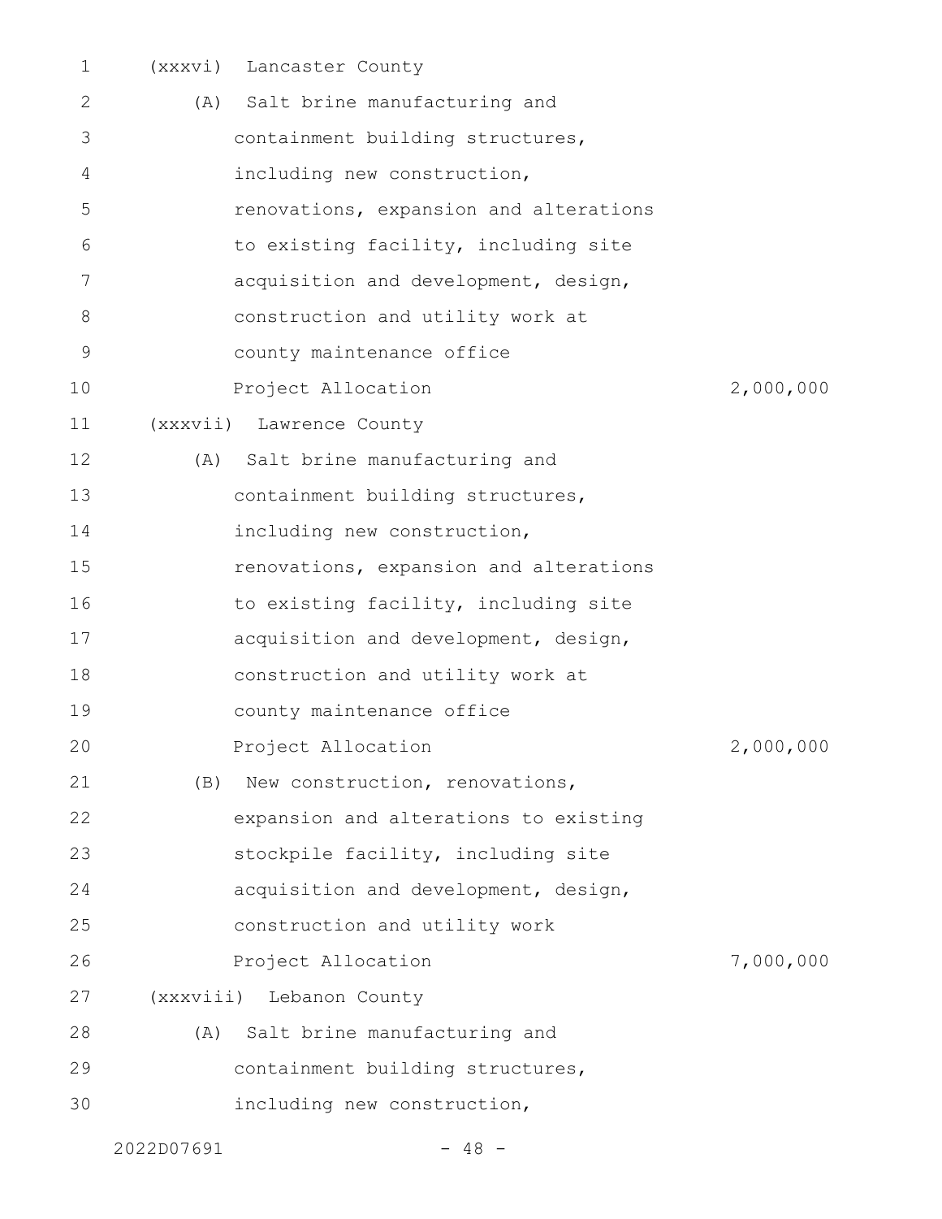(xxxvi) Lancaster County

(A) Salt brine manufacturing and containment building structures, including new construction, renovations, expansion and alterations to existing facility, including site acquisition and development, design, construction and utility work at county maintenance office

Project Allocation 2,000,000

(xxxvii) Lawrence County

(A) Salt brine manufacturing and containment building structures, including new construction, renovations, expansion and alterations to existing facility, including site acquisition and development, design, construction and utility work at county maintenance office

Project Allocation 2,000,000

(B) New construction, renovations, expansion and alterations to existing stockpile facility, including site acquisition and development, design, construction and utility work

Project Allocation 7,000,000

(xxxviii) Lebanon County

(A) Salt brine manufacturing and containment building structures, including new construction,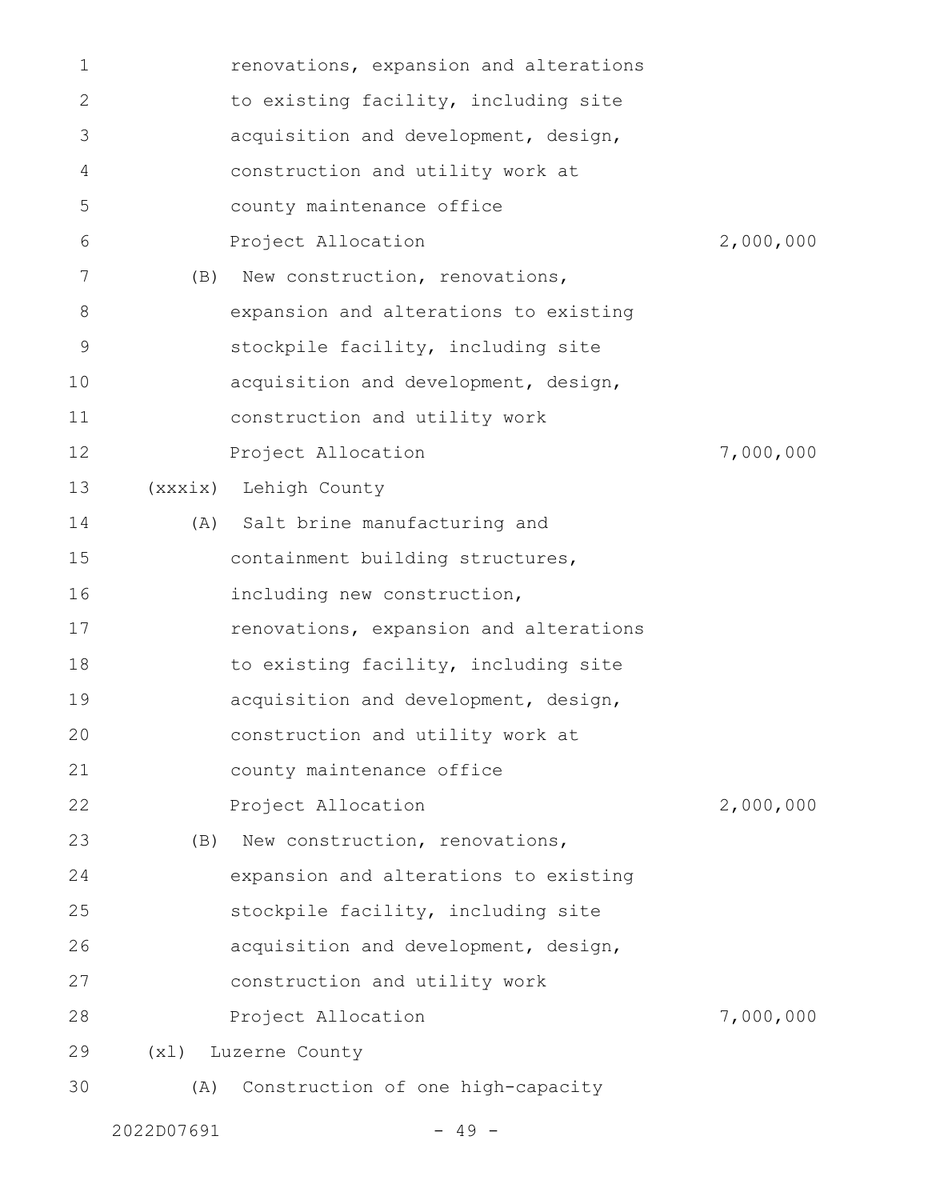renovations, expansion and alterations to existing facility, including site acquisition and development, design, construction and utility work at county maintenance office

Project Allocation 2,000,000

(B) New construction, renovations, expansion and alterations to existing stockpile facility, including site acquisition and development, design, construction and utility work

Project Allocation 7,000,000

(xxxix) Lehigh County

(A) Salt brine manufacturing and containment building structures, including new construction, renovations, expansion and alterations to existing facility, including site acquisition and development, design, construction and utility work at county maintenance office

Project Allocation 2,000,000

(B) New construction, renovations, expansion and alterations to existing stockpile facility, including site acquisition and development, design, construction and utility work

Project Allocation 7,000,000

(xl) Luzerne County

(A) Construction of one high-capacity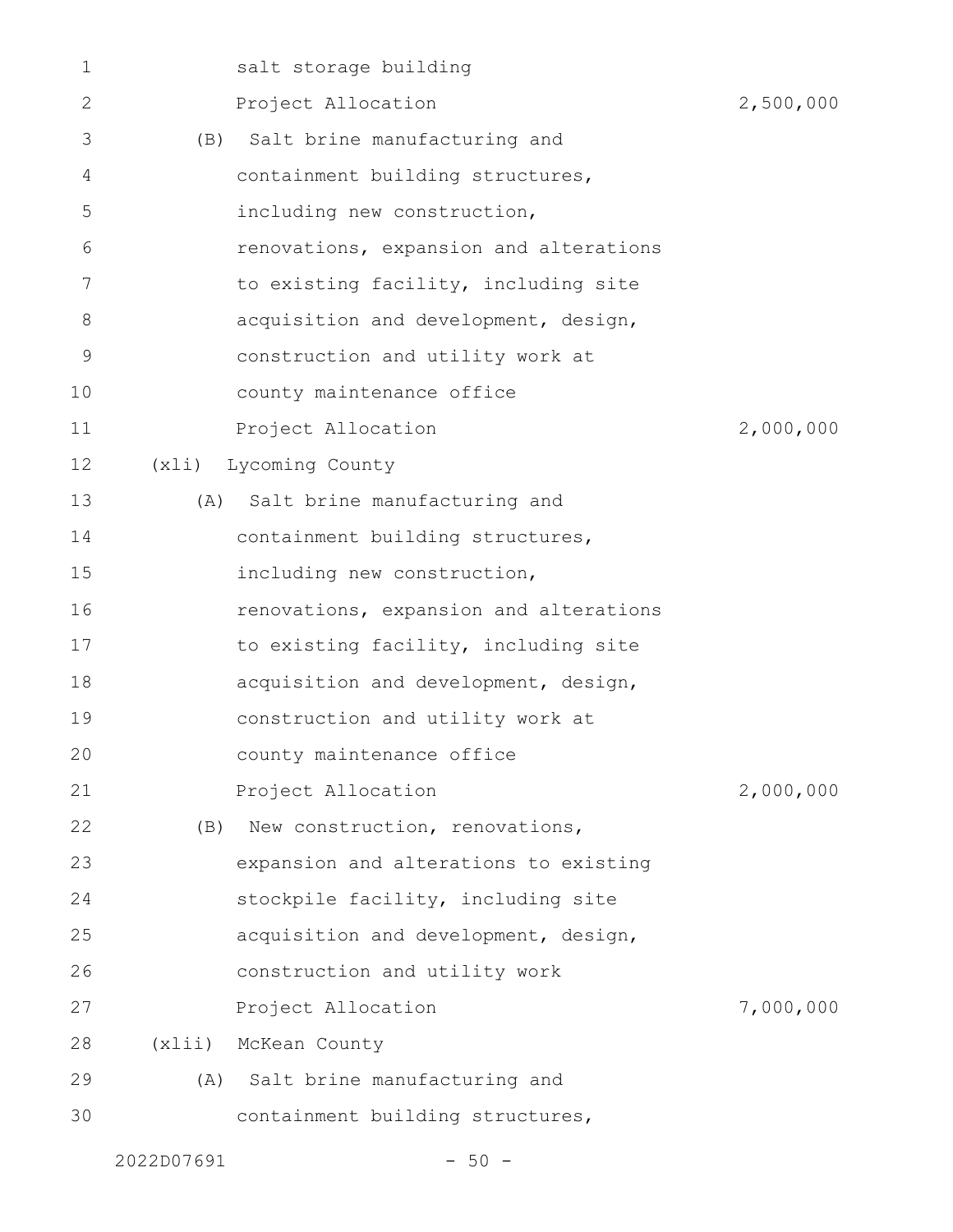salt storage building
Project Allocation 2,500,000

(B) Salt brine manufacturing and containment building structures, including new construction, renovations, expansion and alterations to existing facility, including site acquisition and development, design, construction and utility work at county maintenance office
Project Allocation 2,000,000

(xli) Lycoming County

(A) Salt brine manufacturing and containment building structures, including new construction, renovations, expansion and alterations to existing facility, including site acquisition and development, design, construction and utility work at county maintenance office
Project Allocation 2,000,000

(B) New construction, renovations, expansion and alterations to existing stockpile facility, including site acquisition and development, design, construction and utility work
Project Allocation 7,000,000

(xlii) McKean County

(A) Salt brine manufacturing and containment building structures,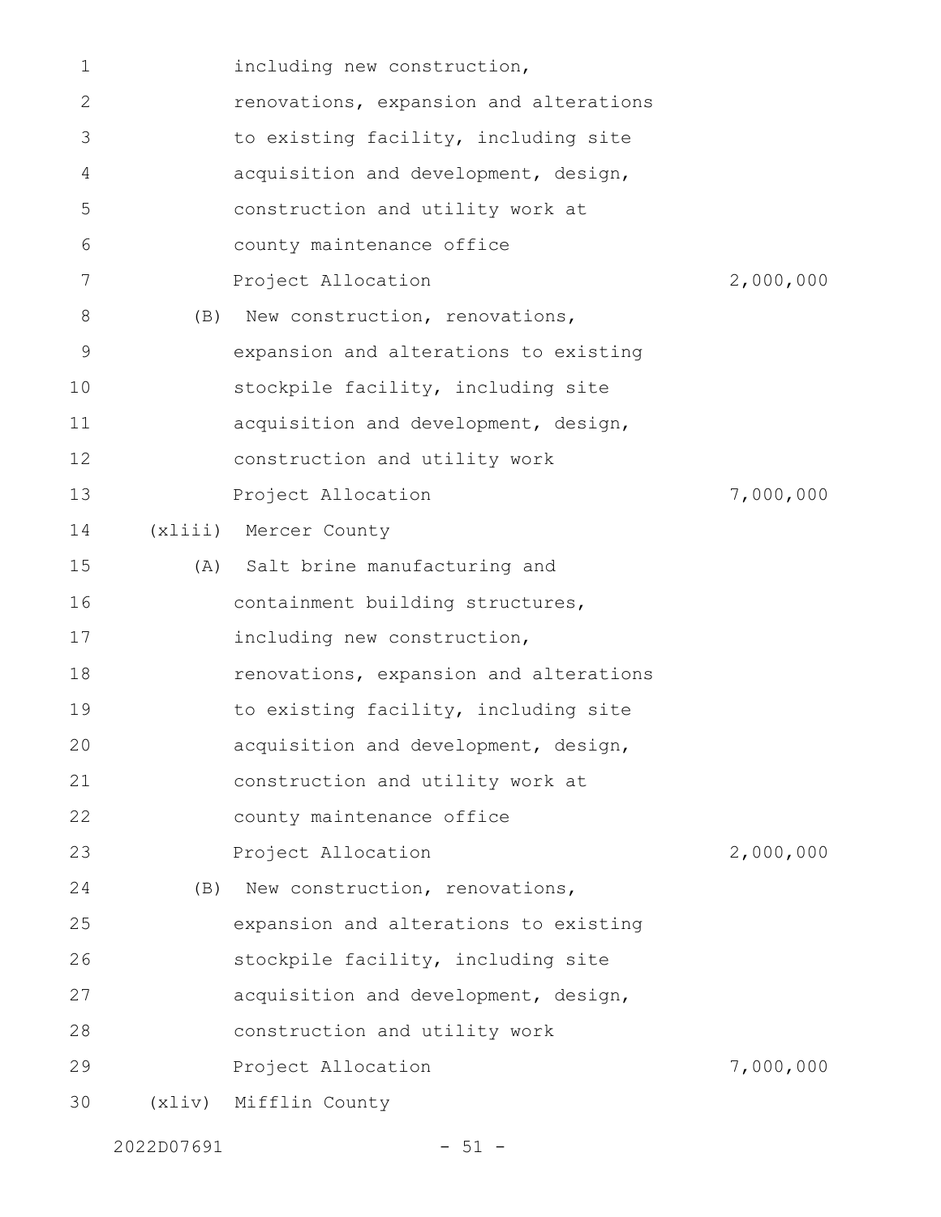including new construction, renovations, expansion and alterations to existing facility, including site acquisition and development, design, construction and utility work at county maintenance office

Project Allocation 2,000,000

(B) New construction, renovations, expansion and alterations to existing stockpile facility, including site acquisition and development, design, construction and utility work

Project Allocation 7,000,000

(xliii) Mercer County

(A) Salt brine manufacturing and containment building structures, including new construction, renovations, expansion and alterations to existing facility, including site acquisition and development, design, construction and utility work at county maintenance office

Project Allocation 2,000,000

(B) New construction, renovations, expansion and alterations to existing stockpile facility, including site acquisition and development, design, construction and utility work

Project Allocation 7,000,000

(xliv) Mifflin County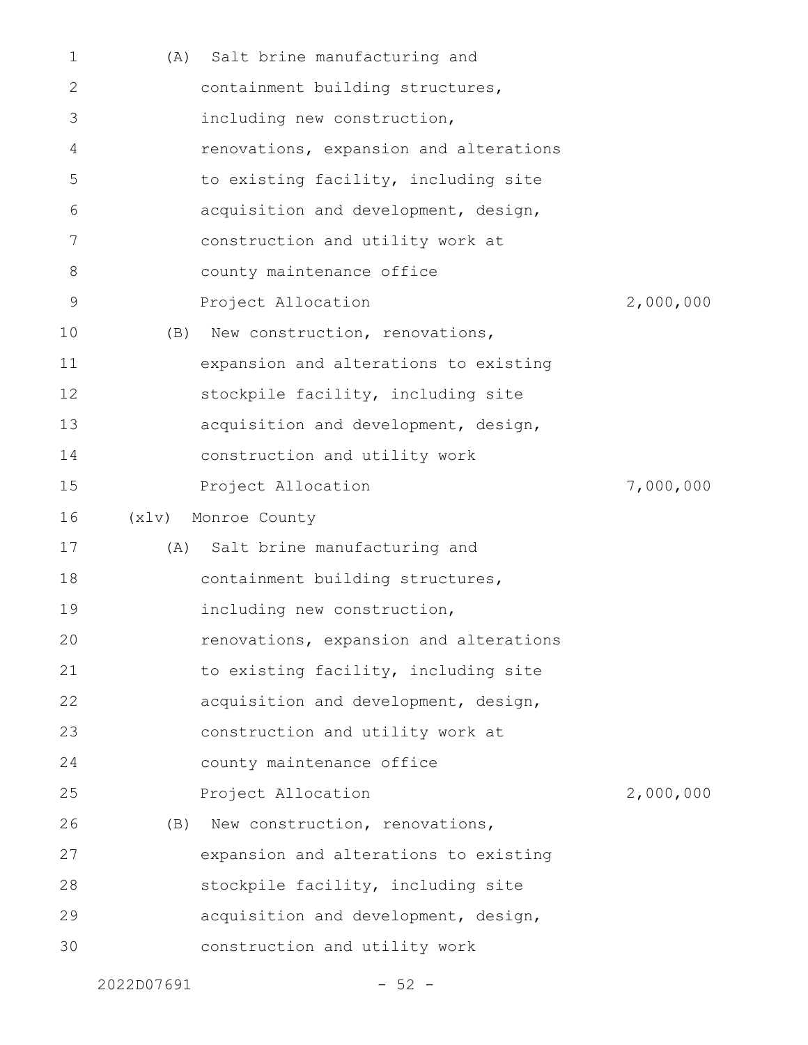(A) Salt brine manufacturing and containment building structures, including new construction, renovations, expansion and alterations to existing facility, including site acquisition and development, design, construction and utility work at county maintenance office

Project Allocation 2,000,000

(B) New construction, renovations, expansion and alterations to existing stockpile facility, including site acquisition and development, design, construction and utility work

Project Allocation 7,000,000

(xlv) Monroe County

(A) Salt brine manufacturing and containment building structures, including new construction, renovations, expansion and alterations to existing facility, including site acquisition and development, design, construction and utility work at county maintenance office

Project Allocation 2,000,000

(B) New construction, renovations, expansion and alterations to existing stockpile facility, including site acquisition and development, design, construction and utility work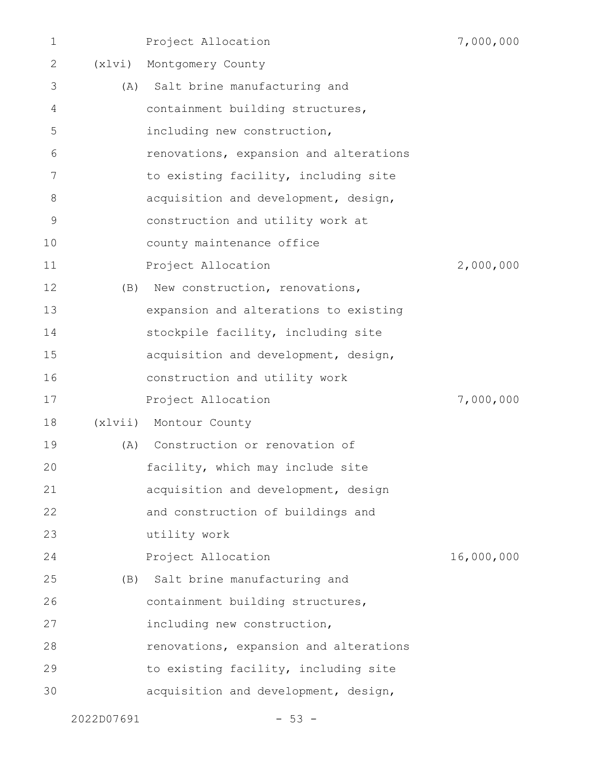Project Allocation 7,000,000

(xlvi) Montgomery County

(A) Salt brine manufacturing and containment building structures, including new construction, renovations, expansion and alterations to existing facility, including site acquisition and development, design, construction and utility work at county maintenance office

Project Allocation 2,000,000

(B) New construction, renovations, expansion and alterations to existing stockpile facility, including site acquisition and development, design, construction and utility work

Project Allocation 7,000,000

(xlvii) Montour County

(A) Construction or renovation of facility, which may include site acquisition and development, design and construction of buildings and utility work

Project Allocation 16,000,000

(B) Salt brine manufacturing and containment building structures, including new construction, renovations, expansion and alterations to existing facility, including site acquisition and development, design,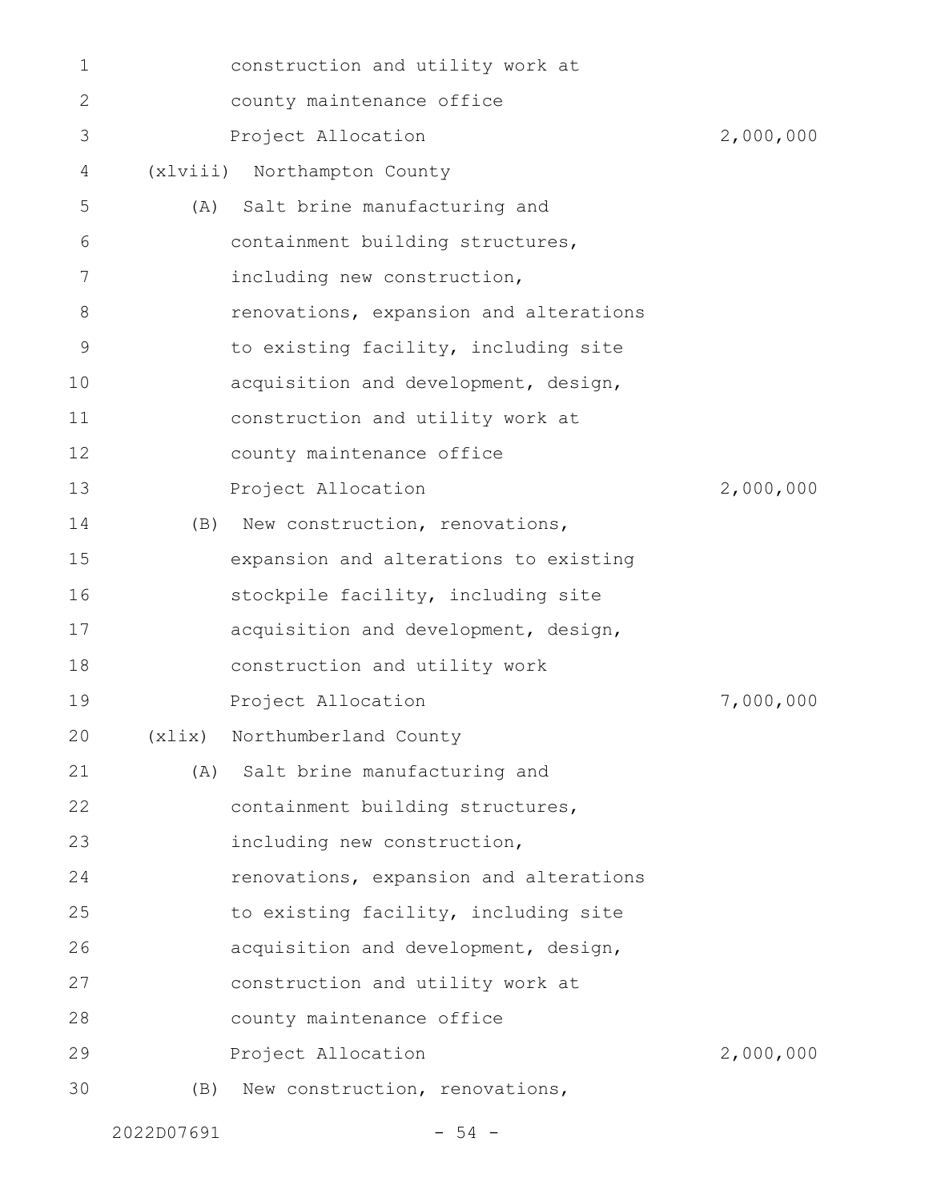construction and utility work at
county maintenance office
Project Allocation 2,000,000

(xlviii) Northampton County

(A) Salt brine manufacturing and
containment building structures,
including new construction,
renovations, expansion and alterations
to existing facility, including site
acquisition and development, design,
construction and utility work at
county maintenance office
Project Allocation 2,000,000

(B) New construction, renovations,
expansion and alterations to existing
stockpile facility, including site
acquisition and development, design,
construction and utility work
Project Allocation 7,000,000

(xlix) Northumberland County

(A) Salt brine manufacturing and
containment building structures,
including new construction,
renovations, expansion and alterations
to existing facility, including site
acquisition and development, design,
construction and utility work at
county maintenance office
Project Allocation 2,000,000

(B) New construction, renovations,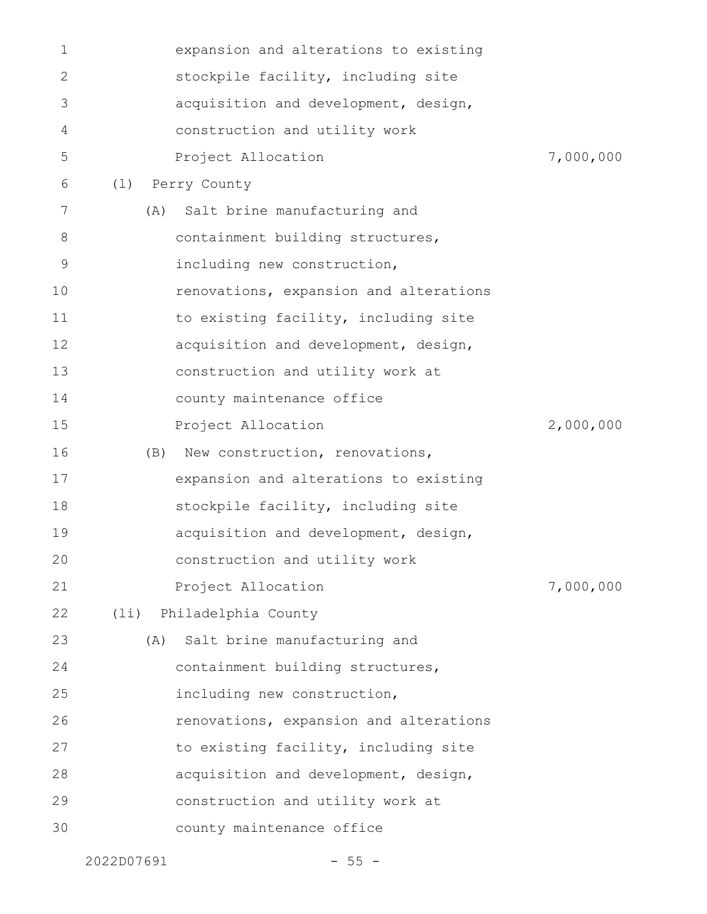expansion and alterations to existing stockpile facility, including site acquisition and development, design, construction and utility work

Project Allocation 7,000,000

(l) Perry County

(A) Salt brine manufacturing and containment building structures, including new construction, renovations, expansion and alterations to existing facility, including site acquisition and development, design, construction and utility work at county maintenance office

Project Allocation 2,000,000

(B) New construction, renovations, expansion and alterations to existing stockpile facility, including site acquisition and development, design, construction and utility work

Project Allocation 7,000,000

(li) Philadelphia County

(A) Salt brine manufacturing and containment building structures, including new construction, renovations, expansion and alterations to existing facility, including site acquisition and development, design, construction and utility work at county maintenance office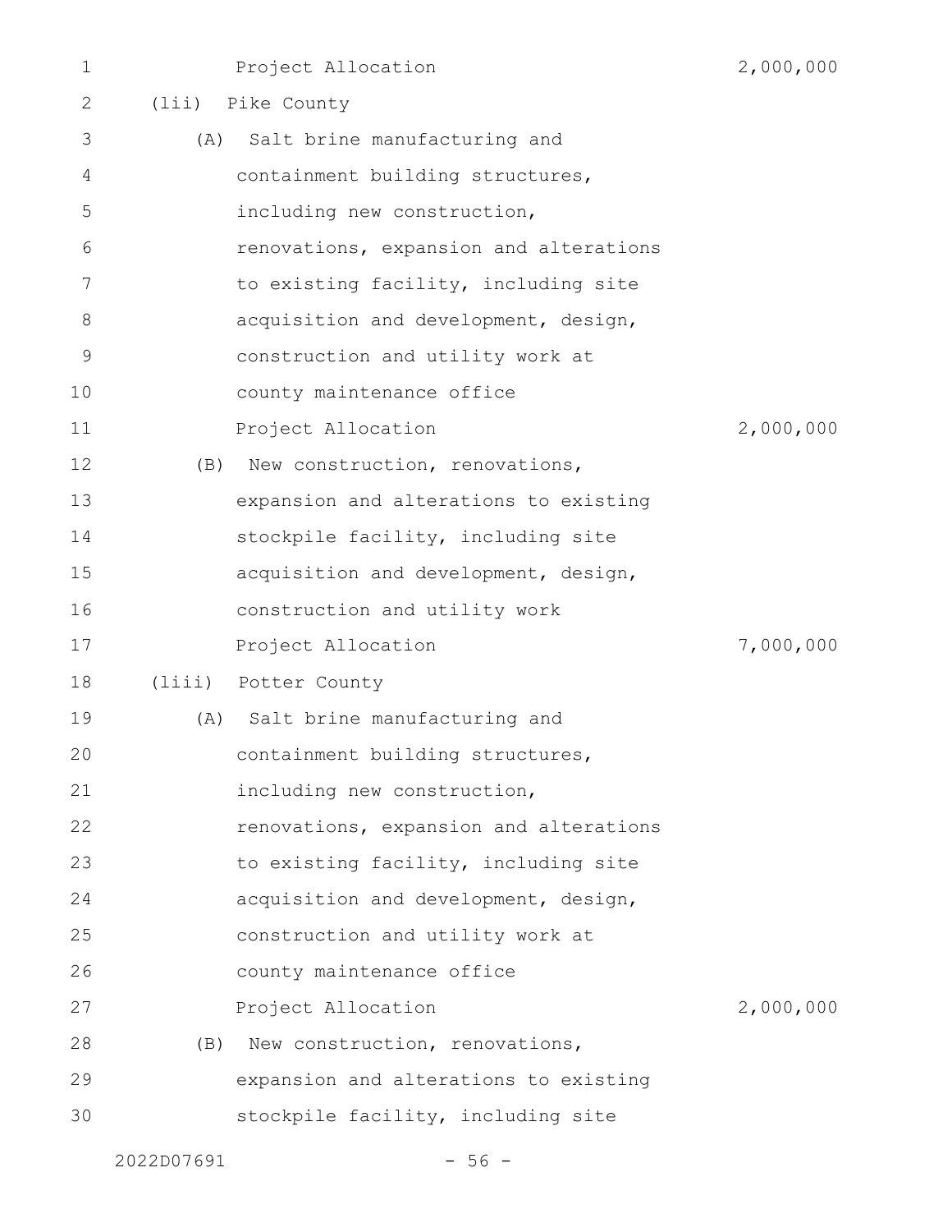Project Allocation 2,000,000

(lii) Pike County

(A) Salt brine manufacturing and containment building structures, including new construction, renovations, expansion and alterations to existing facility, including site acquisition and development, design, construction and utility work at county maintenance office

Project Allocation 2,000,000

(B) New construction, renovations, expansion and alterations to existing stockpile facility, including site acquisition and development, design, construction and utility work

Project Allocation 7,000,000

(liii) Potter County

(A) Salt brine manufacturing and containment building structures, including new construction, renovations, expansion and alterations to existing facility, including site acquisition and development, design, construction and utility work at county maintenance office

Project Allocation 2,000,000

(B) New construction, renovations, expansion and alterations to existing stockpile facility, including site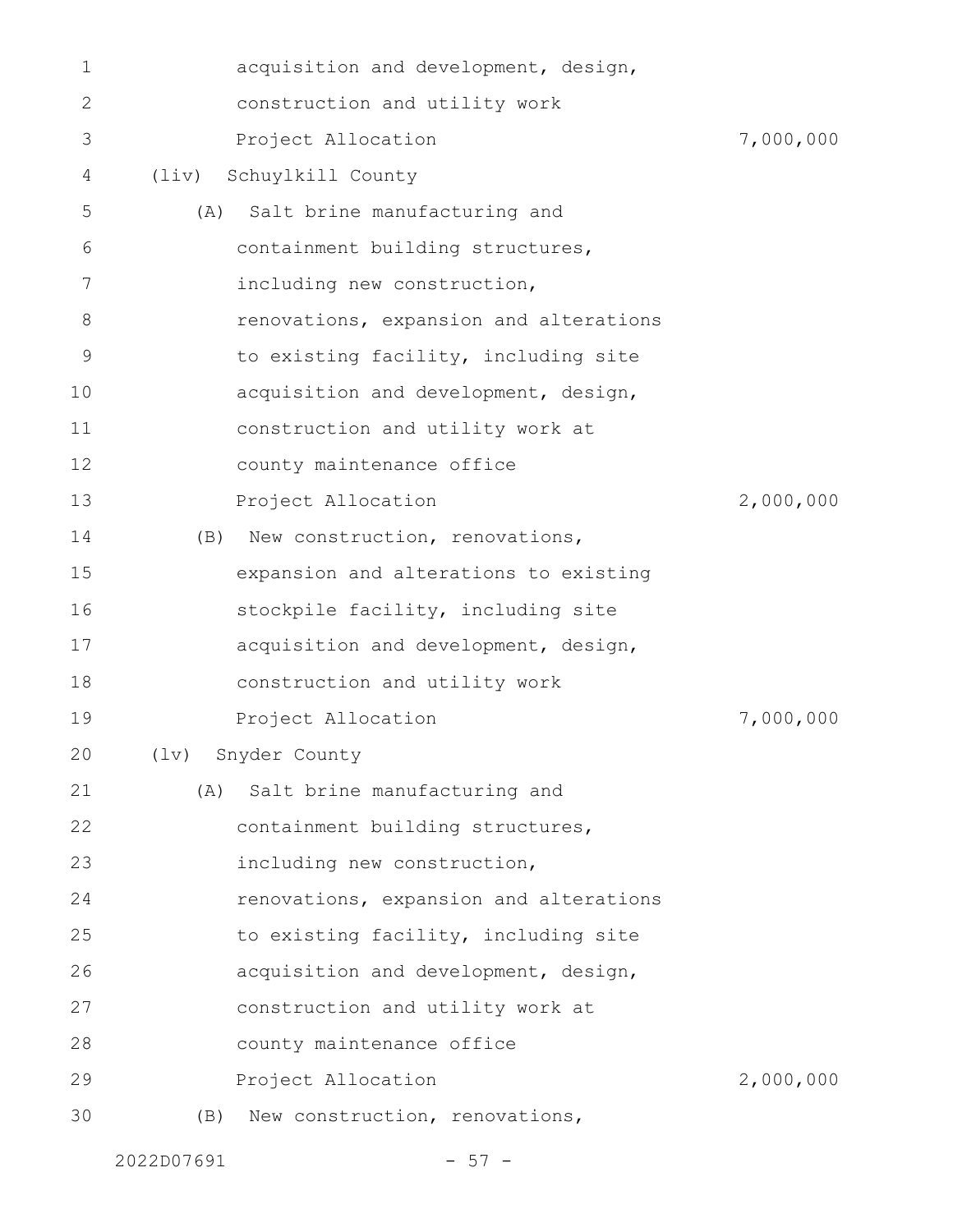acquisition and development, design, construction and utility work

Project Allocation 7,000,000

(liv) Schuylkill County

(A) Salt brine manufacturing and containment building structures, including new construction, renovations, expansion and alterations to existing facility, including site acquisition and development, design, construction and utility work at county maintenance office

Project Allocation 2,000,000

(B) New construction, renovations, expansion and alterations to existing stockpile facility, including site acquisition and development, design, construction and utility work

Project Allocation 7,000,000

(lv) Snyder County

(A) Salt brine manufacturing and containment building structures, including new construction, renovations, expansion and alterations to existing facility, including site acquisition and development, design, construction and utility work at county maintenance office

Project Allocation 2,000,000

(B) New construction, renovations,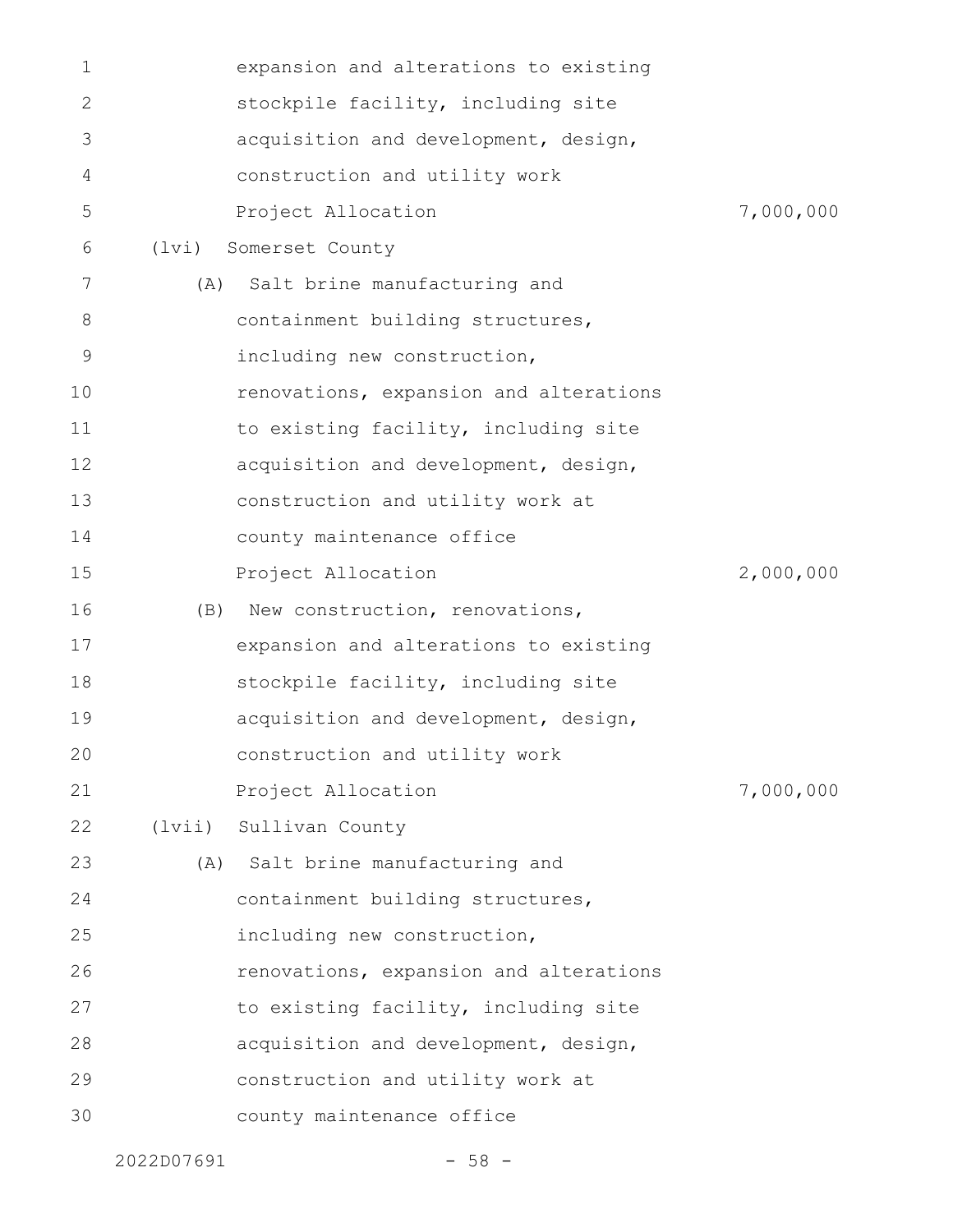expansion and alterations to existing stockpile facility, including site acquisition and development, design, construction and utility work

Project Allocation 7,000,000

(lvi) Somerset County

(A) Salt brine manufacturing and containment building structures, including new construction, renovations, expansion and alterations to existing facility, including site acquisition and development, design, construction and utility work at county maintenance office

Project Allocation 2,000,000

(B) New construction, renovations, expansion and alterations to existing stockpile facility, including site acquisition and development, design, construction and utility work

Project Allocation 7,000,000

(lvii) Sullivan County

(A) Salt brine manufacturing and containment building structures, including new construction, renovations, expansion and alterations to existing facility, including site acquisition and development, design, construction and utility work at county maintenance office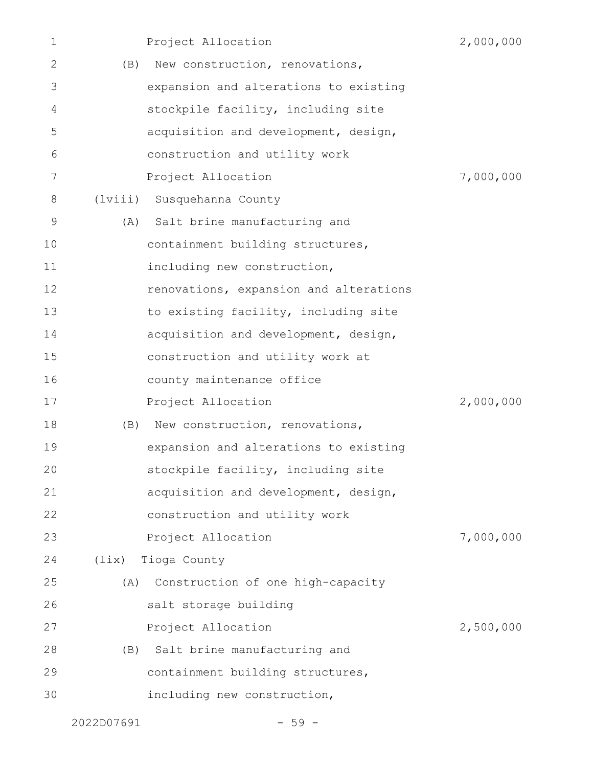Project Allocation 2,000,000

(B) New construction, renovations, expansion and alterations to existing stockpile facility, including site acquisition and development, design, construction and utility work

Project Allocation 7,000,000

(lviii) Susquehanna County

(A) Salt brine manufacturing and containment building structures, including new construction, renovations, expansion and alterations to existing facility, including site acquisition and development, design, construction and utility work at county maintenance office

Project Allocation 2,000,000

(B) New construction, renovations, expansion and alterations to existing stockpile facility, including site acquisition and development, design, construction and utility work

Project Allocation 7,000,000

(lix) Tioga County

(A) Construction of one high-capacity salt storage building

Project Allocation 2,500,000

(B) Salt brine manufacturing and containment building structures, including new construction,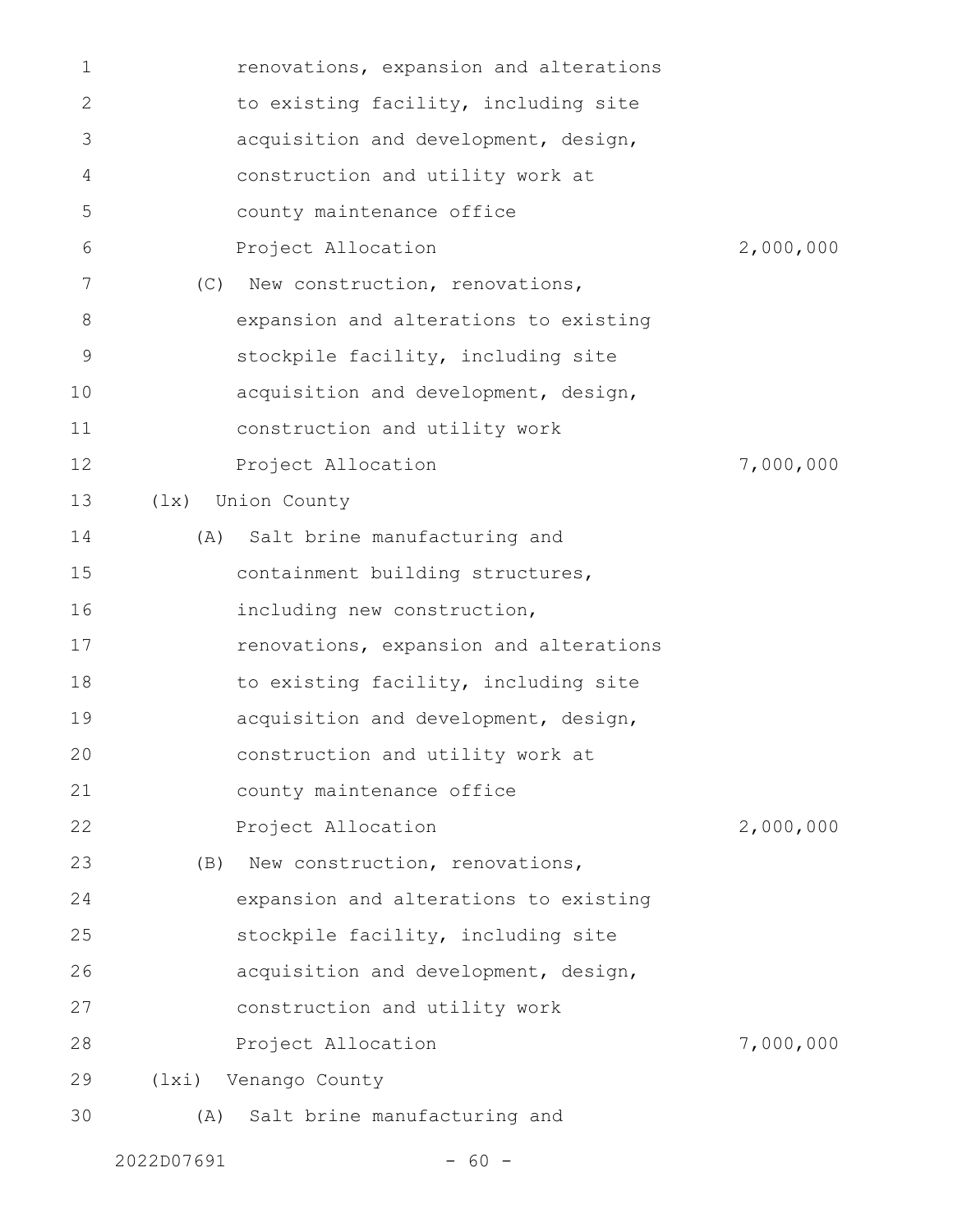renovations, expansion and alterations to existing facility, including site acquisition and development, design, construction and utility work at county maintenance office

Project Allocation 2,000,000

(C) New construction, renovations, expansion and alterations to existing stockpile facility, including site acquisition and development, design, construction and utility work

Project Allocation 7,000,000

(lx) Union County

(A) Salt brine manufacturing and containment building structures, including new construction, renovations, expansion and alterations to existing facility, including site acquisition and development, design, construction and utility work at county maintenance office

Project Allocation 2,000,000

(B) New construction, renovations, expansion and alterations to existing stockpile facility, including site acquisition and development, design, construction and utility work

Project Allocation 7,000,000

(lxi) Venango County

(A) Salt brine manufacturing and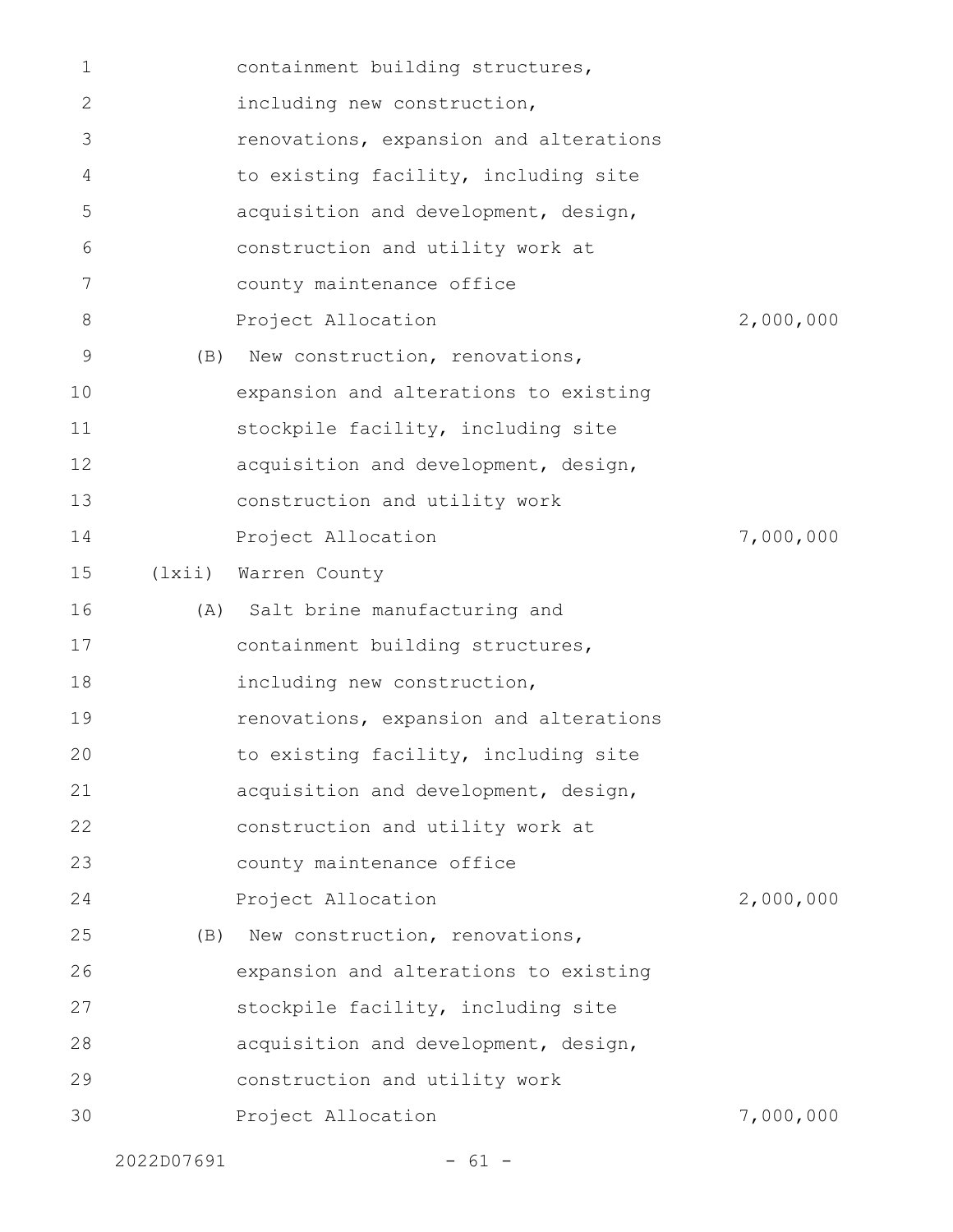containment building structures,
including new construction,
renovations, expansion and alterations
to existing facility, including site
acquisition and development, design,
construction and utility work at
county maintenance office

Project Allocation 2,000,000

(B) New construction, renovations,
expansion and alterations to existing
stockpile facility, including site
acquisition and development, design,
construction and utility work

Project Allocation 7,000,000

(lxii) Warren County

(A) Salt brine manufacturing and
containment building structures,
including new construction,
renovations, expansion and alterations
to existing facility, including site
acquisition and development, design,
construction and utility work at
county maintenance office

Project Allocation 2,000,000

(B) New construction, renovations,
expansion and alterations to existing
stockpile facility, including site
acquisition and development, design,
construction and utility work

Project Allocation 7,000,000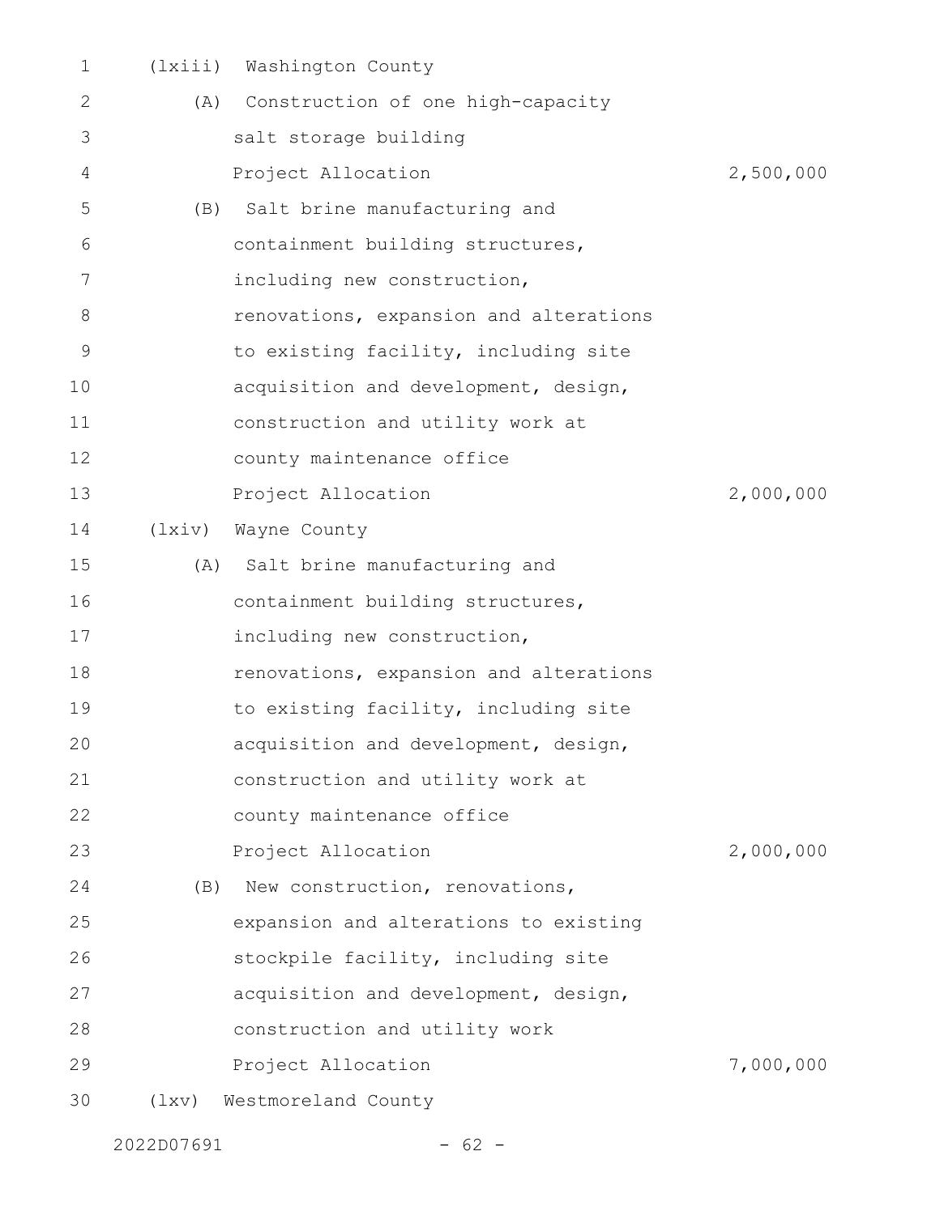(lxiii) Washington County

(A) Construction of one high-capacity salt storage building

Project Allocation 2,500,000

(B) Salt brine manufacturing and containment building structures, including new construction, renovations, expansion and alterations to existing facility, including site acquisition and development, design, construction and utility work at county maintenance office

Project Allocation 2,000,000

(lxiv) Wayne County

(A) Salt brine manufacturing and containment building structures, including new construction, renovations, expansion and alterations to existing facility, including site acquisition and development, design, construction and utility work at county maintenance office

Project Allocation 2,000,000

(B) New construction, renovations, expansion and alterations to existing stockpile facility, including site acquisition and development, design, construction and utility work

Project Allocation 7,000,000

(lxv) Westmoreland County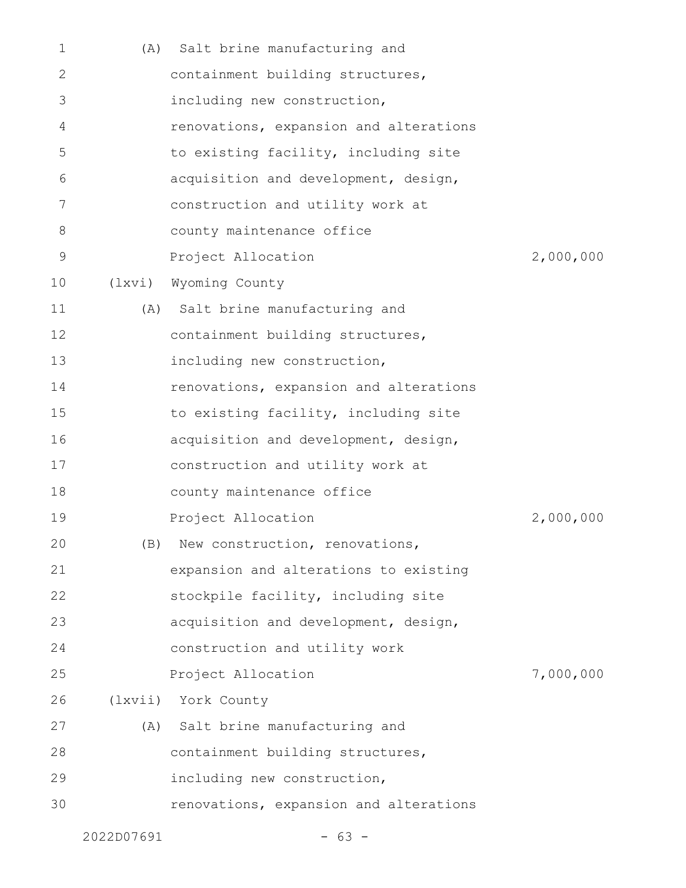(A) Salt brine manufacturing and containment building structures, including new construction, renovations, expansion and alterations to existing facility, including site acquisition and development, design, construction and utility work at county maintenance office

Project Allocation 2,000,000

(lxvi) Wyoming County

(A) Salt brine manufacturing and containment building structures, including new construction, renovations, expansion and alterations to existing facility, including site acquisition and development, design, construction and utility work at county maintenance office

Project Allocation 2,000,000

(B) New construction, renovations, expansion and alterations to existing stockpile facility, including site acquisition and development, design, construction and utility work

Project Allocation 7,000,000

(lxvii) York County

(A) Salt brine manufacturing and containment building structures, including new construction, renovations, expansion and alterations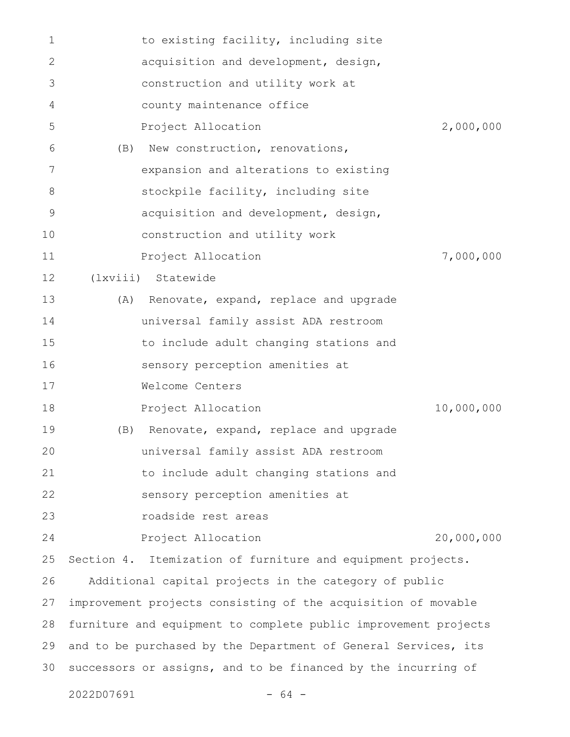to existing facility, including site acquisition and development, design, construction and utility work at county maintenance office

Project Allocation 2,000,000

(B) New construction, renovations, expansion and alterations to existing stockpile facility, including site acquisition and development, design, construction and utility work

Project Allocation 7,000,000

(lxviii) Statewide

(A) Renovate, expand, replace and upgrade universal family assist ADA restroom to include adult changing stations and sensory perception amenities at Welcome Centers

Project Allocation 10,000,000

(B) Renovate, expand, replace and upgrade universal family assist ADA restroom to include adult changing stations and sensory perception amenities at roadside rest areas

Project Allocation 20,000,000

Section 4. Itemization of furniture and equipment projects.

Additional capital projects in the category of public improvement projects consisting of the acquisition of movable furniture and equipment to complete public improvement projects and to be purchased by the Department of General Services, its successors or assigns, and to be financed by the incurring of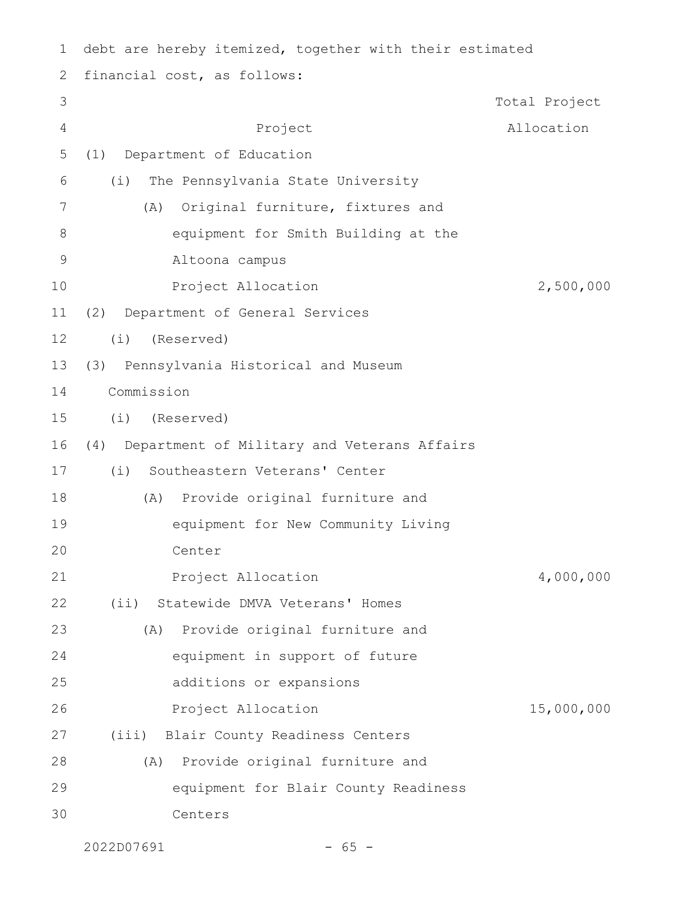debt are hereby itemized, together with their estimated financial cost, as follows:

| Project | Total Project Allocation |
|---|---|
| (1) Department of Education | |
| (i) The Pennsylvania State University | |
| (A) Original furniture, fixtures and equipment for Smith Building at the Altoona campus | |
| Project Allocation | 2,500,000 |
| (2) Department of General Services | |
| (i) (Reserved) | |
| (3) Pennsylvania Historical and Museum Commission | |
| (i) (Reserved) | |
| (4) Department of Military and Veterans Affairs | |
| (i) Southeastern Veterans' Center | |
| (A) Provide original furniture and equipment for New Community Living Center | |
| Project Allocation | 4,000,000 |
| (ii) Statewide DMVA Veterans' Homes | |
| (A) Provide original furniture and equipment in support of future additions or expansions | |
| Project Allocation | 15,000,000 |
| (iii) Blair County Readiness Centers | |
| (A) Provide original furniture and equipment for Blair County Readiness Centers | |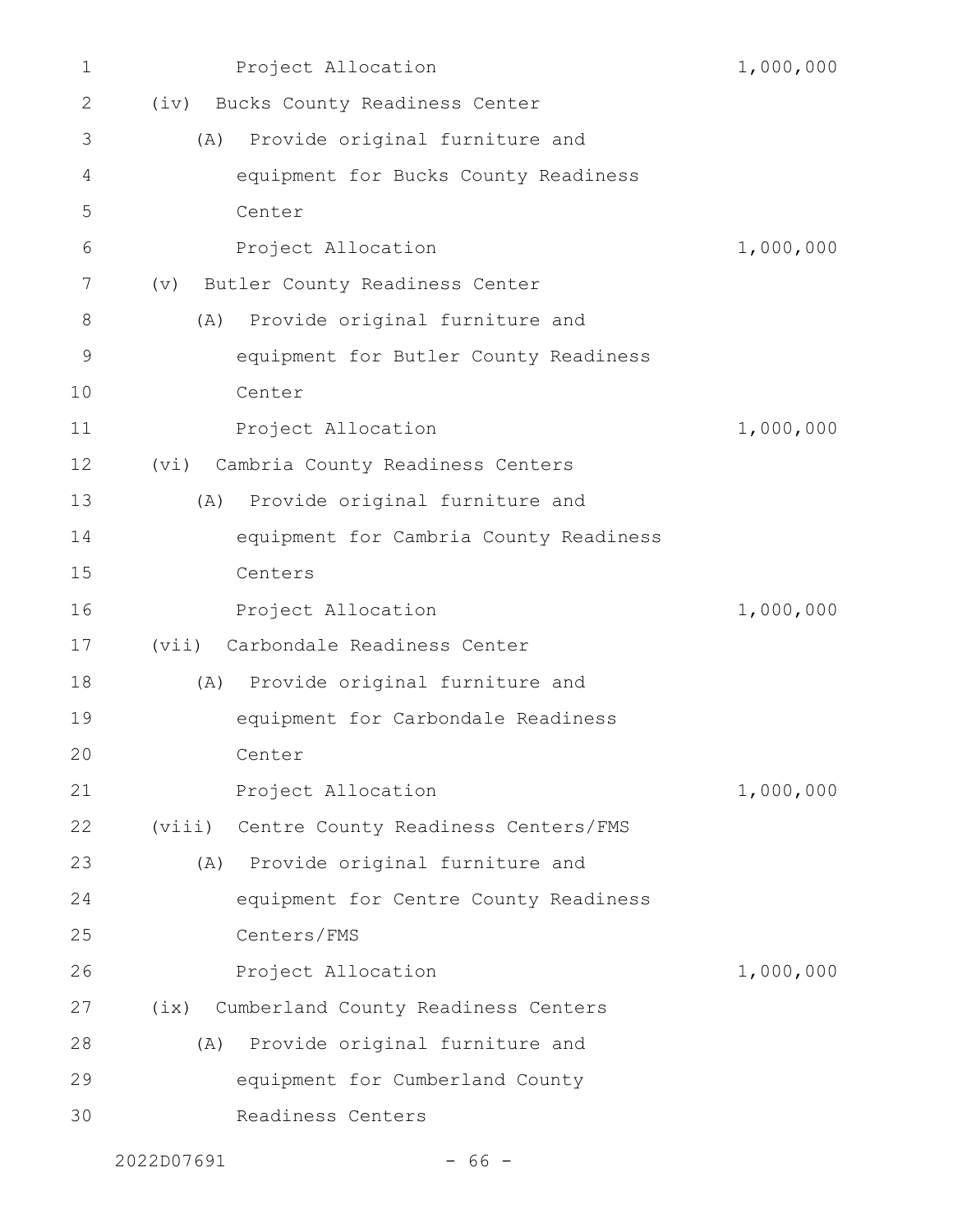Project Allocation 1,000,000

(iv) Bucks County Readiness Center

(A) Provide original furniture and equipment for Bucks County Readiness Center

Project Allocation 1,000,000

(v) Butler County Readiness Center

(A) Provide original furniture and equipment for Butler County Readiness Center

Project Allocation 1,000,000

(vi) Cambria County Readiness Centers

(A) Provide original furniture and equipment for Cambria County Readiness Centers

Project Allocation 1,000,000

(vii) Carbondale Readiness Center

(A) Provide original furniture and equipment for Carbondale Readiness Center

Project Allocation 1,000,000

(viii) Centre County Readiness Centers/FMS

(A) Provide original furniture and equipment for Centre County Readiness Centers/FMS

Project Allocation 1,000,000

(ix) Cumberland County Readiness Centers

(A) Provide original furniture and equipment for Cumberland County Readiness Centers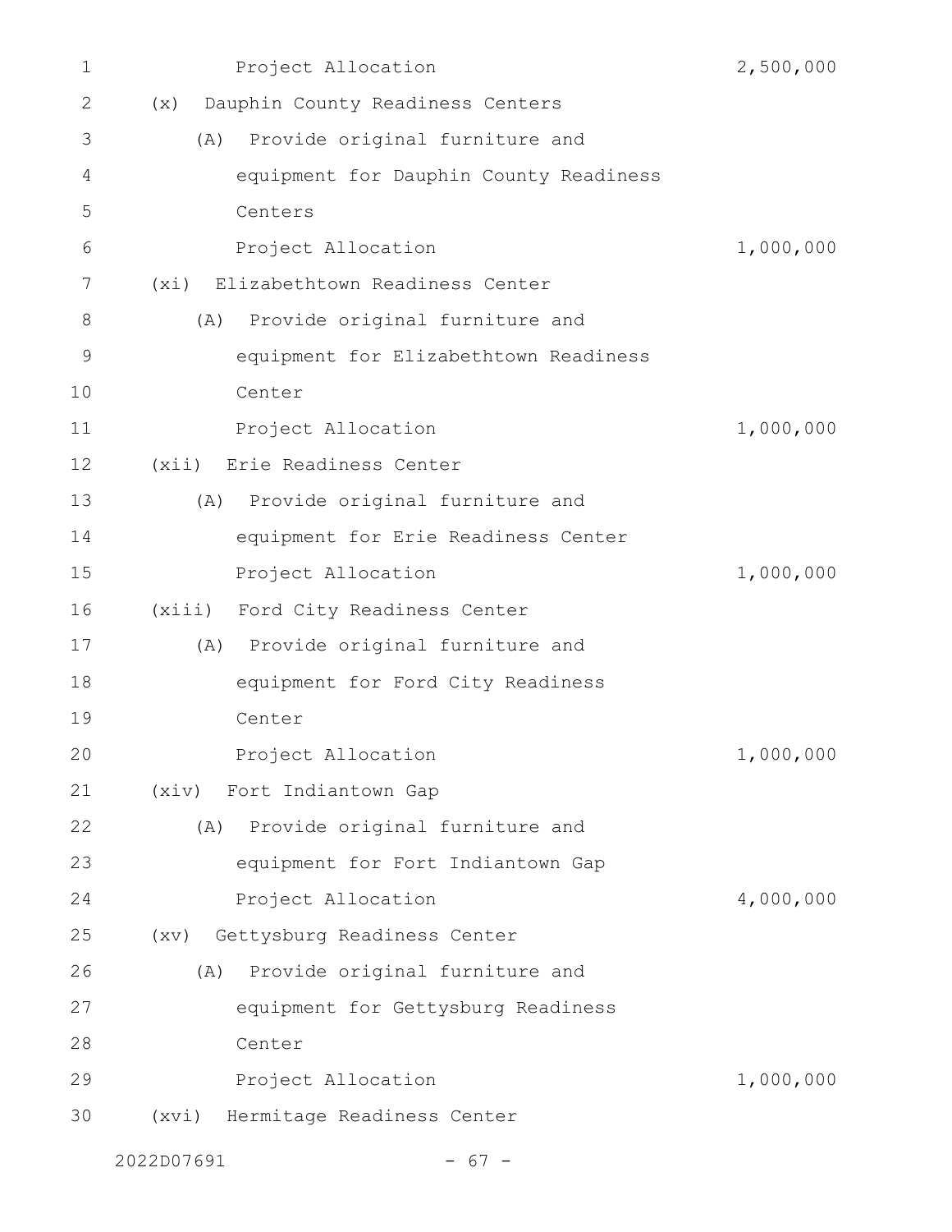Project Allocation 2,500,000

(x) Dauphin County Readiness Centers

(A) Provide original furniture and equipment for Dauphin County Readiness Centers

Project Allocation 1,000,000

(xi) Elizabethtown Readiness Center

(A) Provide original furniture and equipment for Elizabethtown Readiness Center

Project Allocation 1,000,000

(xii) Erie Readiness Center

(A) Provide original furniture and equipment for Erie Readiness Center

Project Allocation 1,000,000

(xiii) Ford City Readiness Center

(A) Provide original furniture and equipment for Ford City Readiness Center

Project Allocation 1,000,000

(xiv) Fort Indiantown Gap

(A) Provide original furniture and equipment for Fort Indiantown Gap

Project Allocation 4,000,000

(xv) Gettysburg Readiness Center

(A) Provide original furniture and equipment for Gettysburg Readiness Center

Project Allocation 1,000,000

(xvi) Hermitage Readiness Center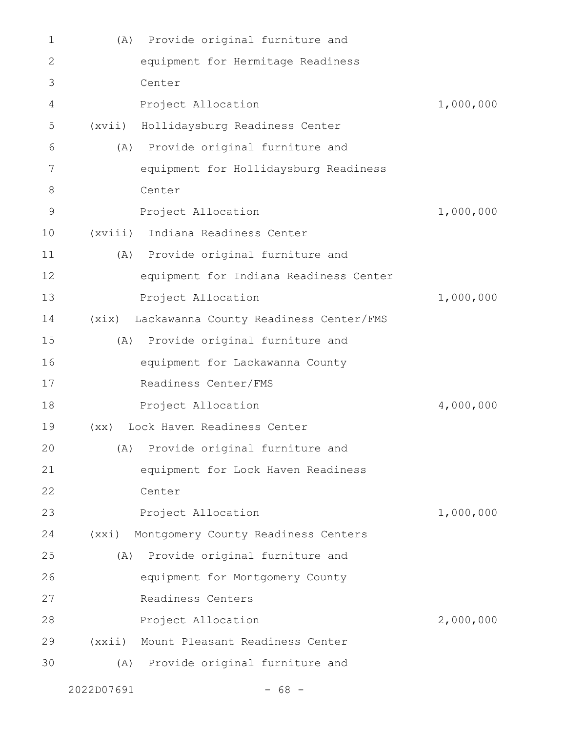(A) Provide original furniture and equipment for Hermitage Readiness Center

Project Allocation 1,000,000

(xvii) Hollidaysburg Readiness Center

(A) Provide original furniture and equipment for Hollidaysburg Readiness Center

Project Allocation 1,000,000

(xviii) Indiana Readiness Center

(A) Provide original furniture and equipment for Indiana Readiness Center

Project Allocation 1,000,000

(xix) Lackawanna County Readiness Center/FMS

(A) Provide original furniture and equipment for Lackawanna County Readiness Center/FMS

Project Allocation 4,000,000

(xx) Lock Haven Readiness Center

(A) Provide original furniture and equipment for Lock Haven Readiness Center

Project Allocation 1,000,000

(xxi) Montgomery County Readiness Centers

(A) Provide original furniture and equipment for Montgomery County Readiness Centers

Project Allocation 2,000,000

(xxii) Mount Pleasant Readiness Center

(A) Provide original furniture and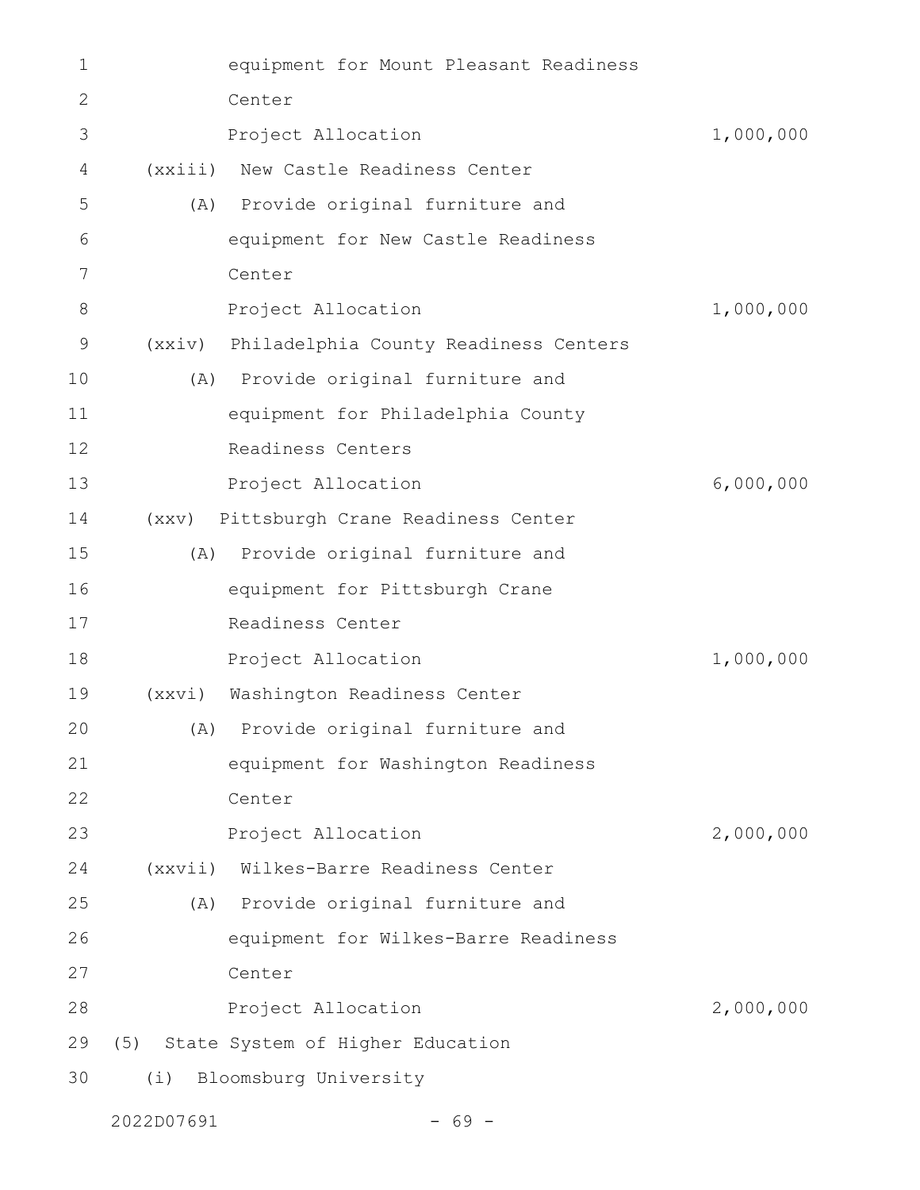equipment for Mount Pleasant Readiness
Center
Project Allocation 1,000,000

(xxiii) New Castle Readiness Center

(A) Provide original furniture and
equipment for New Castle Readiness
Center
Project Allocation 1,000,000

(xxiv) Philadelphia County Readiness Centers

(A) Provide original furniture and
equipment for Philadelphia County
Readiness Centers
Project Allocation 6,000,000

(xxv) Pittsburgh Crane Readiness Center

(A) Provide original furniture and
equipment for Pittsburgh Crane
Readiness Center
Project Allocation 1,000,000

(xxvi) Washington Readiness Center

(A) Provide original furniture and
equipment for Washington Readiness
Center
Project Allocation 2,000,000

(xxvii) Wilkes-Barre Readiness Center

(A) Provide original furniture and
equipment for Wilkes-Barre Readiness
Center
Project Allocation 2,000,000

(5) State System of Higher Education

(i) Bloomsburg University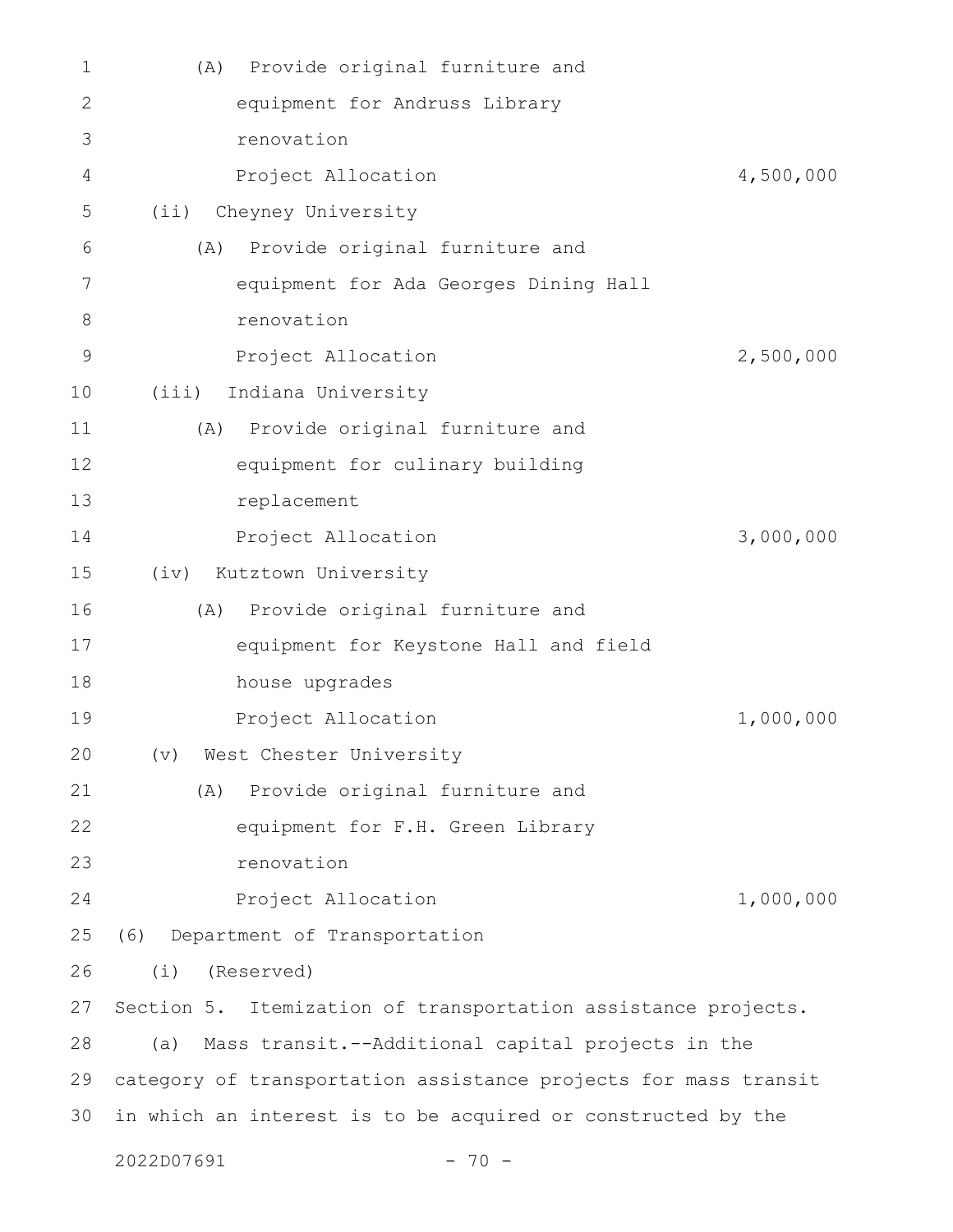(A) Provide original furniture and equipment for Andruss Library renovation
Project Allocation 4,500,000

(ii) Cheyney University

(A) Provide original furniture and equipment for Ada Georges Dining Hall renovation
Project Allocation 2,500,000

(iii) Indiana University

(A) Provide original furniture and equipment for culinary building replacement
Project Allocation 3,000,000

(iv) Kutztown University

(A) Provide original furniture and equipment for Keystone Hall and field house upgrades
Project Allocation 1,000,000

(v) West Chester University

(A) Provide original furniture and equipment for F.H. Green Library renovation
Project Allocation 1,000,000

(6) Department of Transportation

(i) (Reserved)

Section 5. Itemization of transportation assistance projects.

(a) Mass transit.--Additional capital projects in the category of transportation assistance projects for mass transit in which an interest is to be acquired or constructed by the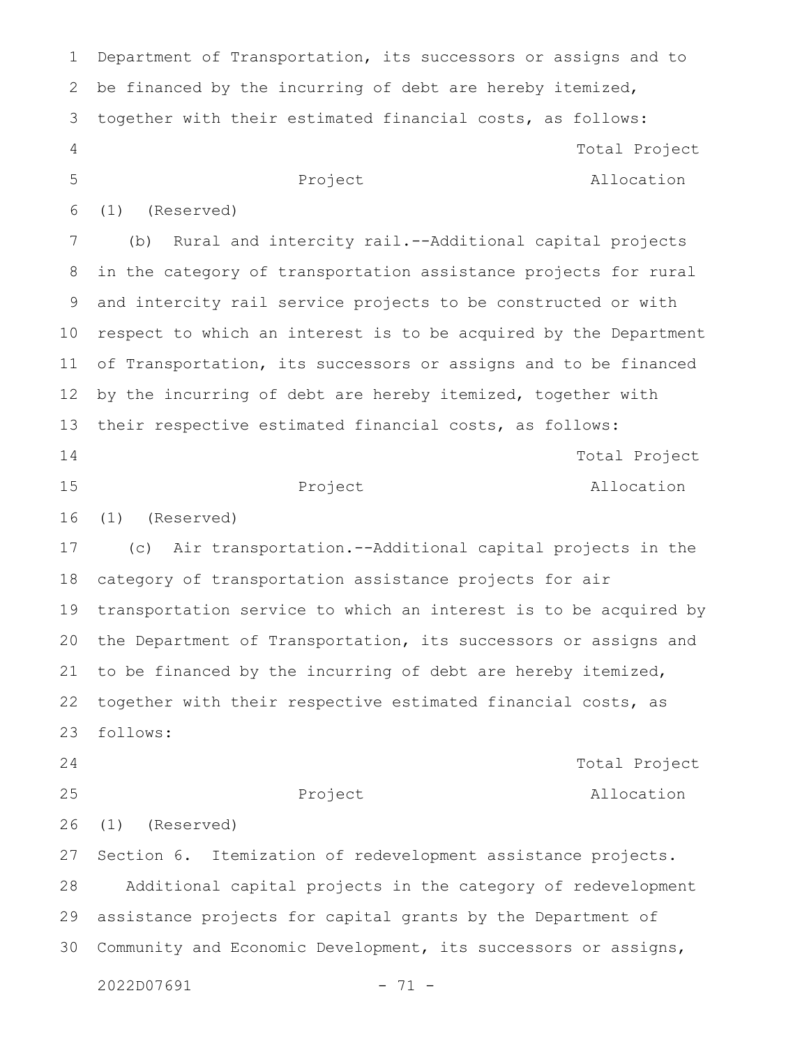Department of Transportation, its successors or assigns and to be financed by the incurring of debt are hereby itemized, together with their estimated financial costs, as follows:

| Project | Total Project Allocation |
| --- | --- |
| (1) (Reserved) | |

(b) Rural and intercity rail.--Additional capital projects in the category of transportation assistance projects for rural and intercity rail service projects to be constructed or with respect to which an interest is to be acquired by the Department of Transportation, its successors or assigns and to be financed by the incurring of debt are hereby itemized, together with their respective estimated financial costs, as follows:

| Project | Total Project Allocation |
| --- | --- |
| (1) (Reserved) | |

(c) Air transportation.--Additional capital projects in the category of transportation assistance projects for air transportation service to which an interest is to be acquired by the Department of Transportation, its successors or assigns and to be financed by the incurring of debt are hereby itemized, together with their respective estimated financial costs, as follows:

| Project | Total Project Allocation |
| --- | --- |
| (1) (Reserved) | |

Section 6. Itemization of redevelopment assistance projects.

Additional capital projects in the category of redevelopment assistance projects for capital grants by the Department of Community and Economic Development, its successors or assigns,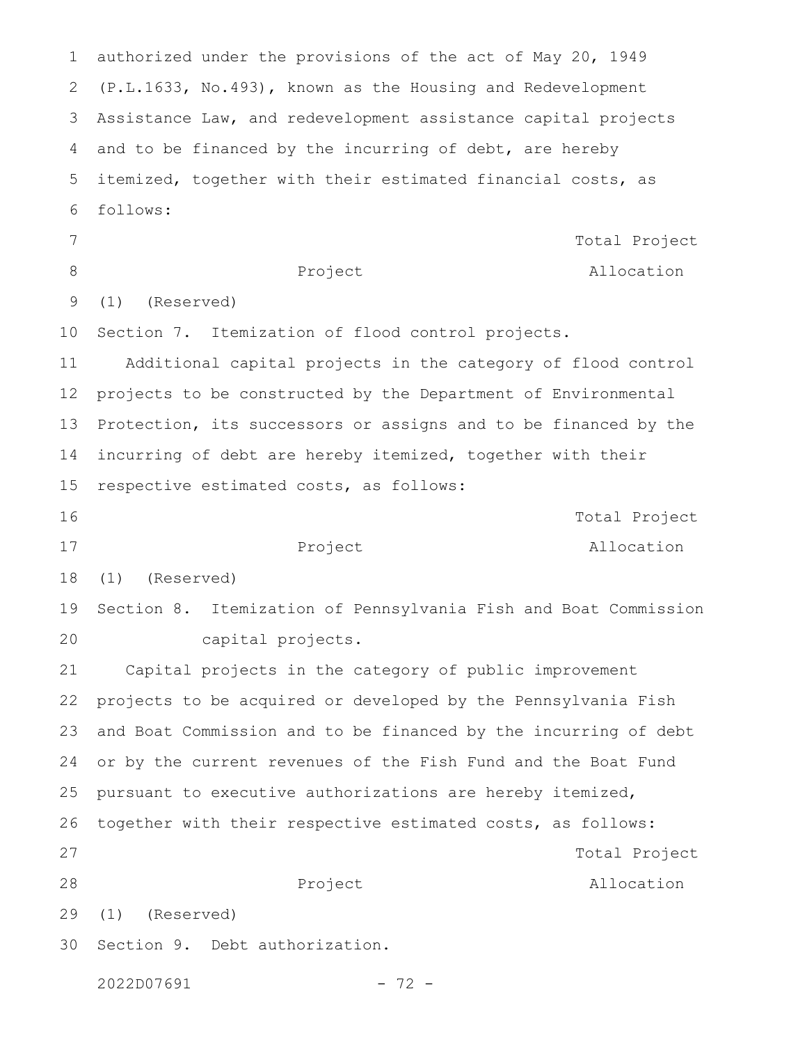authorized under the provisions of the act of May 20, 1949 (P.L.1633, No.493), known as the Housing and Redevelopment Assistance Law, and redevelopment assistance capital projects and to be financed by the incurring of debt, are hereby itemized, together with their estimated financial costs, as follows:

| Project | Total Project Allocation |
|---|---|
| (1) (Reserved) | |

Section 7. Itemization of flood control projects.

Additional capital projects in the category of flood control projects to be constructed by the Department of Environmental Protection, its successors or assigns and to be financed by the incurring of debt are hereby itemized, together with their respective estimated costs, as follows:

| Project | Total Project Allocation |
|---|---|
| (1) (Reserved) | |

Section 8. Itemization of Pennsylvania Fish and Boat Commission capital projects.

Capital projects in the category of public improvement projects to be acquired or developed by the Pennsylvania Fish and Boat Commission and to be financed by the incurring of debt or by the current revenues of the Fish Fund and the Boat Fund pursuant to executive authorizations are hereby itemized, together with their respective estimated costs, as follows:

| Project | Total Project Allocation |
|---|---|
| (1) (Reserved) | |

Section 9. Debt authorization.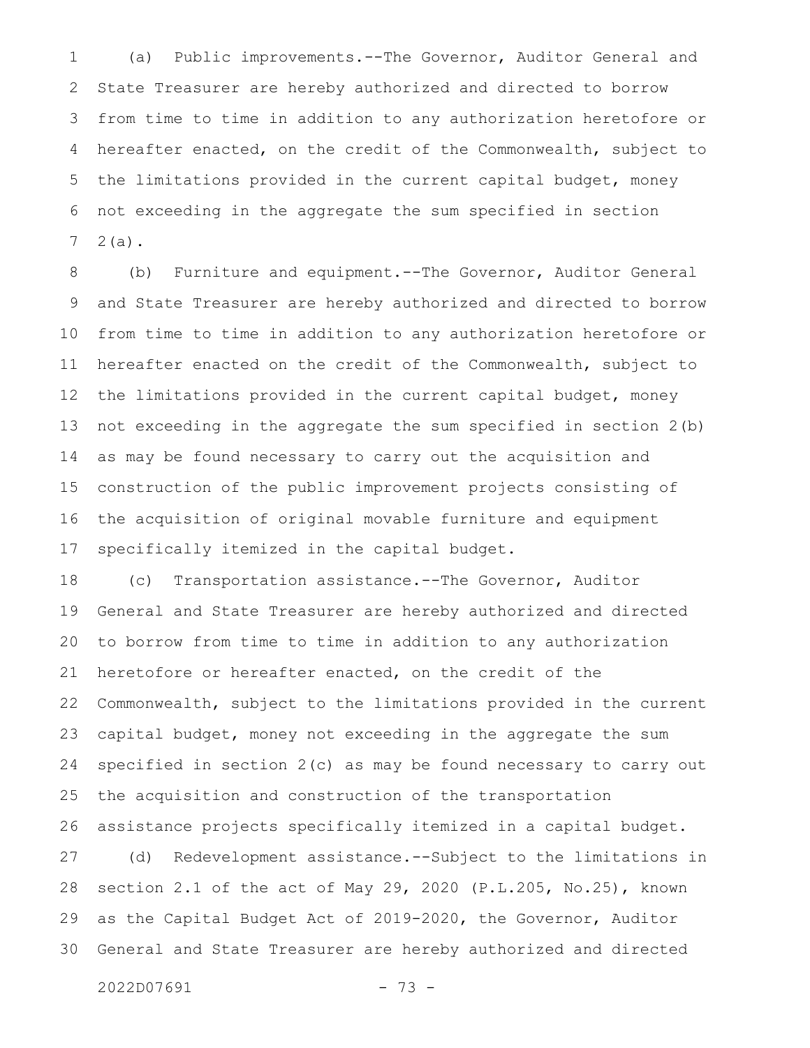(a) Public improvements.--The Governor, Auditor General and State Treasurer are hereby authorized and directed to borrow from time to time in addition to any authorization heretofore or hereafter enacted, on the credit of the Commonwealth, subject to the limitations provided in the current capital budget, money not exceeding in the aggregate the sum specified in section 2(a).

(b) Furniture and equipment.--The Governor, Auditor General and State Treasurer are hereby authorized and directed to borrow from time to time in addition to any authorization heretofore or hereafter enacted on the credit of the Commonwealth, subject to the limitations provided in the current capital budget, money not exceeding in the aggregate the sum specified in section 2(b) as may be found necessary to carry out the acquisition and construction of the public improvement projects consisting of the acquisition of original movable furniture and equipment specifically itemized in the capital budget.

(c) Transportation assistance.--The Governor, Auditor General and State Treasurer are hereby authorized and directed to borrow from time to time in addition to any authorization heretofore or hereafter enacted, on the credit of the Commonwealth, subject to the limitations provided in the current capital budget, money not exceeding in the aggregate the sum specified in section 2(c) as may be found necessary to carry out the acquisition and construction of the transportation assistance projects specifically itemized in a capital budget.

(d) Redevelopment assistance.--Subject to the limitations in section 2.1 of the act of May 29, 2020 (P.L.205, No.25), known as the Capital Budget Act of 2019-2020, the Governor, Auditor General and State Treasurer are hereby authorized and directed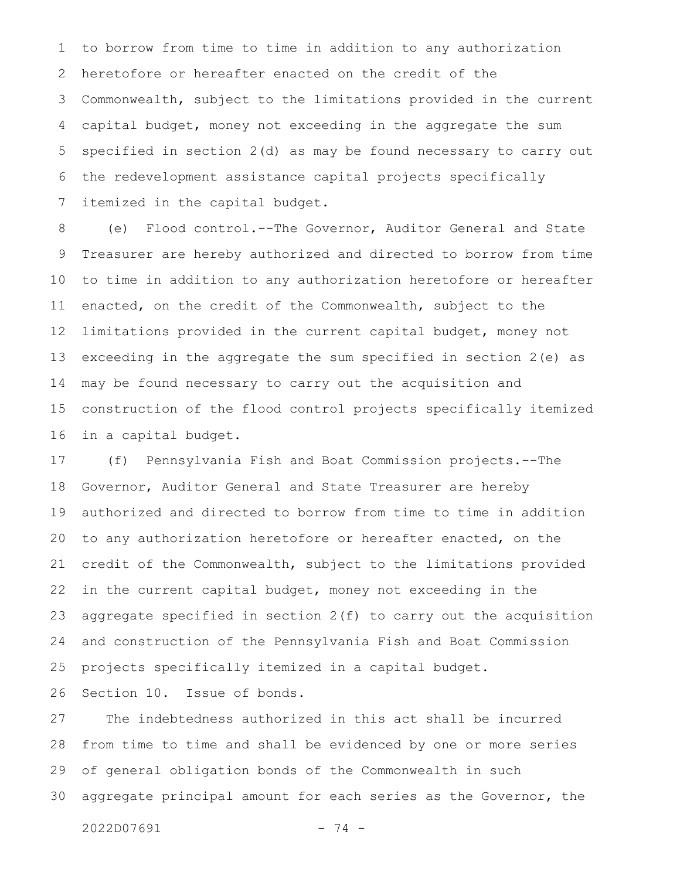to borrow from time to time in addition to any authorization heretofore or hereafter enacted on the credit of the Commonwealth, subject to the limitations provided in the current capital budget, money not exceeding in the aggregate the sum specified in section 2(d) as may be found necessary to carry out the redevelopment assistance capital projects specifically itemized in the capital budget.

(e) Flood control.--The Governor, Auditor General and State Treasurer are hereby authorized and directed to borrow from time to time in addition to any authorization heretofore or hereafter enacted, on the credit of the Commonwealth, subject to the limitations provided in the current capital budget, money not exceeding in the aggregate the sum specified in section 2(e) as may be found necessary to carry out the acquisition and construction of the flood control projects specifically itemized in a capital budget.

(f) Pennsylvania Fish and Boat Commission projects.--The Governor, Auditor General and State Treasurer are hereby authorized and directed to borrow from time to time in addition to any authorization heretofore or hereafter enacted, on the credit of the Commonwealth, subject to the limitations provided in the current capital budget, money not exceeding in the aggregate specified in section 2(f) to carry out the acquisition and construction of the Pennsylvania Fish and Boat Commission projects specifically itemized in a capital budget.

Section 10. Issue of bonds.

The indebtedness authorized in this act shall be incurred from time to time and shall be evidenced by one or more series of general obligation bonds of the Commonwealth in such aggregate principal amount for each series as the Governor, the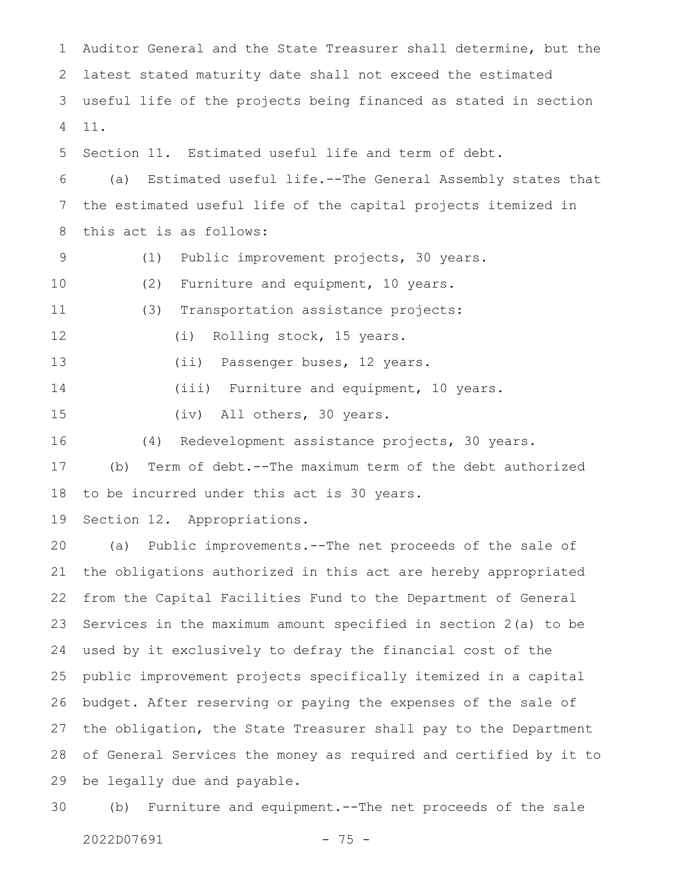Auditor General and the State Treasurer shall determine, but the latest stated maturity date shall not exceed the estimated useful life of the projects being financed as stated in section 11.

Section 11. Estimated useful life and term of debt.

(a) Estimated useful life.--The General Assembly states that the estimated useful life of the capital projects itemized in this act is as follows:

(1) Public improvement projects, 30 years.

(2) Furniture and equipment, 10 years.

(3) Transportation assistance projects:

(i) Rolling stock, 15 years.

(ii) Passenger buses, 12 years.

(iii) Furniture and equipment, 10 years.

(iv) All others, 30 years.

(4) Redevelopment assistance projects, 30 years.

(b) Term of debt.--The maximum term of the debt authorized to be incurred under this act is 30 years.

Section 12. Appropriations.

(a) Public improvements.--The net proceeds of the sale of the obligations authorized in this act are hereby appropriated from the Capital Facilities Fund to the Department of General Services in the maximum amount specified in section 2(a) to be used by it exclusively to defray the financial cost of the public improvement projects specifically itemized in a capital budget. After reserving or paying the expenses of the sale of the obligation, the State Treasurer shall pay to the Department of General Services the money as required and certified by it to be legally due and payable.

(b) Furniture and equipment.--The net proceeds of the sale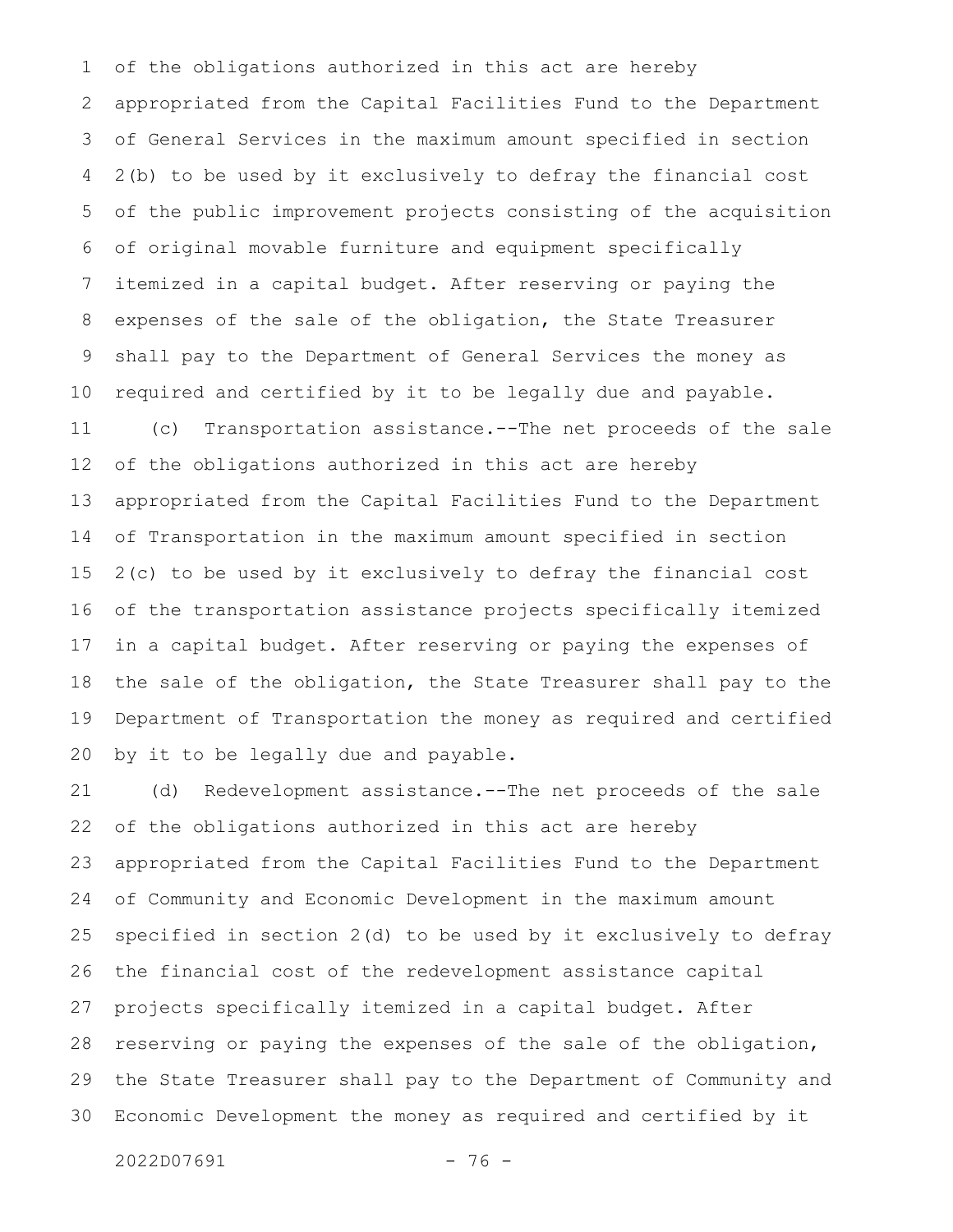of the obligations authorized in this act are hereby appropriated from the Capital Facilities Fund to the Department of General Services in the maximum amount specified in section 2(b) to be used by it exclusively to defray the financial cost of the public improvement projects consisting of the acquisition of original movable furniture and equipment specifically itemized in a capital budget. After reserving or paying the expenses of the sale of the obligation, the State Treasurer shall pay to the Department of General Services the money as required and certified by it to be legally due and payable.

(c) Transportation assistance.--The net proceeds of the sale of the obligations authorized in this act are hereby appropriated from the Capital Facilities Fund to the Department of Transportation in the maximum amount specified in section 2(c) to be used by it exclusively to defray the financial cost of the transportation assistance projects specifically itemized in a capital budget. After reserving or paying the expenses of the sale of the obligation, the State Treasurer shall pay to the Department of Transportation the money as required and certified by it to be legally due and payable.

(d) Redevelopment assistance.--The net proceeds of the sale of the obligations authorized in this act are hereby appropriated from the Capital Facilities Fund to the Department of Community and Economic Development in the maximum amount specified in section 2(d) to be used by it exclusively to defray the financial cost of the redevelopment assistance capital projects specifically itemized in a capital budget. After reserving or paying the expenses of the sale of the obligation, the State Treasurer shall pay to the Department of Community and Economic Development the money as required and certified by it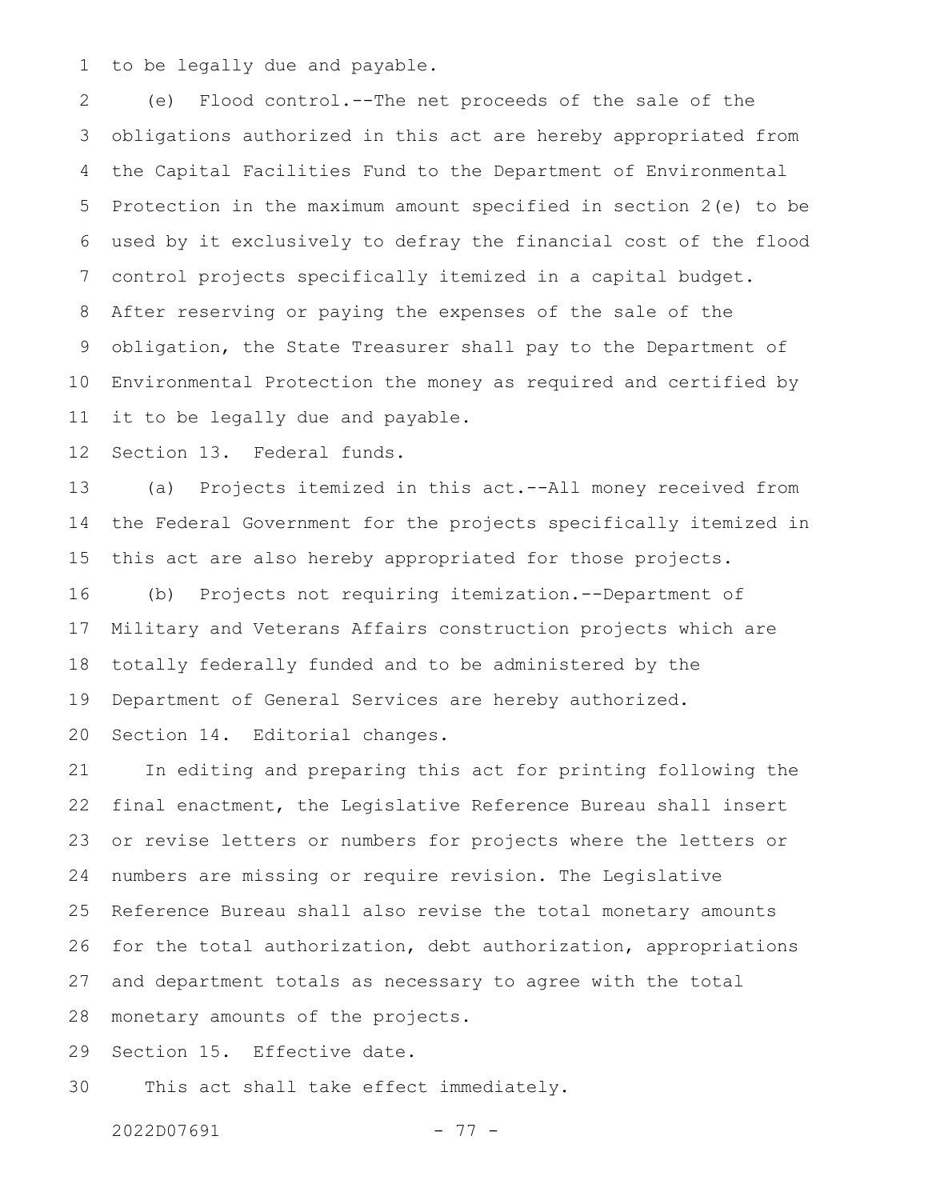to be legally due and payable.

(e) Flood control.--The net proceeds of the sale of the obligations authorized in this act are hereby appropriated from the Capital Facilities Fund to the Department of Environmental Protection in the maximum amount specified in section 2(e) to be used by it exclusively to defray the financial cost of the flood control projects specifically itemized in a capital budget. After reserving or paying the expenses of the sale of the obligation, the State Treasurer shall pay to the Department of Environmental Protection the money as required and certified by it to be legally due and payable.

Section 13. Federal funds.

(a) Projects itemized in this act.--All money received from the Federal Government for the projects specifically itemized in this act are also hereby appropriated for those projects.

(b) Projects not requiring itemization.--Department of Military and Veterans Affairs construction projects which are totally federally funded and to be administered by the Department of General Services are hereby authorized.

Section 14. Editorial changes.

In editing and preparing this act for printing following the final enactment, the Legislative Reference Bureau shall insert or revise letters or numbers for projects where the letters or numbers are missing or require revision. The Legislative Reference Bureau shall also revise the total monetary amounts for the total authorization, debt authorization, appropriations and department totals as necessary to agree with the total monetary amounts of the projects.

Section 15. Effective date.

This act shall take effect immediately.